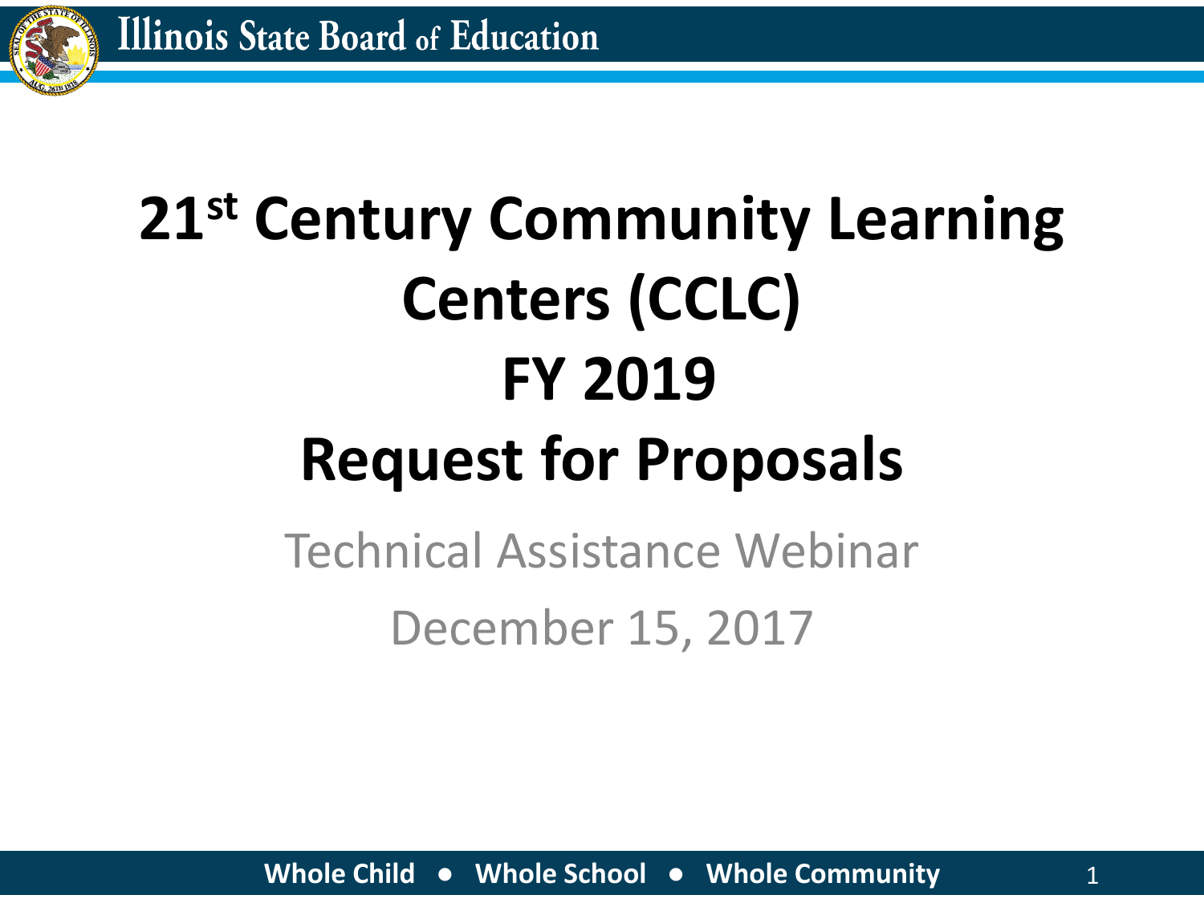# 21st Century Community Learning Centers (CCLC) FY 2019 Request for Proposals

Technical Assistance Webinar

December 15, 2017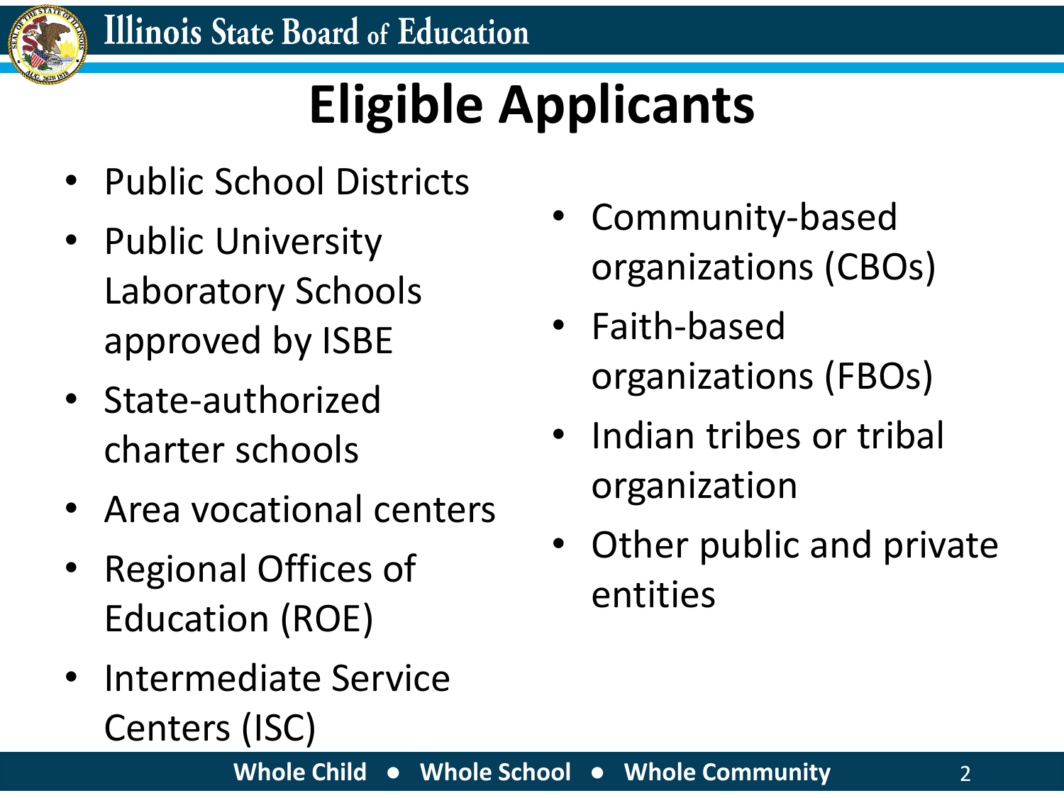# Eligible Applicants

- Public School Districts
- Public University Laboratory Schools approved by ISBE
- State-authorized charter schools
- Area vocational centers
- Regional Offices of Education (ROE)
- Intermediate Service Centers (ISC)
- Community-based organizations (CBOs)
- Faith-based organizations (FBOs)
- Indian tribes or tribal organization
- Other public and private entities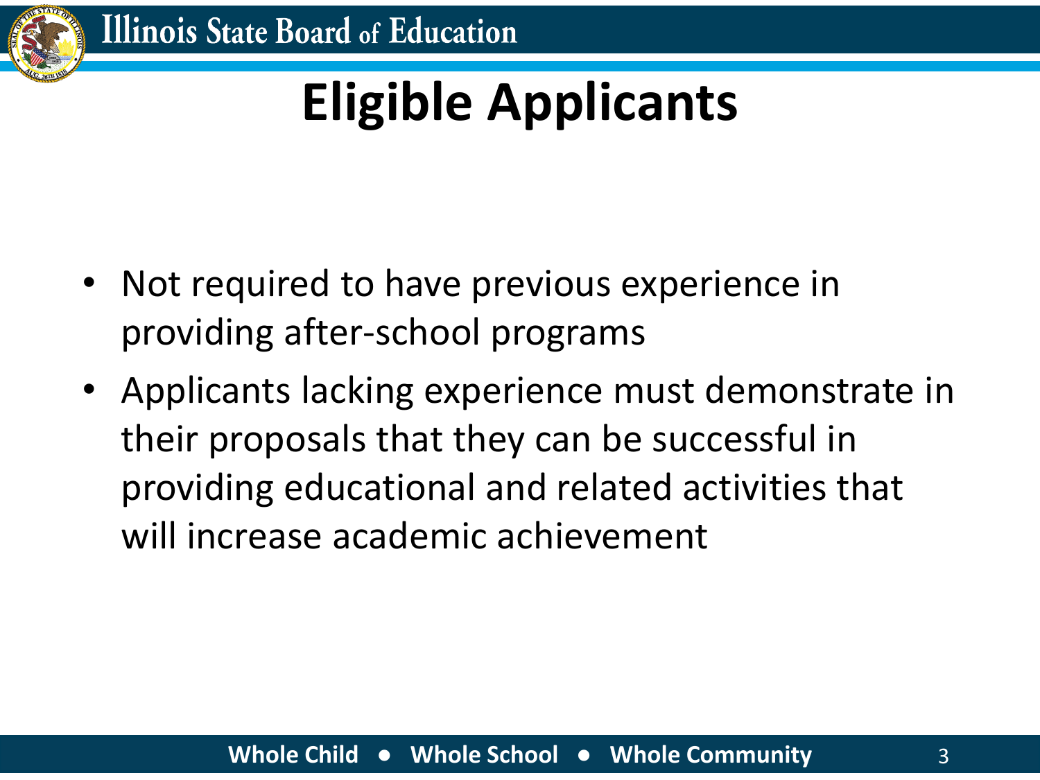# Eligible Applicants

- Not required to have previous experience in providing after-school programs
- Applicants lacking experience must demonstrate in their proposals that they can be successful in providing educational and related activities that will increase academic achievement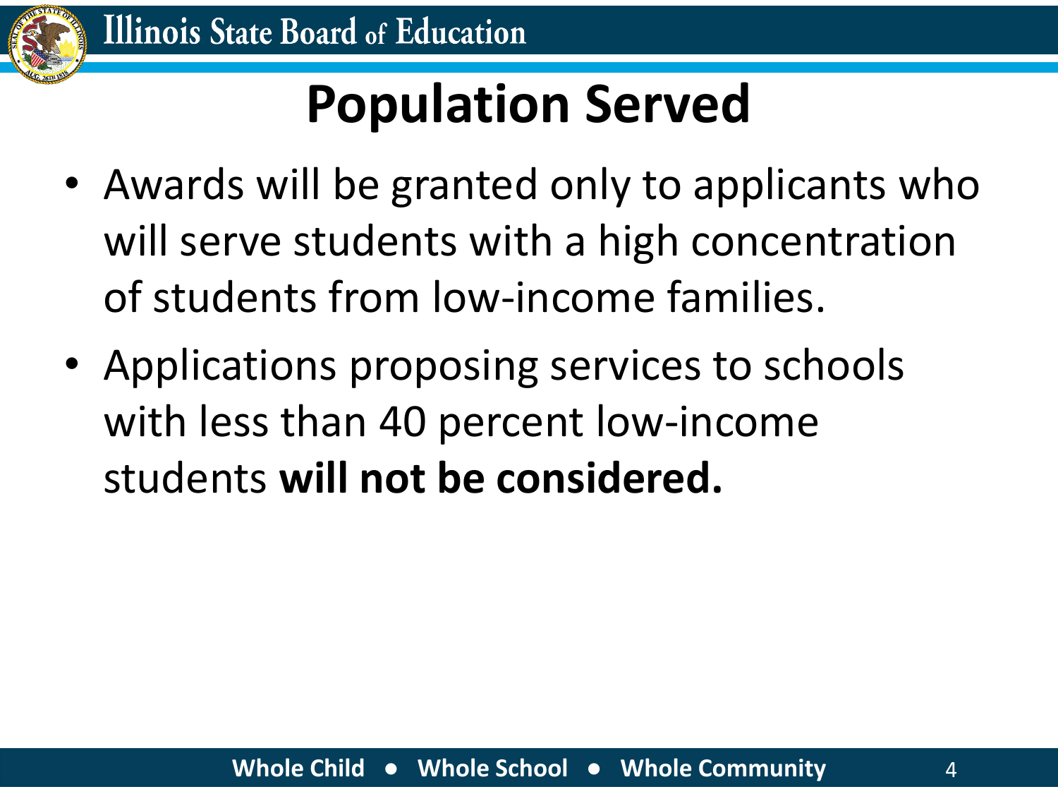# Population Served

- Awards will be granted only to applicants who will serve students with a high concentration of students from low-income families.
- Applications proposing services to schools with less than 40 percent low-income students **will not be considered.**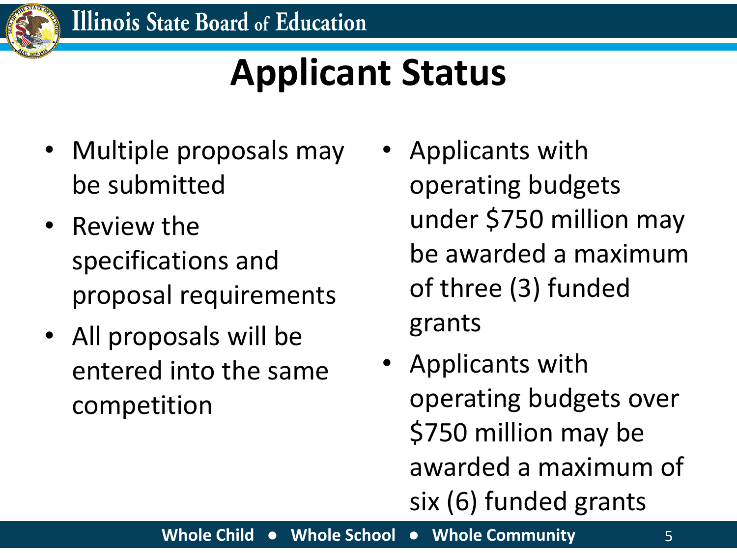# Applicant Status

- Multiple proposals may be submitted
- Review the specifications and proposal requirements
- All proposals will be entered into the same competition
- Applicants with operating budgets under $750 million may be awarded a maximum of three (3) funded grants
- Applicants with operating budgets over $750 million may be awarded a maximum of six (6) funded grants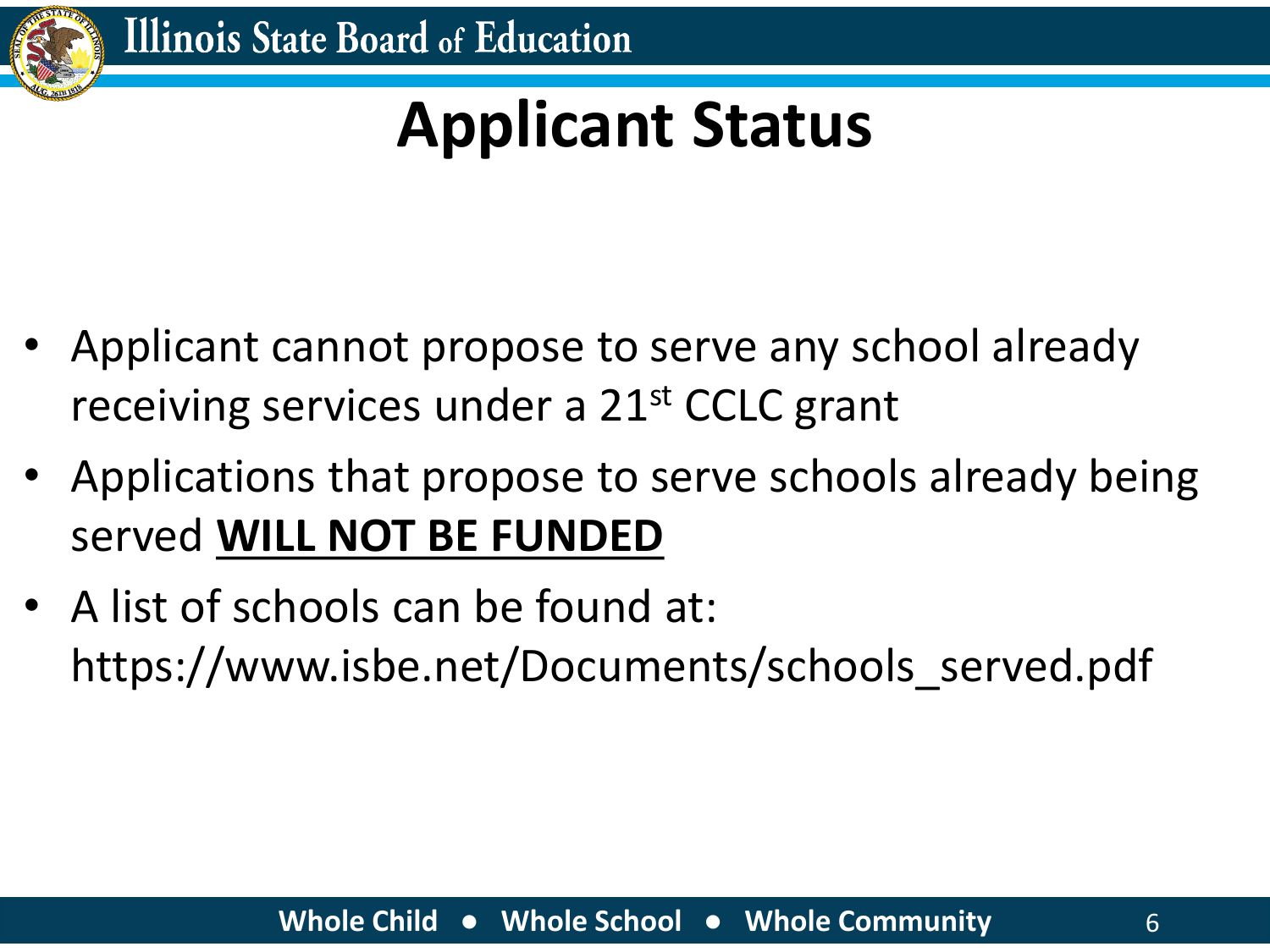# Applicant Status

- Applicant cannot propose to serve any school already receiving services under a 21st CCLC grant
- Applications that propose to serve schools already being served **WILL NOT BE FUNDED**
- A list of schools can be found at: https://www.isbe.net/Documents/schools_served.pdf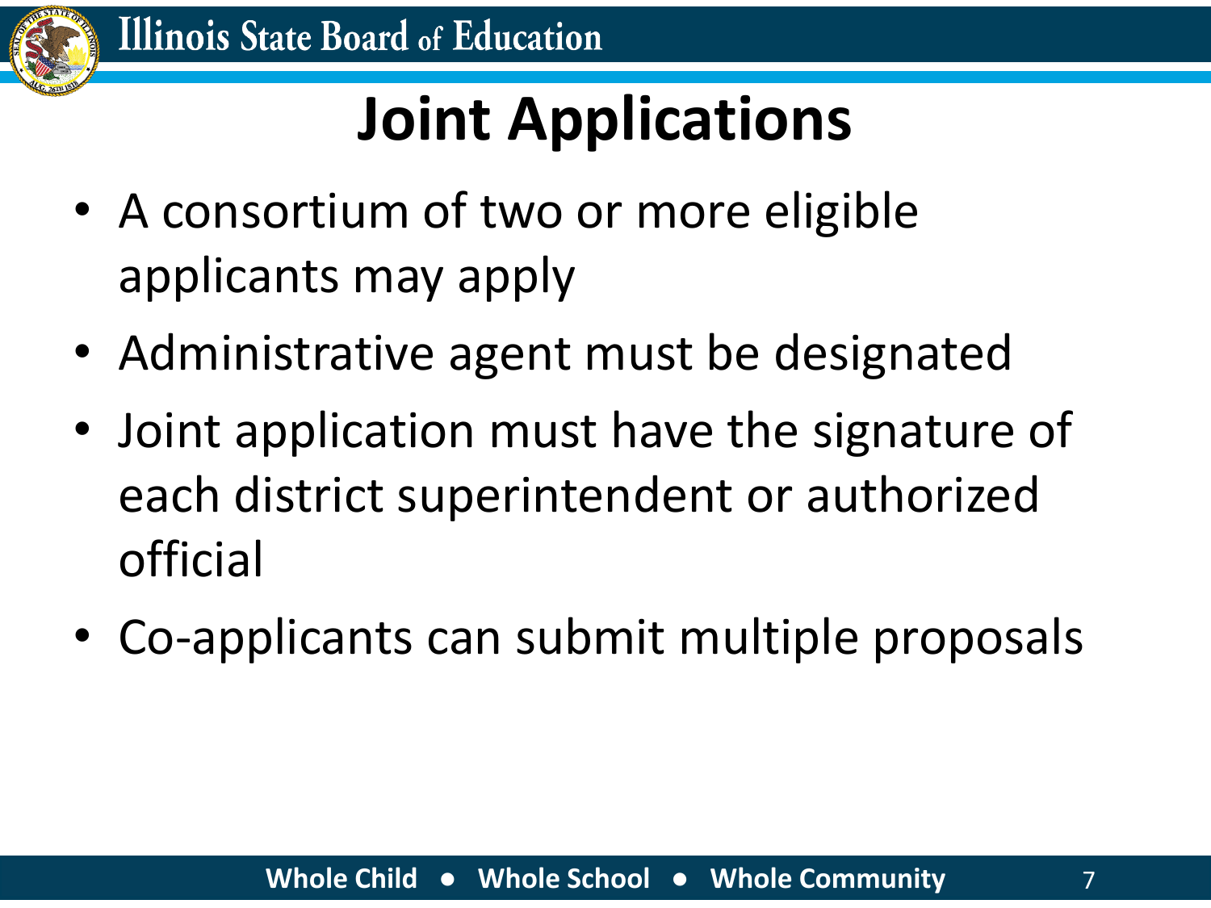# Joint Applications

- A consortium of two or more eligible applicants may apply
- Administrative agent must be designated
- Joint application must have the signature of each district superintendent or authorized official
- Co-applicants can submit multiple proposals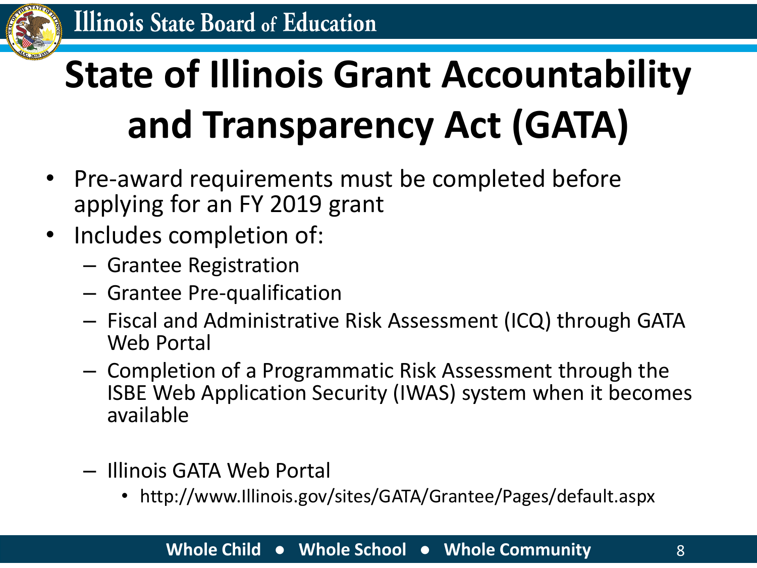# State of Illinois Grant Accountability and Transparency Act (GATA)

- Pre-award requirements must be completed before applying for an FY 2019 grant
- Includes completion of:
  - Grantee Registration
  - Grantee Pre-qualification
  - Fiscal and Administrative Risk Assessment (ICQ) through GATA Web Portal
  - Completion of a Programmatic Risk Assessment through the ISBE Web Application Security (IWAS) system when it becomes available
  - Illinois GATA Web Portal
    - http://www.Illinois.gov/sites/GATA/Grantee/Pages/default.aspx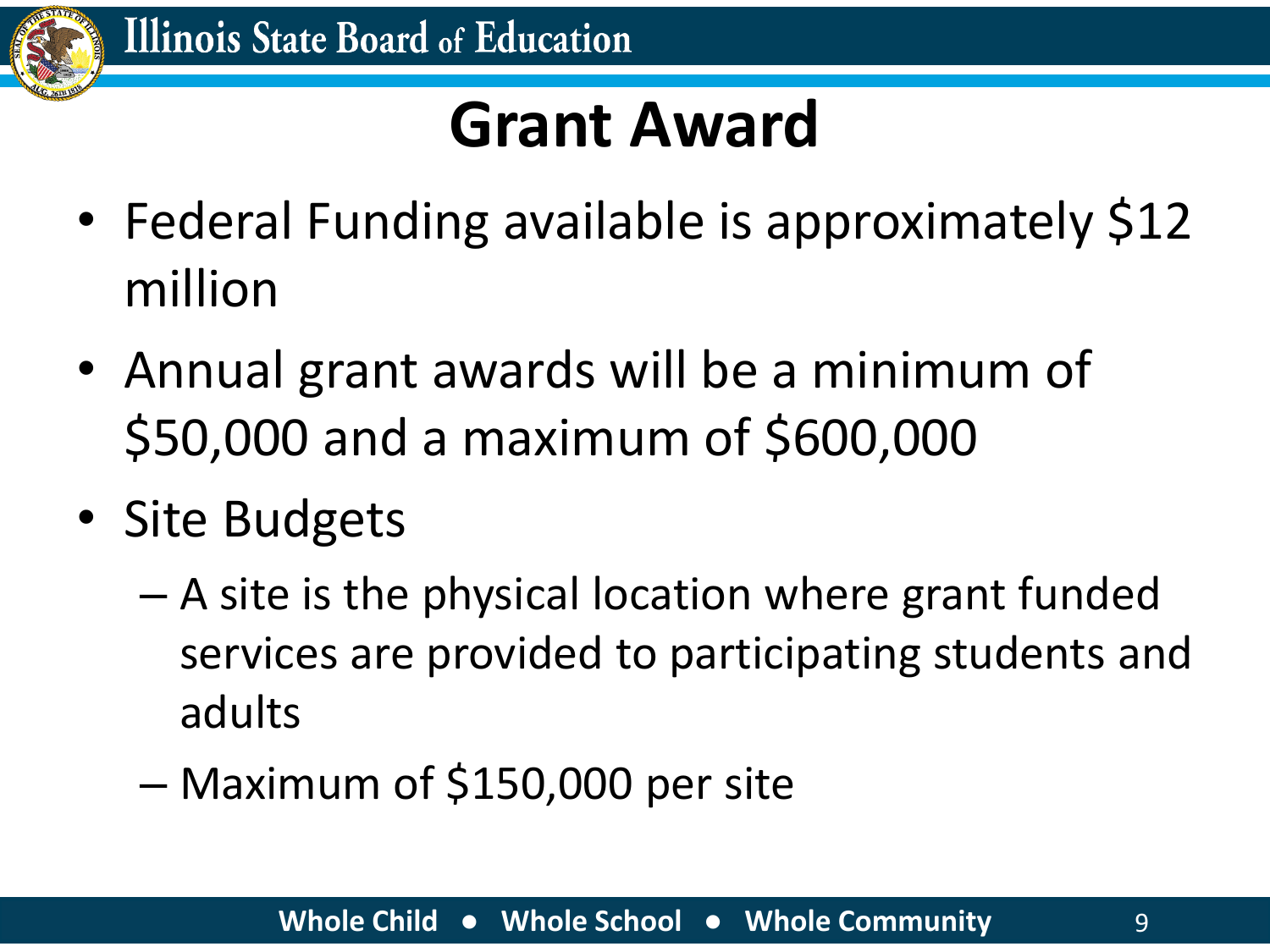# Grant Award

- Federal Funding available is approximately $12 million
- Annual grant awards will be a minimum of $50,000 and a maximum of $600,000
- Site Budgets
  - A site is the physical location where grant funded services are provided to participating students and adults
  - Maximum of $150,000 per site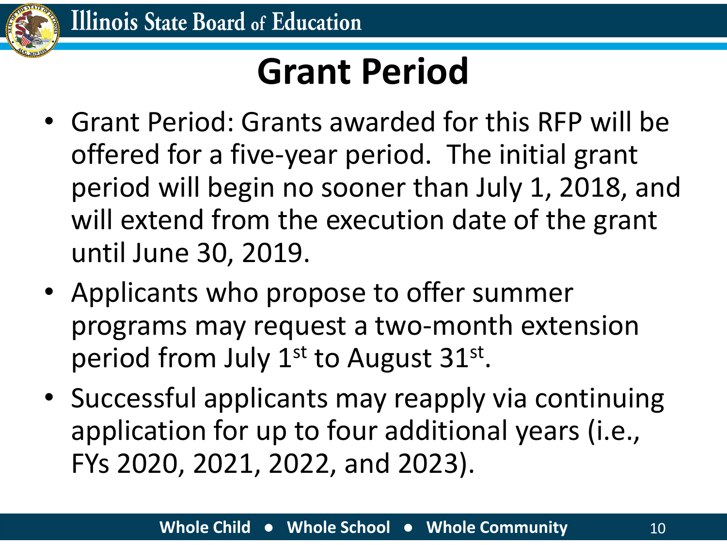# Grant Period

- Grant Period: Grants awarded for this RFP will be offered for a five-year period. The initial grant period will begin no sooner than July 1, 2018, and will extend from the execution date of the grant until June 30, 2019.
- Applicants who propose to offer summer programs may request a two-month extension period from July 1st to August 31st.
- Successful applicants may reapply via continuing application for up to four additional years (i.e., FYs 2020, 2021, 2022, and 2023).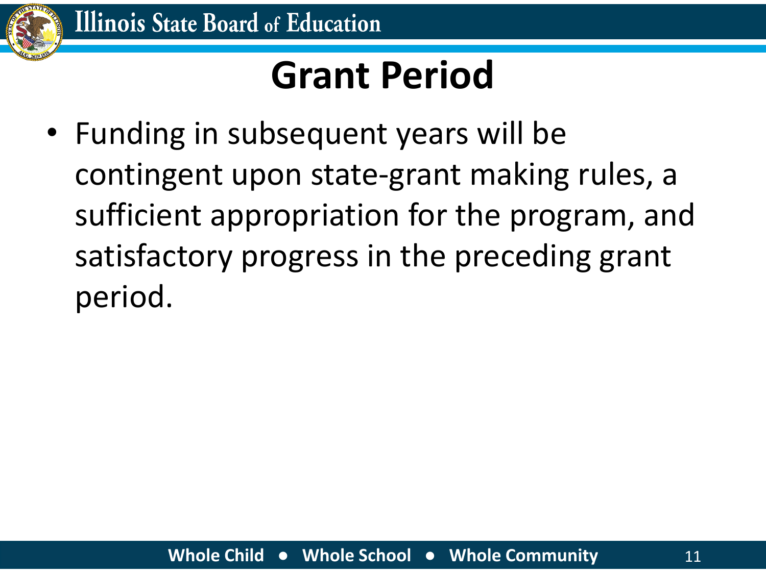# Grant Period

- Funding in subsequent years will be contingent upon state-grant making rules, a sufficient appropriation for the program, and satisfactory progress in the preceding grant period.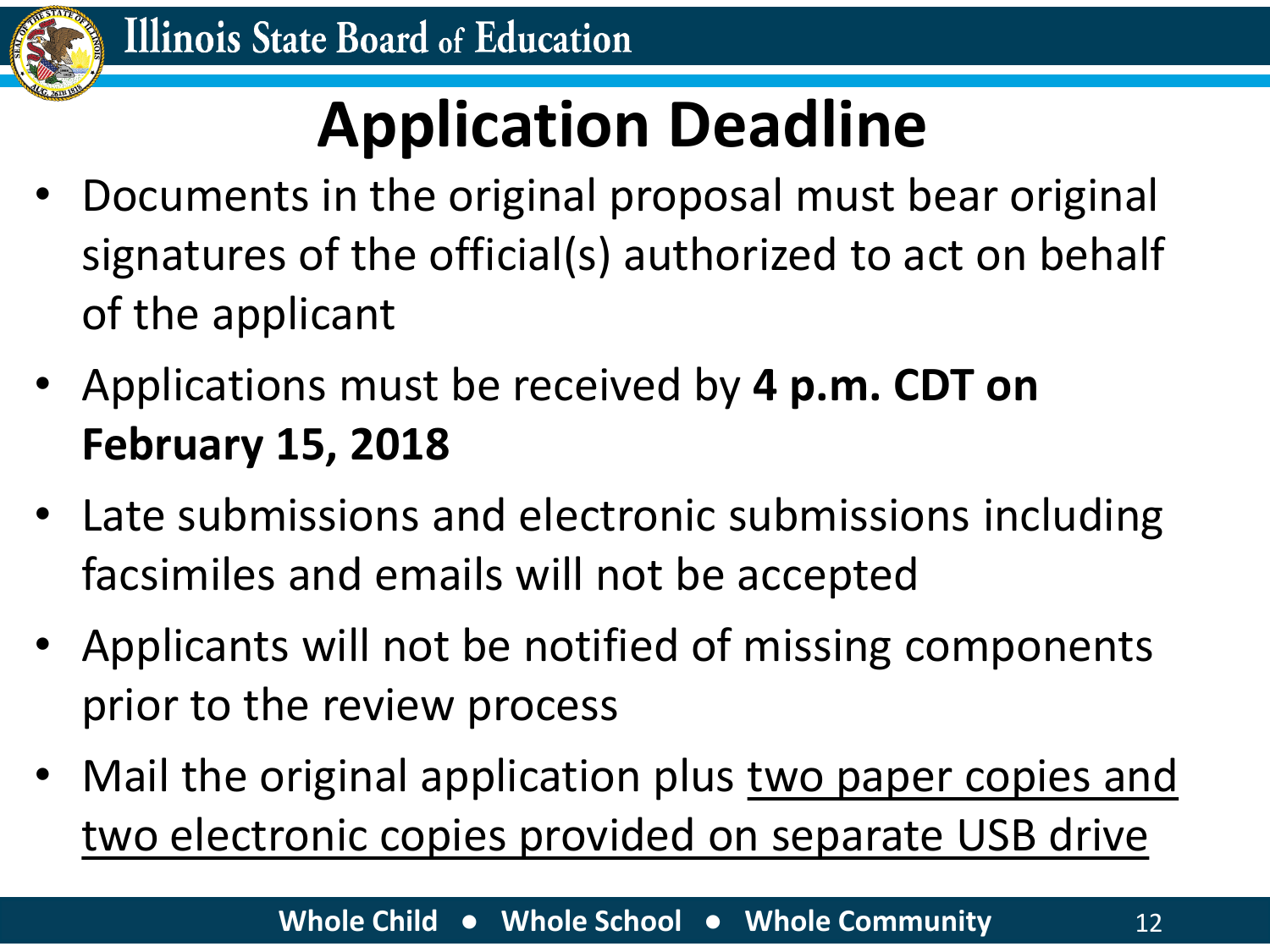# Application Deadline

- Documents in the original proposal must bear original signatures of the official(s) authorized to act on behalf of the applicant
- Applications must be received by **4 p.m. CDT on February 15, 2018**
- Late submissions and electronic submissions including facsimiles and emails will not be accepted
- Applicants will not be notified of missing components prior to the review process
- Mail the original application plus <u>two paper copies and two electronic copies provided on separate USB drive</u>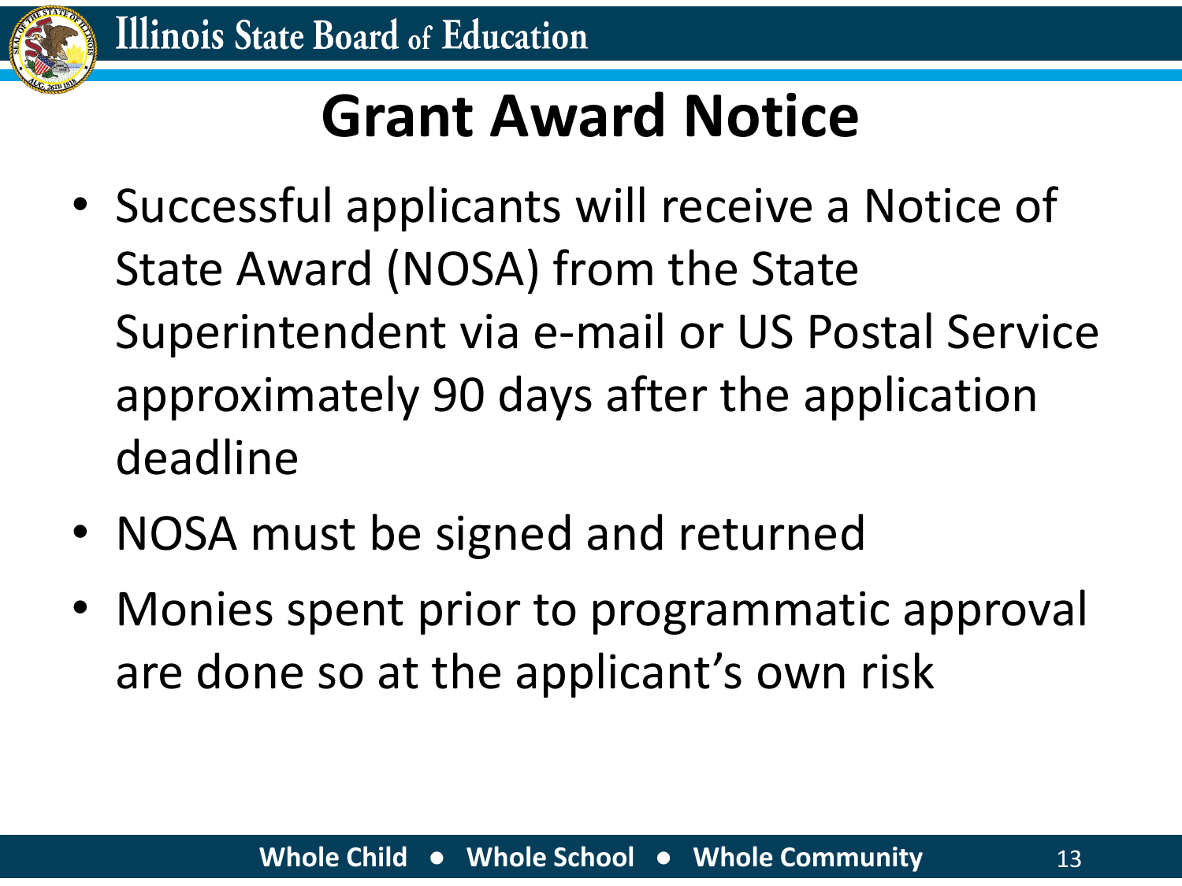# Grant Award Notice

- Successful applicants will receive a Notice of State Award (NOSA) from the State Superintendent via e-mail or US Postal Service approximately 90 days after the application deadline
- NOSA must be signed and returned
- Monies spent prior to programmatic approval are done so at the applicant's own risk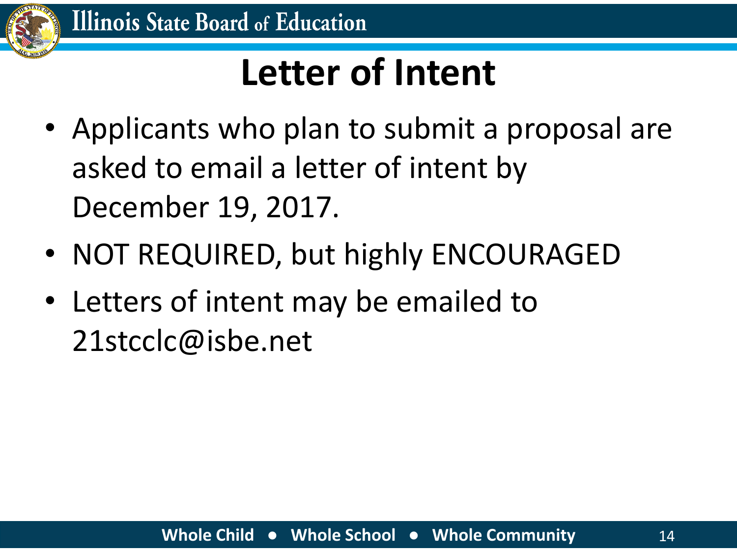# Letter of Intent

- Applicants who plan to submit a proposal are asked to email a letter of intent by December 19, 2017.
- NOT REQUIRED, but highly ENCOURAGED
- Letters of intent may be emailed to 21stcclc@isbe.net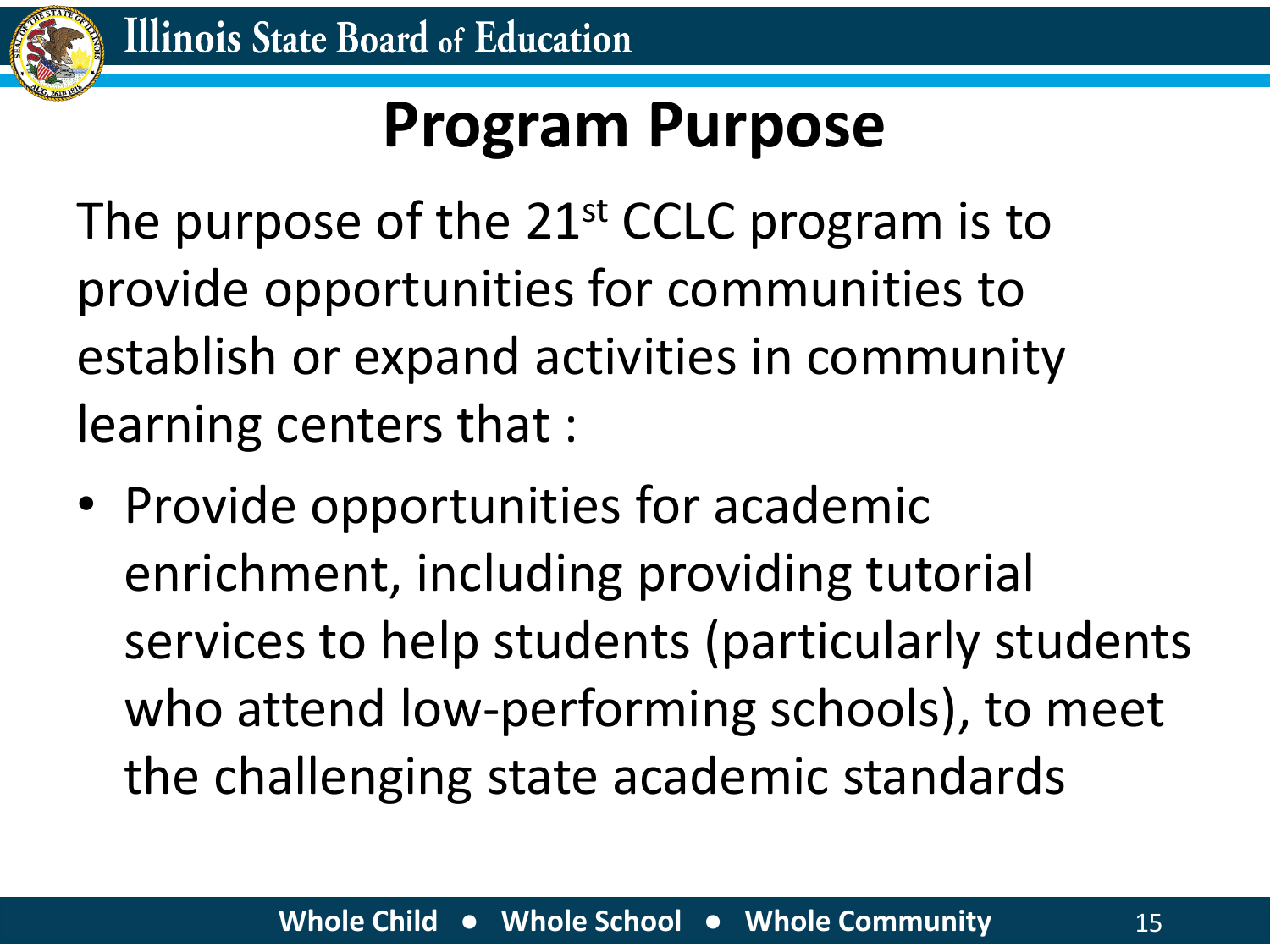# Program Purpose

The purpose of the 21st CCLC program is to provide opportunities for communities to establish or expand activities in community learning centers that :

- Provide opportunities for academic enrichment, including providing tutorial services to help students (particularly students who attend low-performing schools), to meet the challenging state academic standards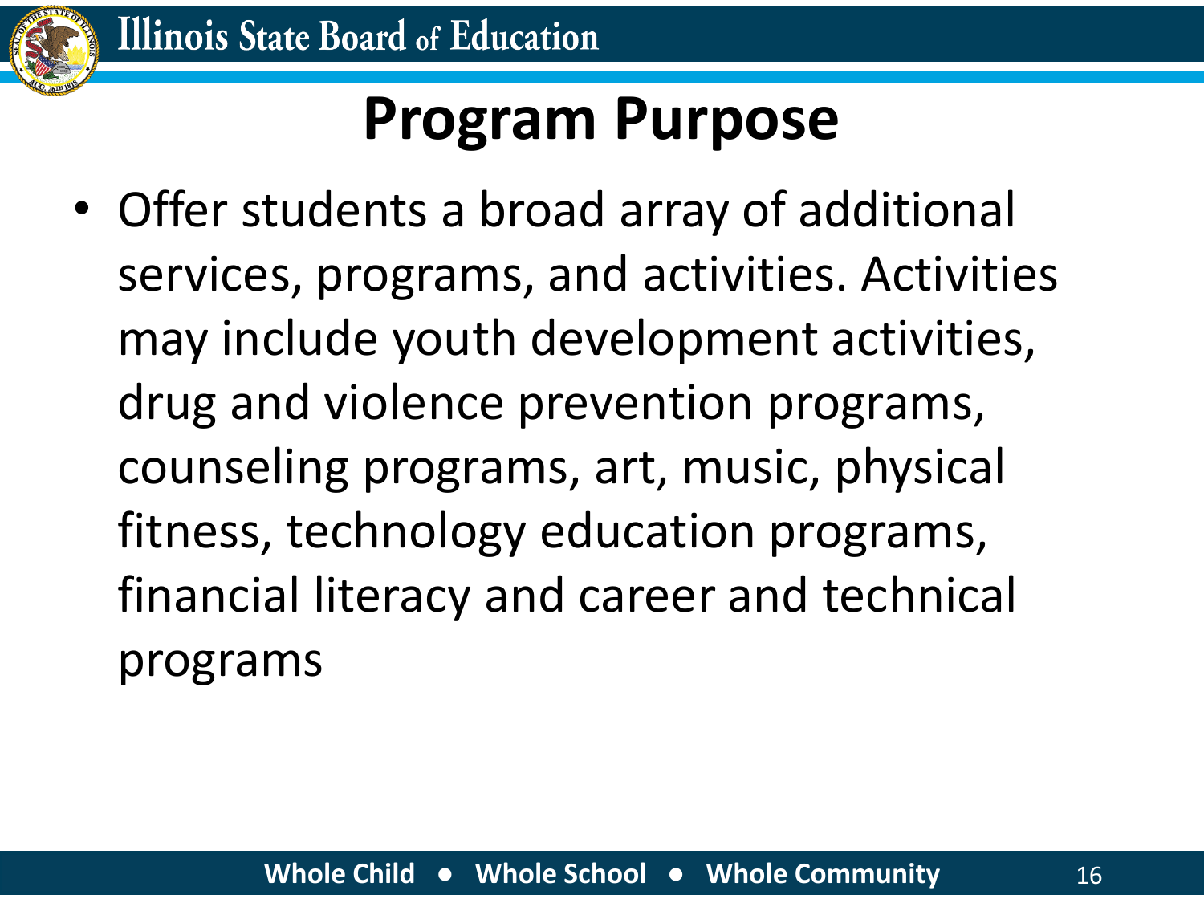# Program Purpose

- Offer students a broad array of additional services, programs, and activities. Activities may include youth development activities, drug and violence prevention programs, counseling programs, art, music, physical fitness, technology education programs, financial literacy and career and technical programs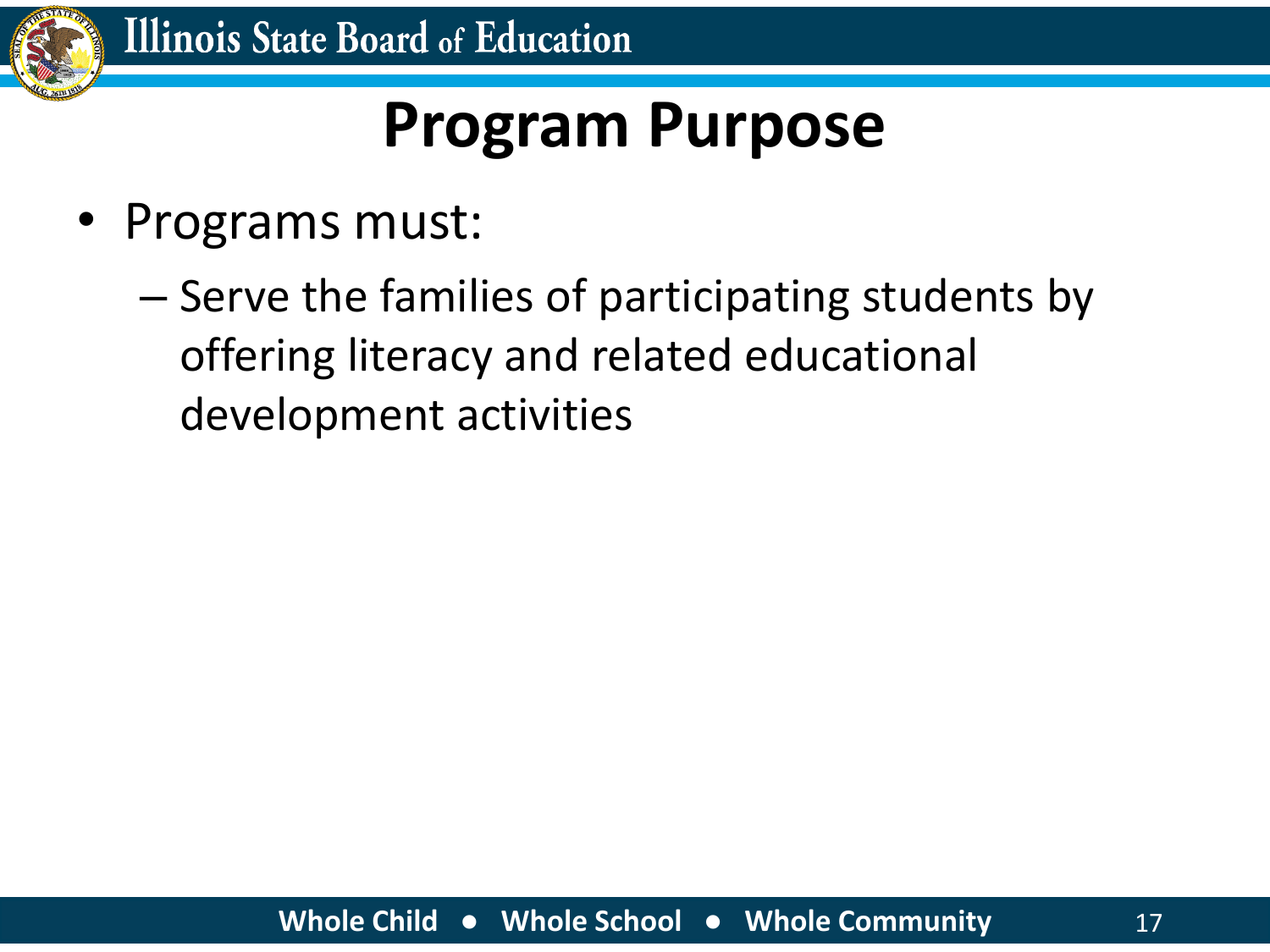# Program Purpose

- Programs must:
  - Serve the families of participating students by offering literacy and related educational development activities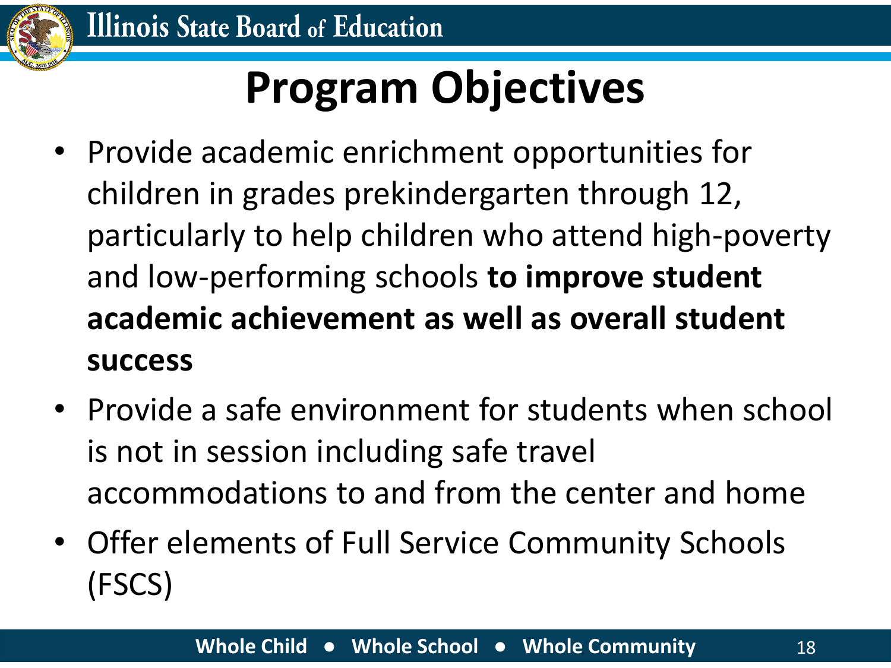# Program Objectives

- Provide academic enrichment opportunities for children in grades prekindergarten through 12, particularly to help children who attend high-poverty and low-performing schools **to improve student academic achievement as well as overall student success**
- Provide a safe environment for students when school is not in session including safe travel accommodations to and from the center and home
- Offer elements of Full Service Community Schools (FSCS)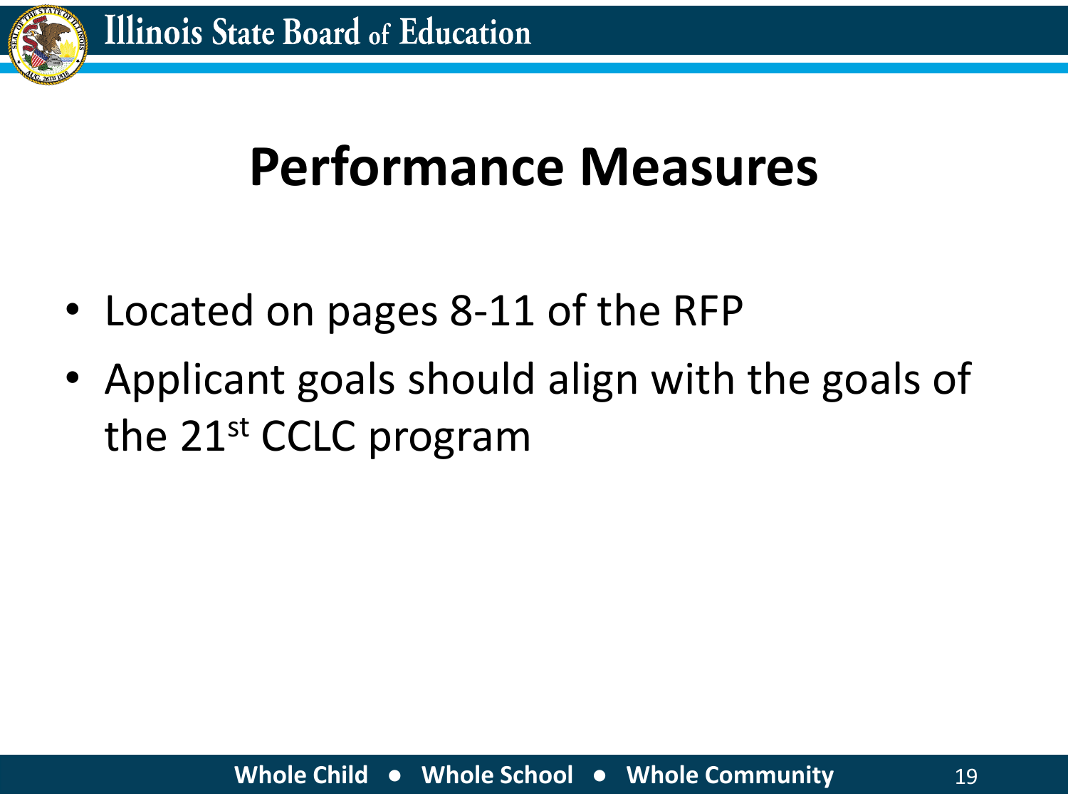# Performance Measures

- Located on pages 8-11 of the RFP
- Applicant goals should align with the goals of the 21st CCLC program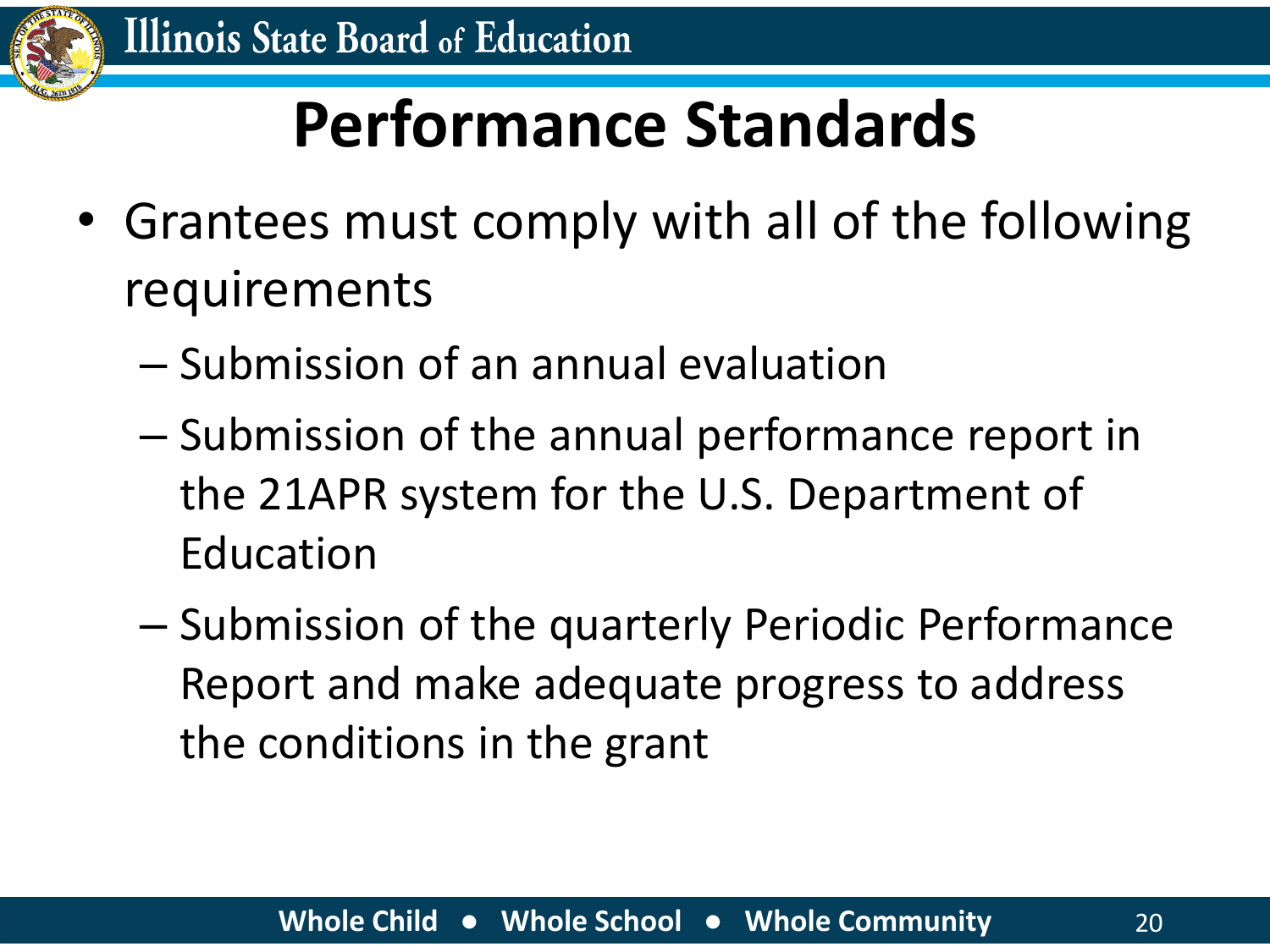# Performance Standards

- Grantees must comply with all of the following requirements
  - Submission of an annual evaluation
  - Submission of the annual performance report in the 21APR system for the U.S. Department of Education
  - Submission of the quarterly Periodic Performance Report and make adequate progress to address the conditions in the grant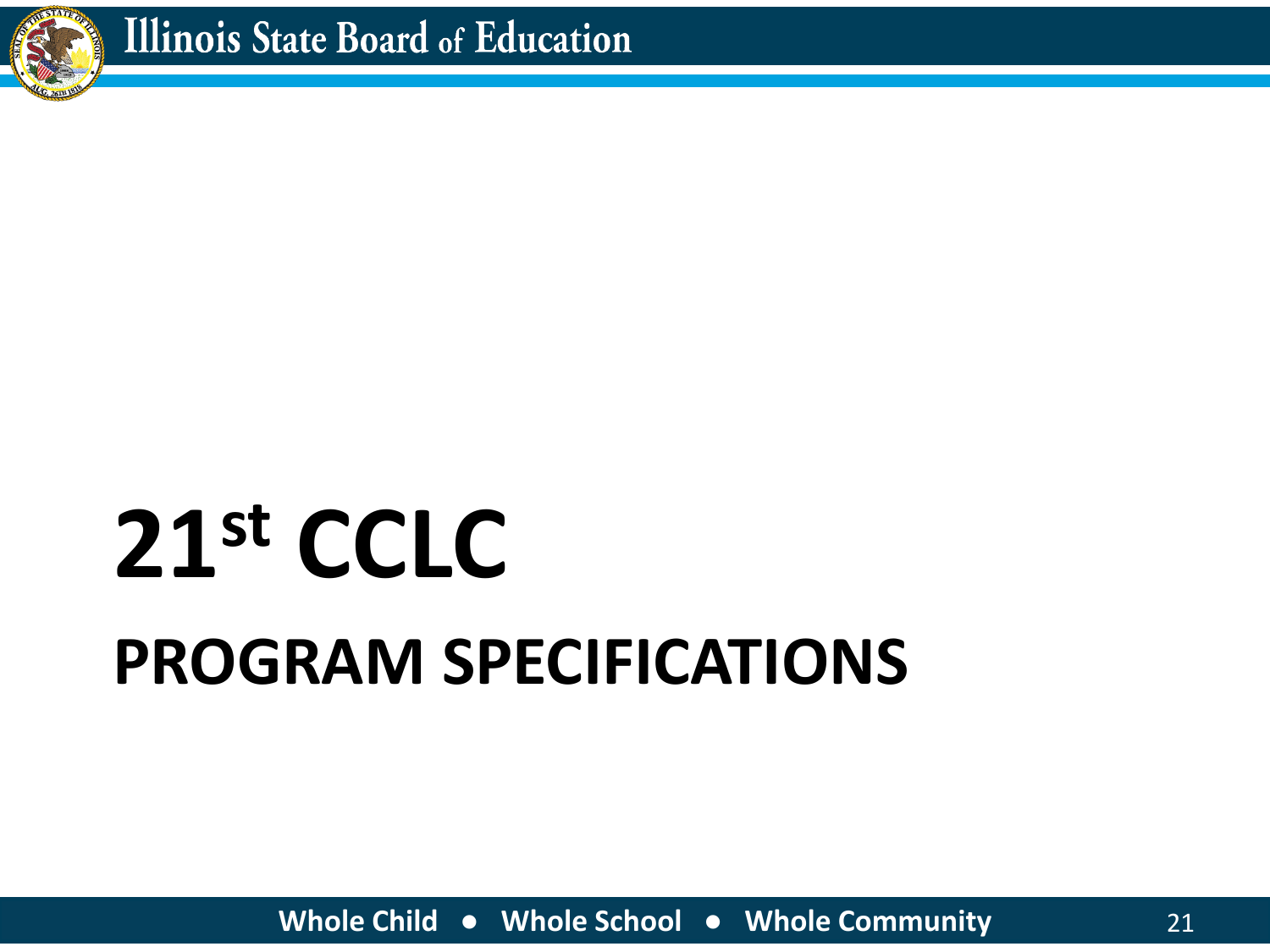# 21st CCLC

## PROGRAM SPECIFICATIONS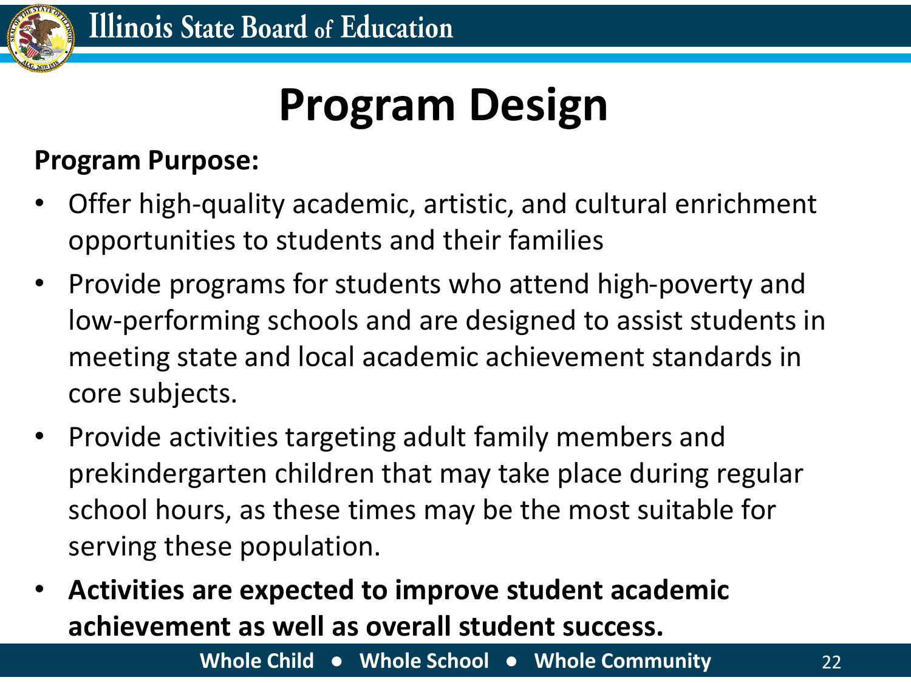# Program Design

**Program Purpose:**

- Offer high-quality academic, artistic, and cultural enrichment opportunities to students and their families
- Provide programs for students who attend high-poverty and low-performing schools and are designed to assist students in meeting state and local academic achievement standards in core subjects.
- Provide activities targeting adult family members and prekindergarten children that may take place during regular school hours, as these times may be the most suitable for serving these population.
- **Activities are expected to improve student academic achievement as well as overall student success.**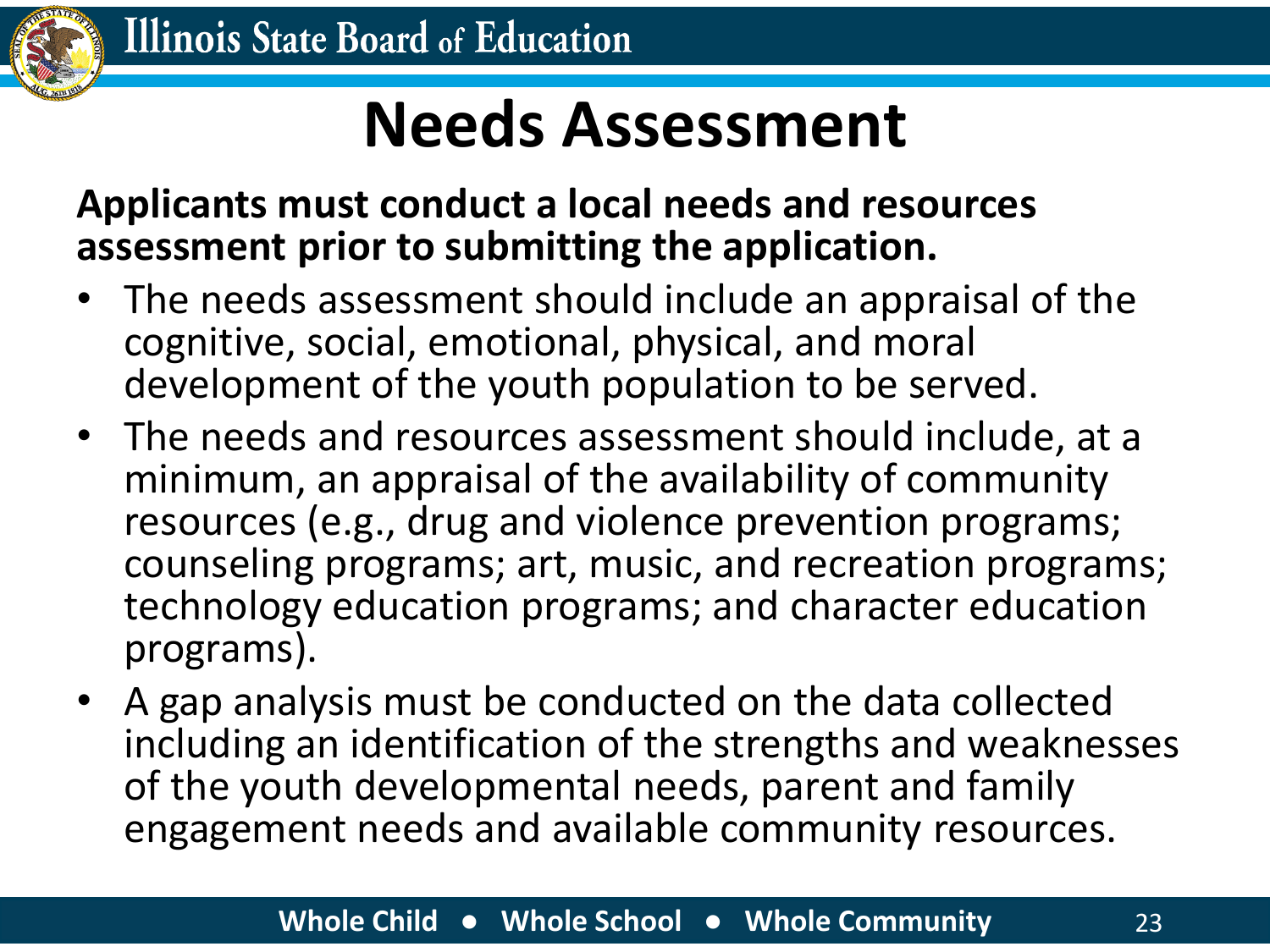# Needs Assessment

**Applicants must conduct a local needs and resources assessment prior to submitting the application.**

- The needs assessment should include an appraisal of the cognitive, social, emotional, physical, and moral development of the youth population to be served.
- The needs and resources assessment should include, at a minimum, an appraisal of the availability of community resources (e.g., drug and violence prevention programs; counseling programs; art, music, and recreation programs; technology education programs; and character education programs).
- A gap analysis must be conducted on the data collected including an identification of the strengths and weaknesses of the youth developmental needs, parent and family engagement needs and available community resources.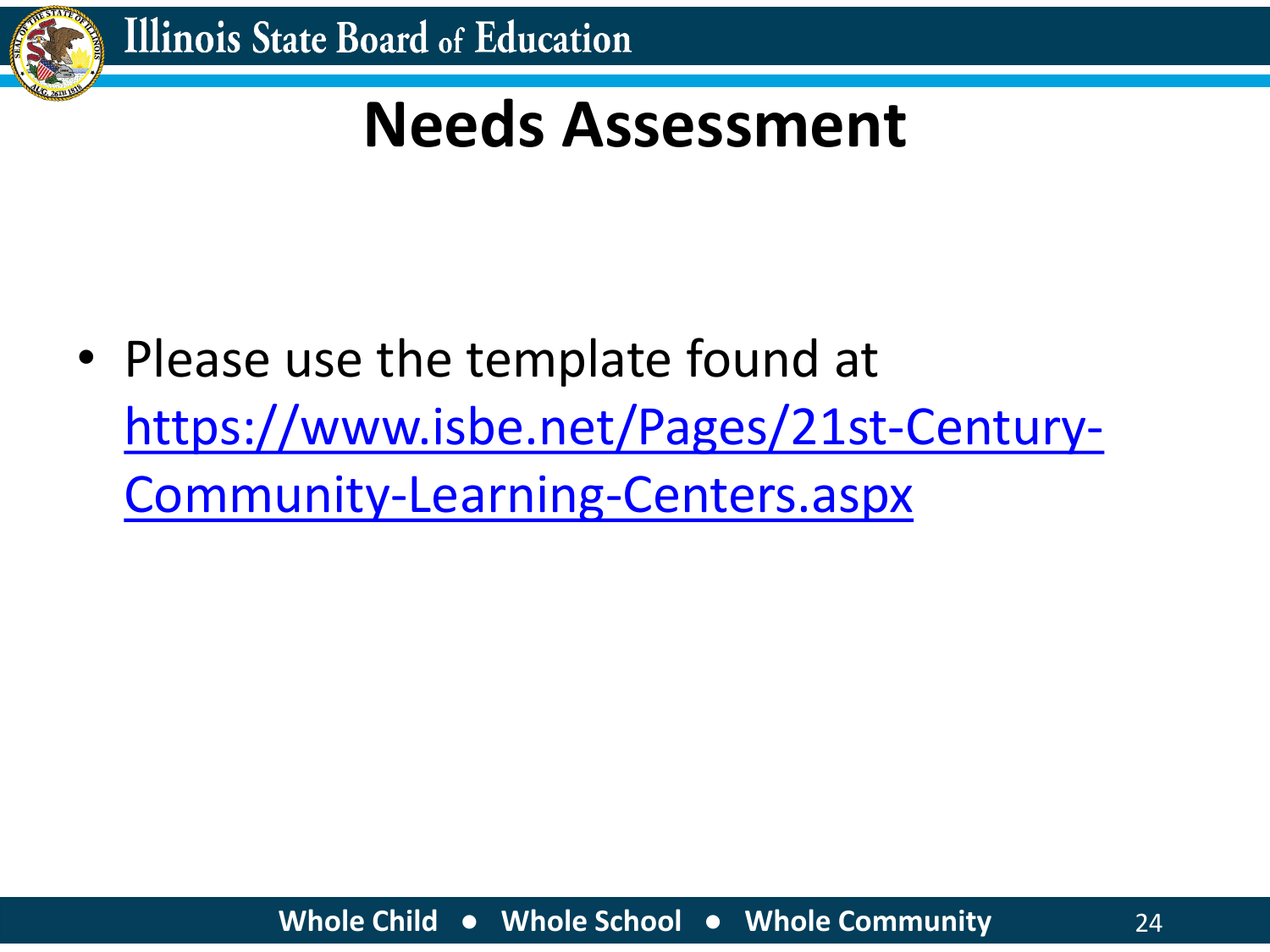# Needs Assessment

- Please use the template found at [https://www.isbe.net/Pages/21st-Century-Community-Learning-Centers.aspx](https://www.isbe.net/Pages/21st-Century-Community-Learning-Centers.aspx)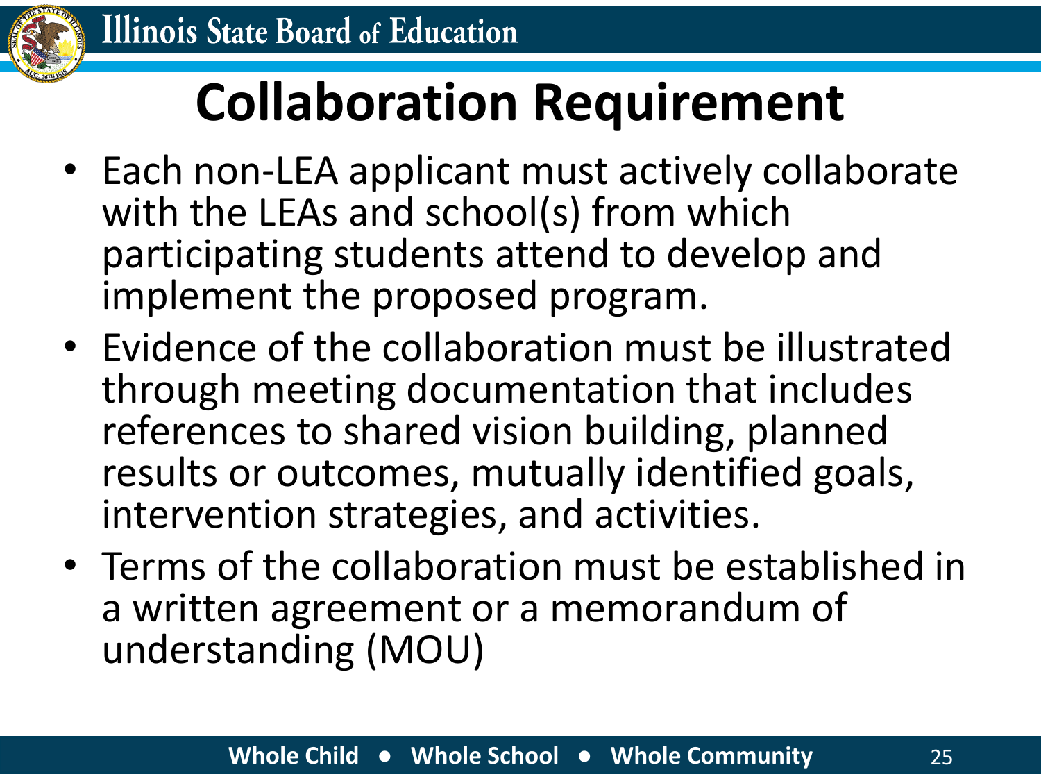# Collaboration Requirement

- Each non-LEA applicant must actively collaborate with the LEAs and school(s) from which participating students attend to develop and implement the proposed program.
- Evidence of the collaboration must be illustrated through meeting documentation that includes references to shared vision building, planned results or outcomes, mutually identified goals, intervention strategies, and activities.
- Terms of the collaboration must be established in a written agreement or a memorandum of understanding (MOU)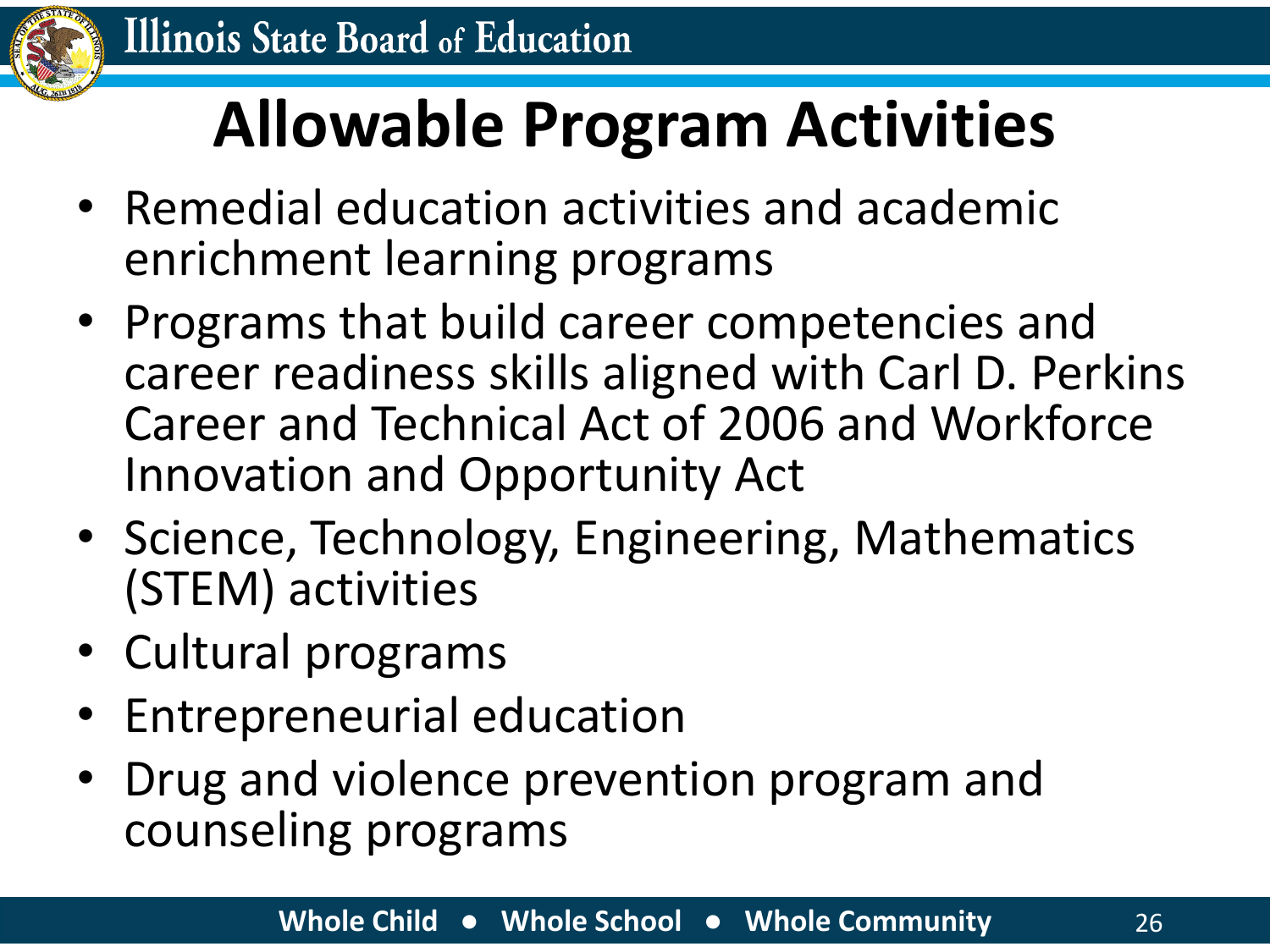# Allowable Program Activities

- Remedial education activities and academic enrichment learning programs
- Programs that build career competencies and career readiness skills aligned with Carl D. Perkins Career and Technical Act of 2006 and Workforce Innovation and Opportunity Act
- Science, Technology, Engineering, Mathematics (STEM) activities
- Cultural programs
- Entrepreneurial education
- Drug and violence prevention program and counseling programs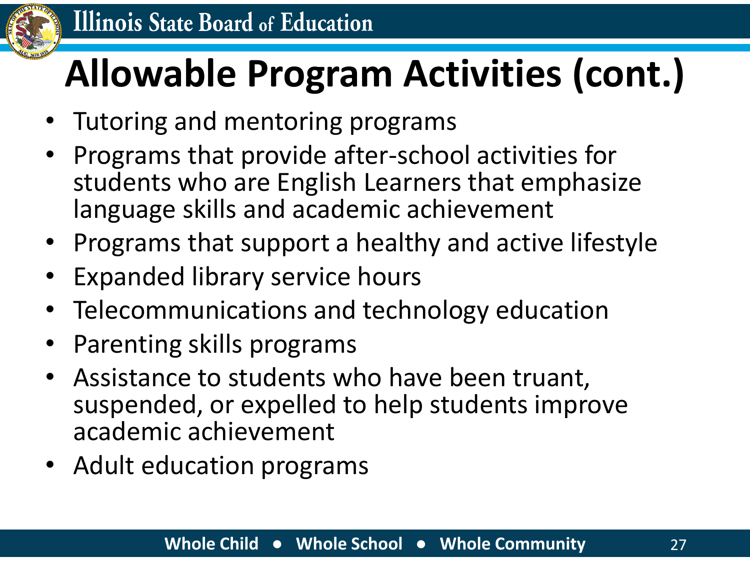# Allowable Program Activities (cont.)

- Tutoring and mentoring programs
- Programs that provide after-school activities for students who are English Learners that emphasize language skills and academic achievement
- Programs that support a healthy and active lifestyle
- Expanded library service hours
- Telecommunications and technology education
- Parenting skills programs
- Assistance to students who have been truant, suspended, or expelled to help students improve academic achievement
- Adult education programs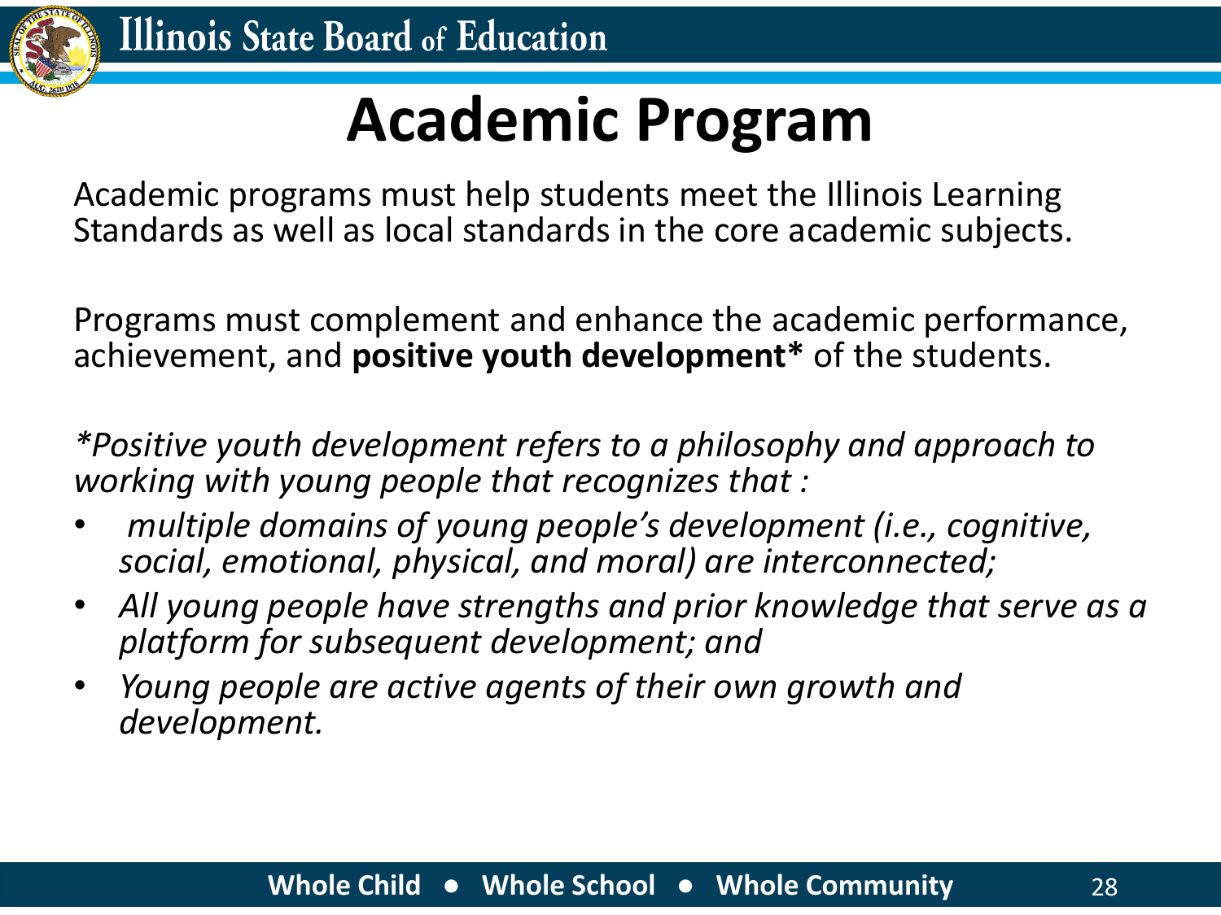# Academic Program

Academic programs must help students meet the Illinois Learning Standards as well as local standards in the core academic subjects.

Programs must complement and enhance the academic performance, achievement, and **positive youth development*** of the students.

**Positive youth development refers to a philosophy and approach to working with young people that recognizes that :*

- *multiple domains of young people's development (i.e., cognitive, social, emotional, physical, and moral) are interconnected;*
- *All young people have strengths and prior knowledge that serve as a platform for subsequent development; and*
- *Young people are active agents of their own growth and development.*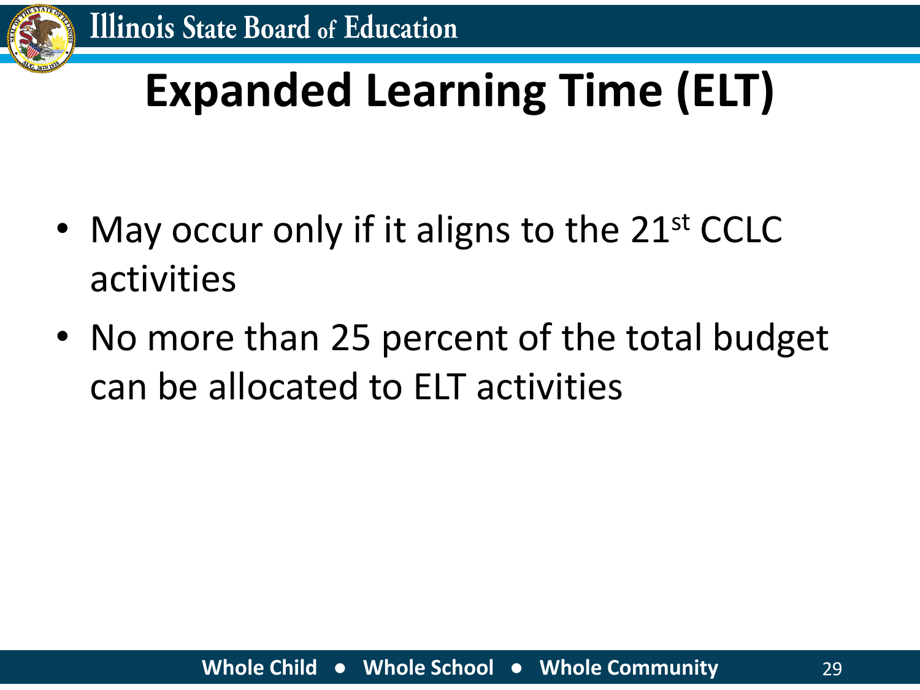# Expanded Learning Time (ELT)

- May occur only if it aligns to the 21st CCLC activities
- No more than 25 percent of the total budget can be allocated to ELT activities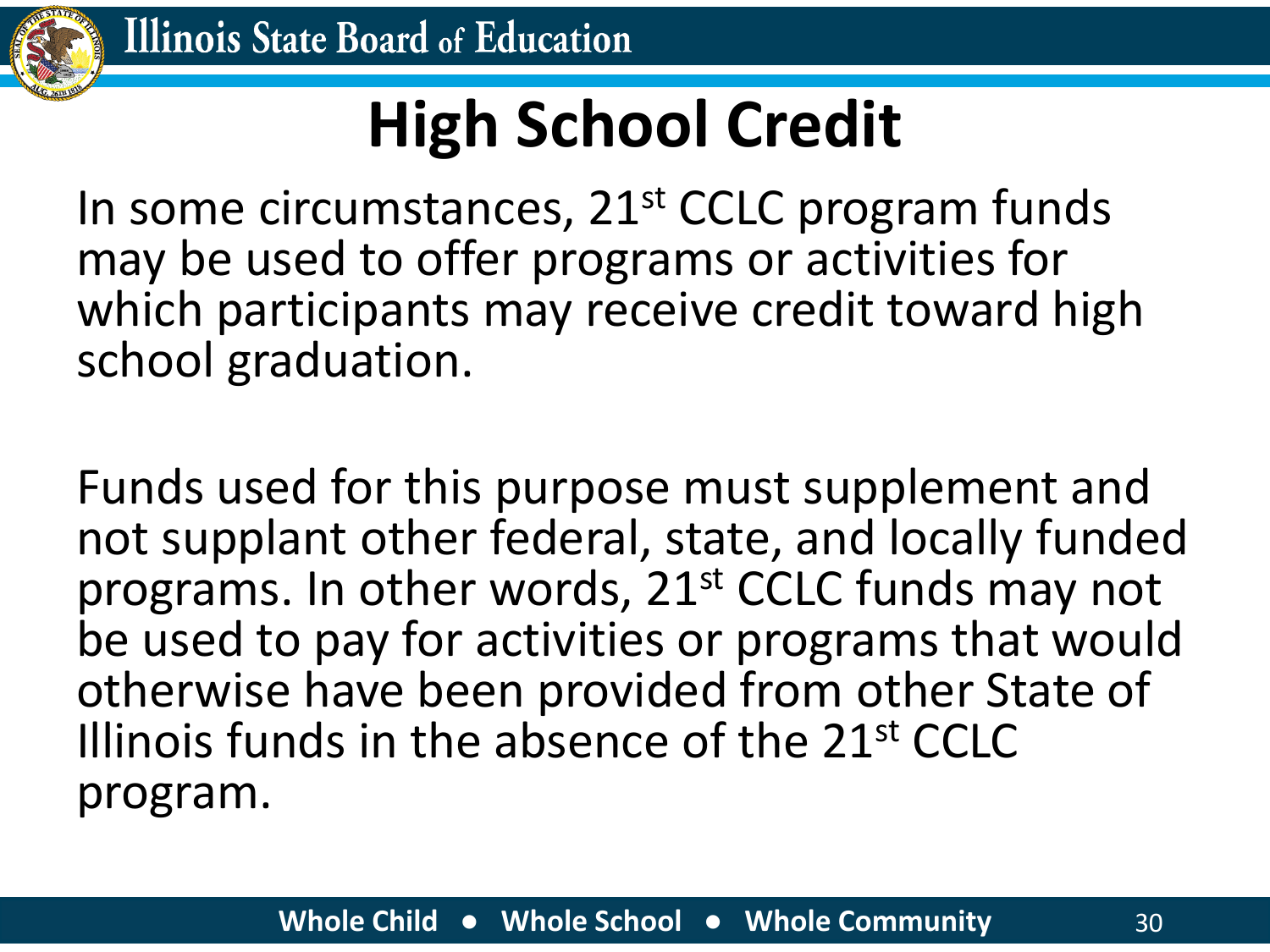# High School Credit

In some circumstances, 21st CCLC program funds may be used to offer programs or activities for which participants may receive credit toward high school graduation.

Funds used for this purpose must supplement and not supplant other federal, state, and locally funded programs. In other words, 21st CCLC funds may not be used to pay for activities or programs that would otherwise have been provided from other State of Illinois funds in the absence of the 21st CCLC program.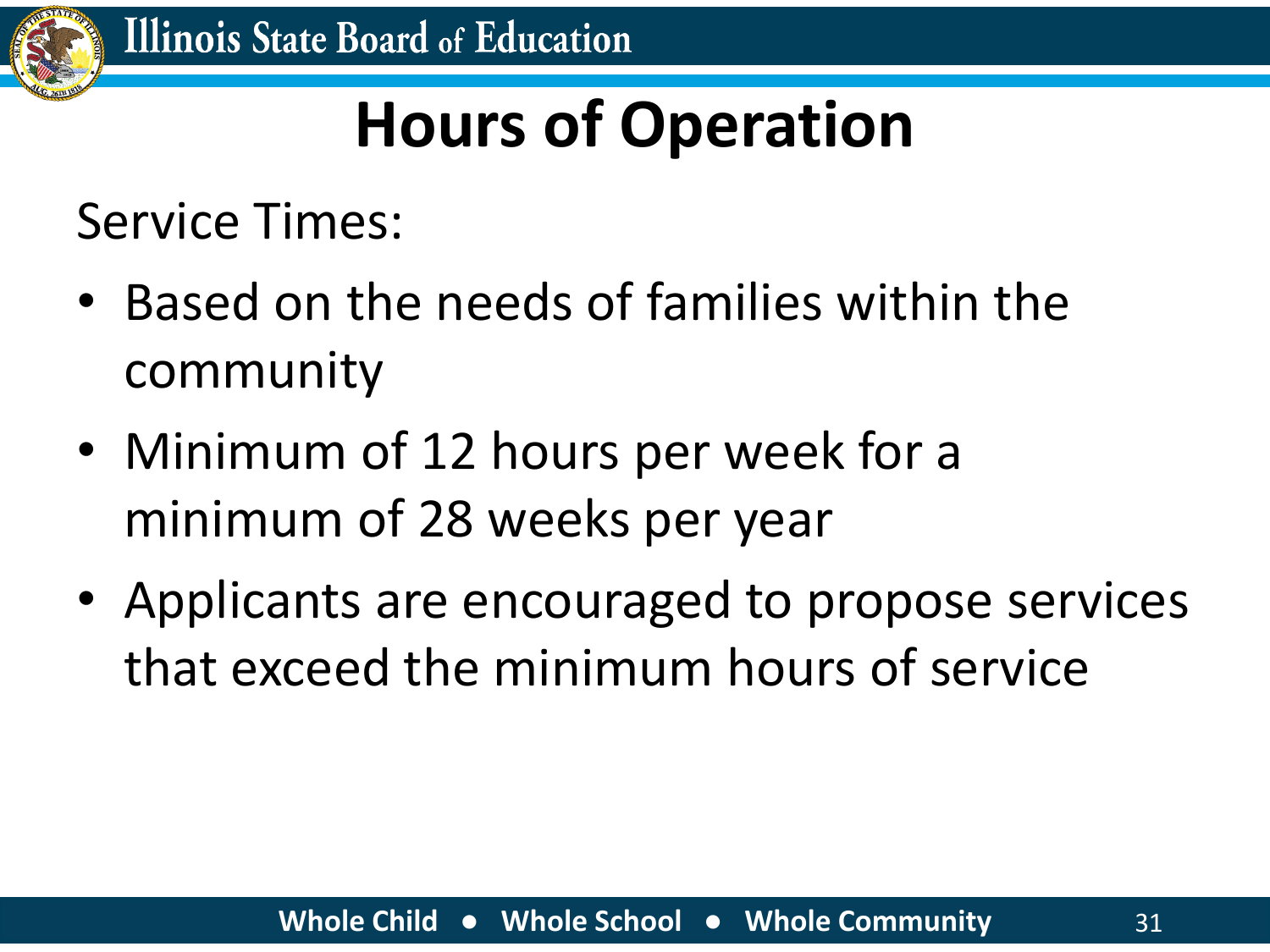# Hours of Operation

Service Times:

- Based on the needs of families within the community
- Minimum of 12 hours per week for a minimum of 28 weeks per year
- Applicants are encouraged to propose services that exceed the minimum hours of service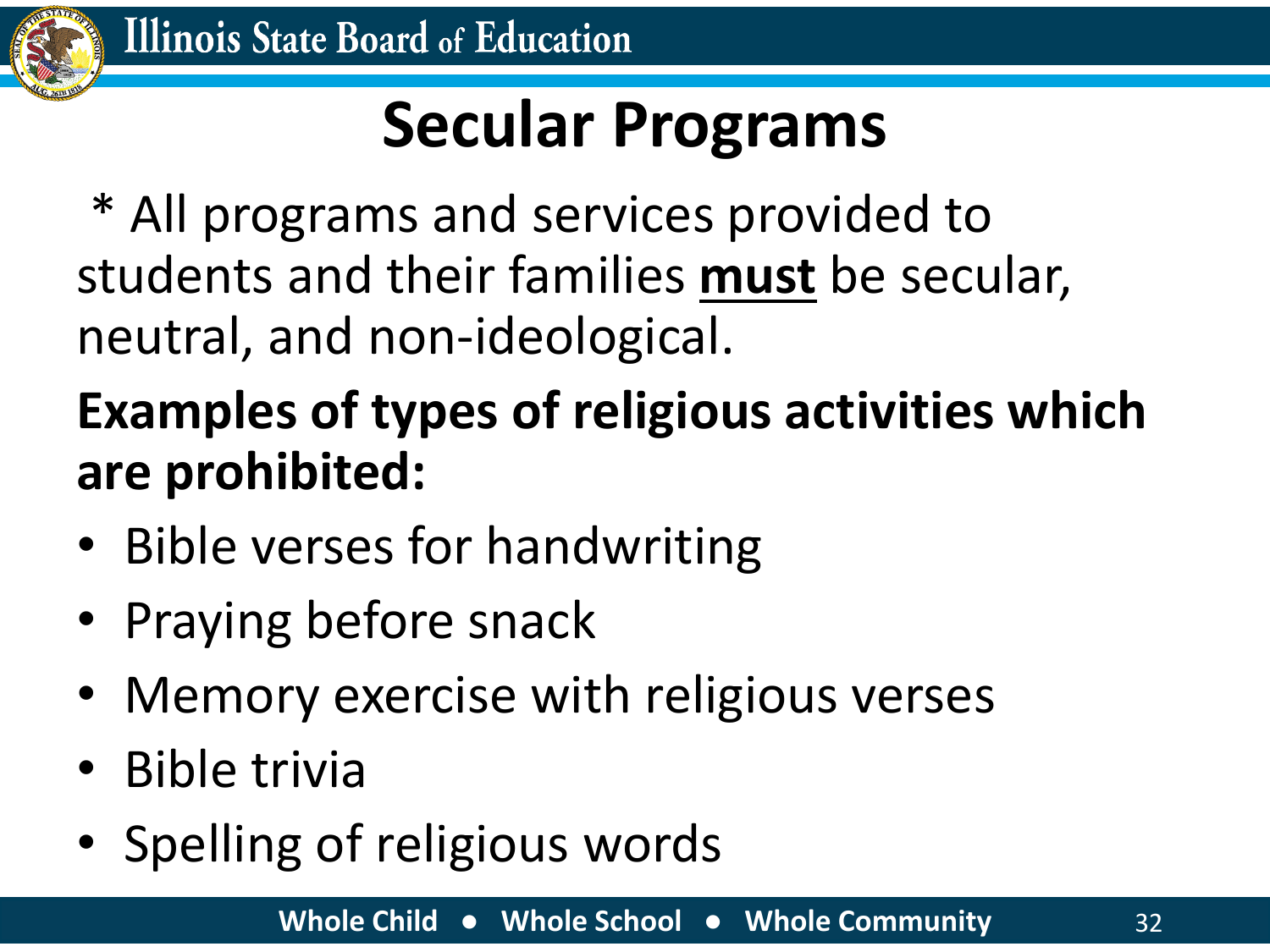# Secular Programs

\* All programs and services provided to students and their families **must** be secular, neutral, and non-ideological.

**Examples of types of religious activities which are prohibited:**

- Bible verses for handwriting
- Praying before snack
- Memory exercise with religious verses
- Bible trivia
- Spelling of religious words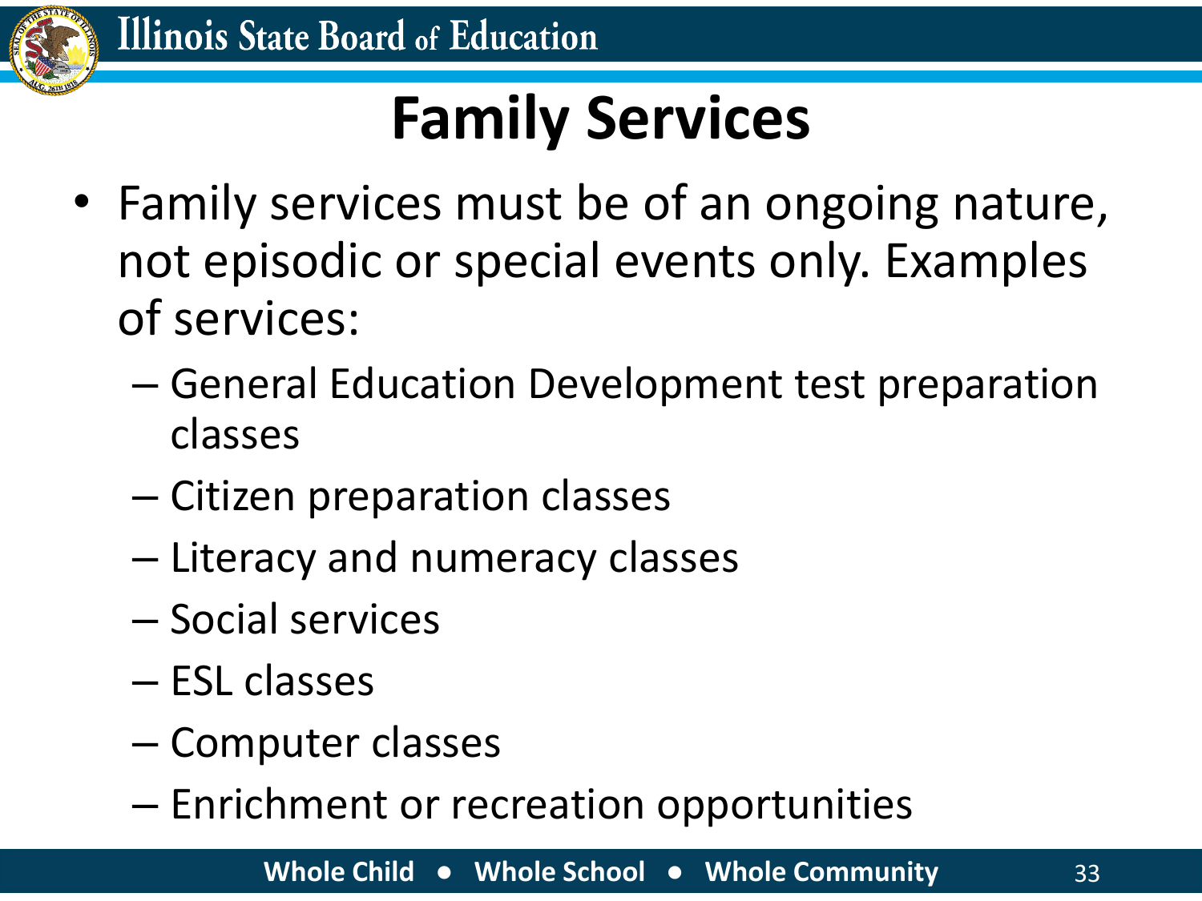# Family Services

- Family services must be of an ongoing nature, not episodic or special events only. Examples of services:
  - General Education Development test preparation classes
  - Citizen preparation classes
  - Literacy and numeracy classes
  - Social services
  - ESL classes
  - Computer classes
  - Enrichment or recreation opportunities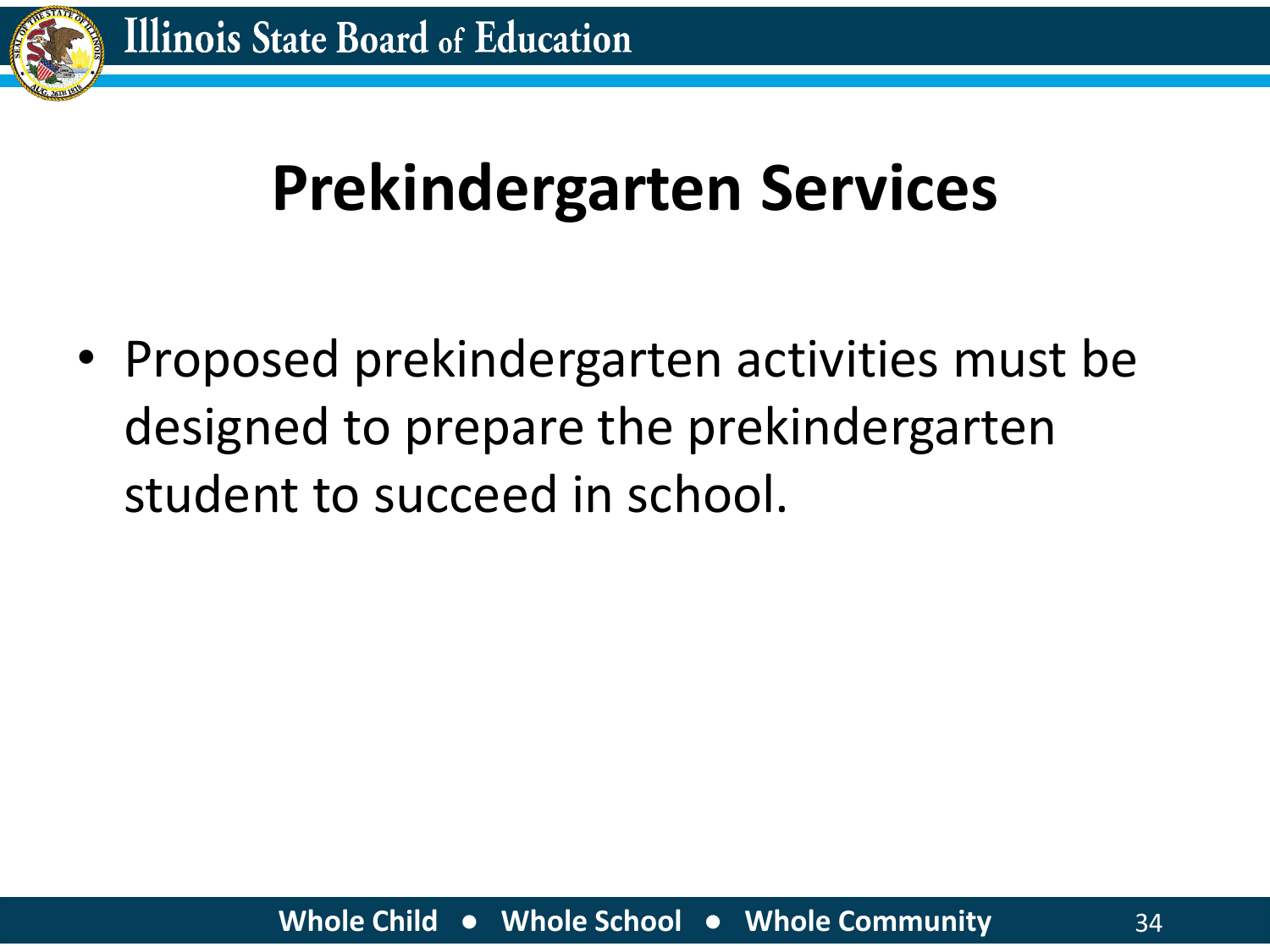# Prekindergarten Services

- Proposed prekindergarten activities must be designed to prepare the prekindergarten student to succeed in school.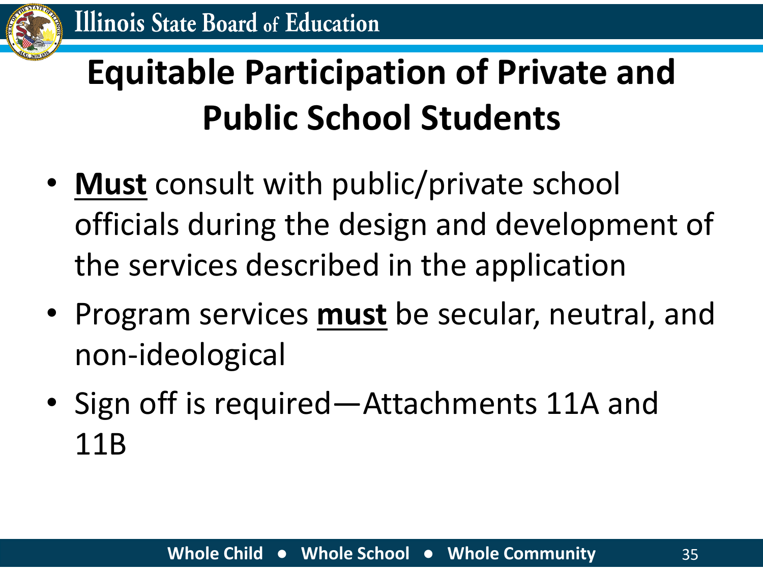# Equitable Participation of Private and Public School Students

- **Must** consult with public/private school officials during the design and development of the services described in the application
- Program services **must** be secular, neutral, and non-ideological
- Sign off is required—Attachments 11A and 11B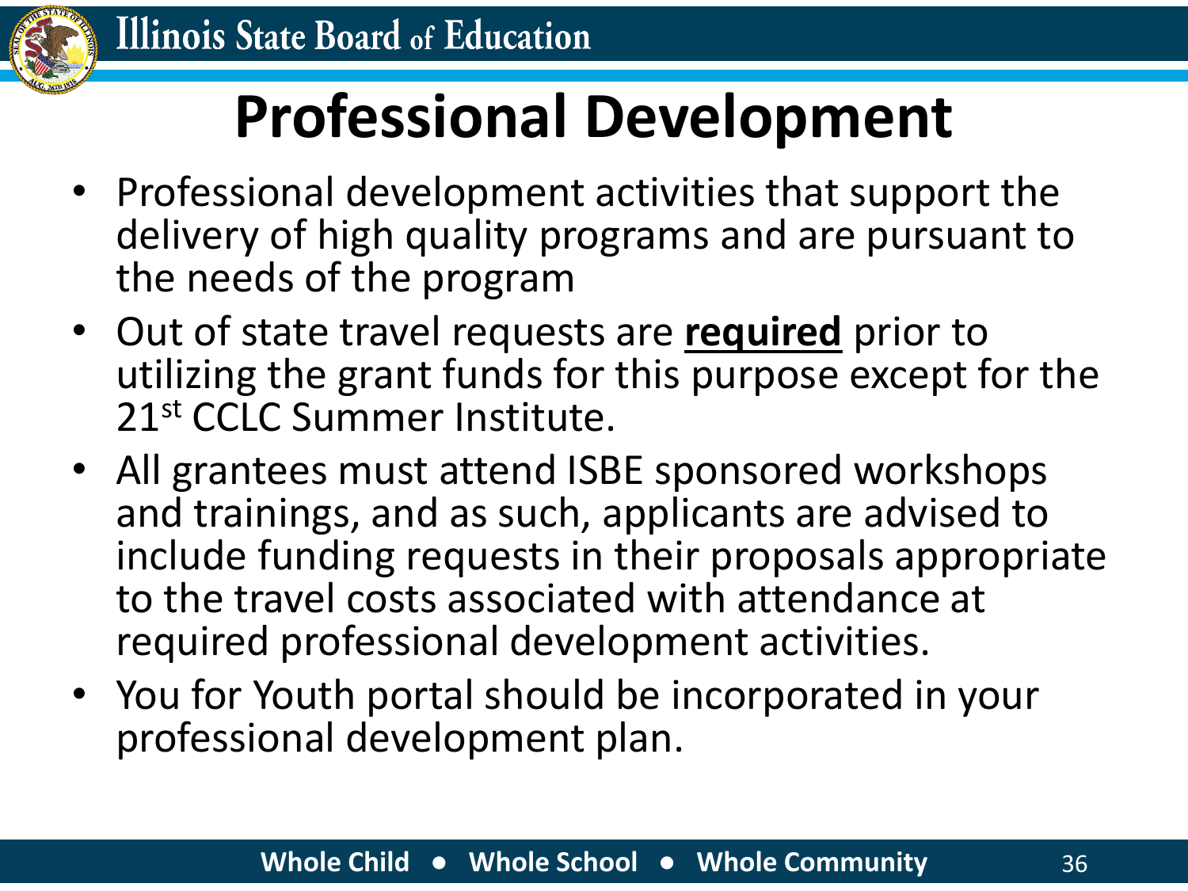# Professional Development

- Professional development activities that support the delivery of high quality programs and are pursuant to the needs of the program
- Out of state travel requests are <u>**required**</u> prior to utilizing the grant funds for this purpose except for the 21st CCLC Summer Institute.
- All grantees must attend ISBE sponsored workshops and trainings, and as such, applicants are advised to include funding requests in their proposals appropriate to the travel costs associated with attendance at required professional development activities.
- You for Youth portal should be incorporated in your professional development plan.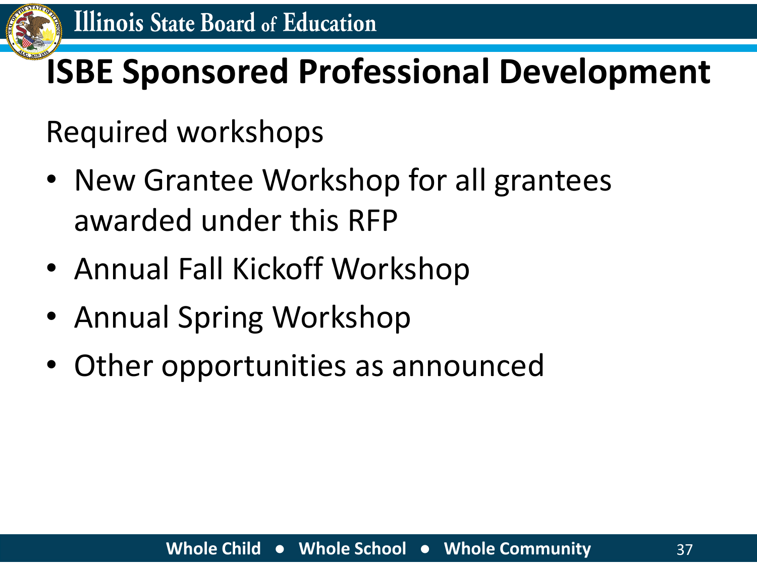# ISBE Sponsored Professional Development

Required workshops

- New Grantee Workshop for all grantees awarded under this RFP
- Annual Fall Kickoff Workshop
- Annual Spring Workshop
- Other opportunities as announced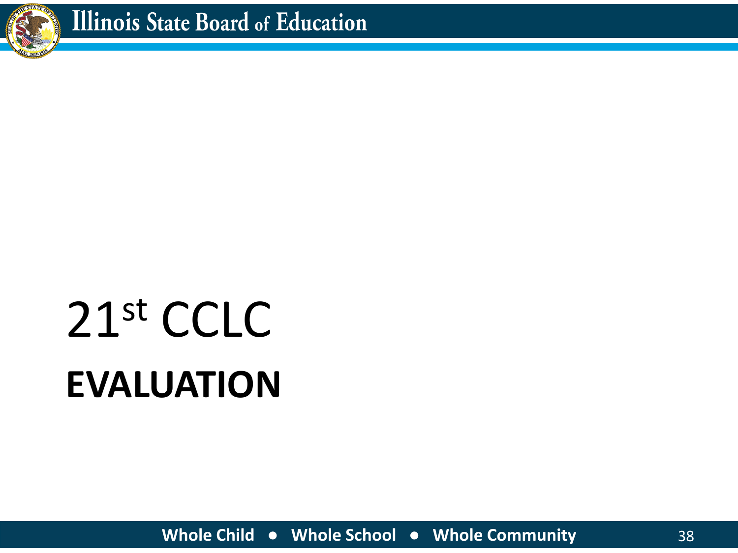# 21st CCLC

# EVALUATION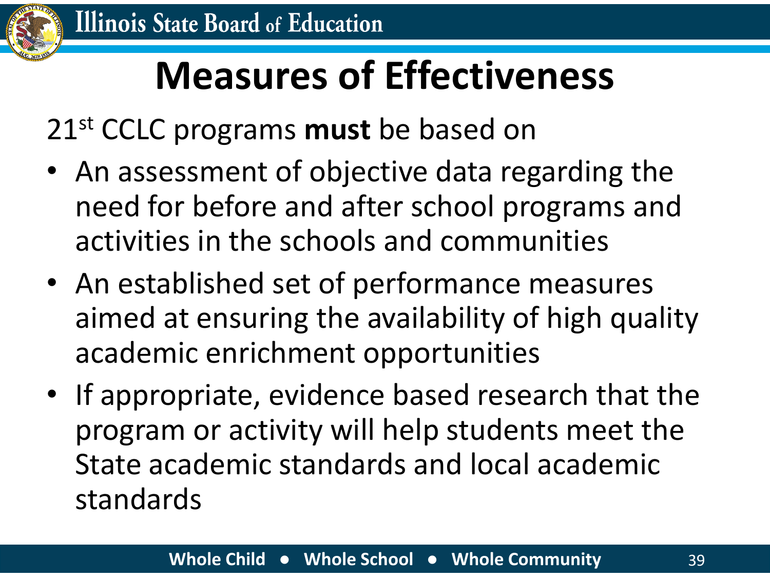# Measures of Effectiveness

21st CCLC programs **must** be based on

- An assessment of objective data regarding the need for before and after school programs and activities in the schools and communities
- An established set of performance measures aimed at ensuring the availability of high quality academic enrichment opportunities
- If appropriate, evidence based research that the program or activity will help students meet the State academic standards and local academic standards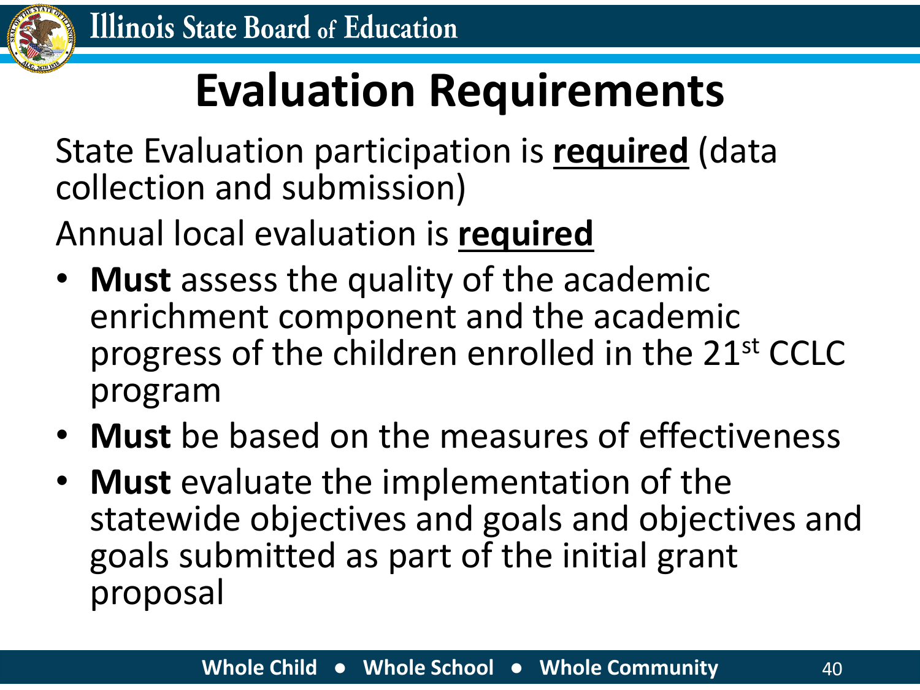# Evaluation Requirements

State Evaluation participation is **required** (data collection and submission)

Annual local evaluation is **required**

- **Must** assess the quality of the academic enrichment component and the academic progress of the children enrolled in the 21st CCLC program
- **Must** be based on the measures of effectiveness
- **Must** evaluate the implementation of the statewide objectives and goals and objectives and goals submitted as part of the initial grant proposal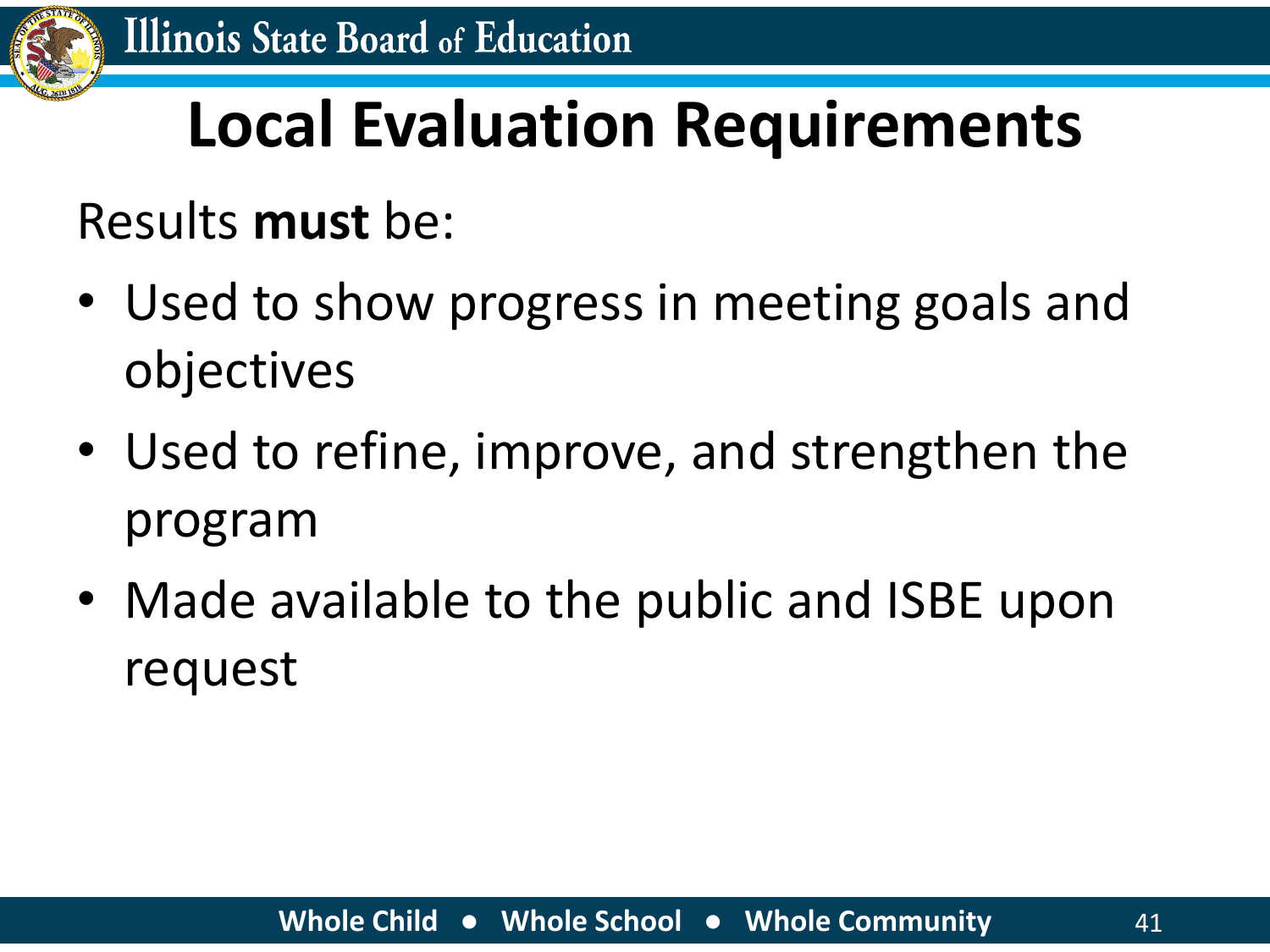# Local Evaluation Requirements

Results **must** be:

- Used to show progress in meeting goals and objectives
- Used to refine, improve, and strengthen the program
- Made available to the public and ISBE upon request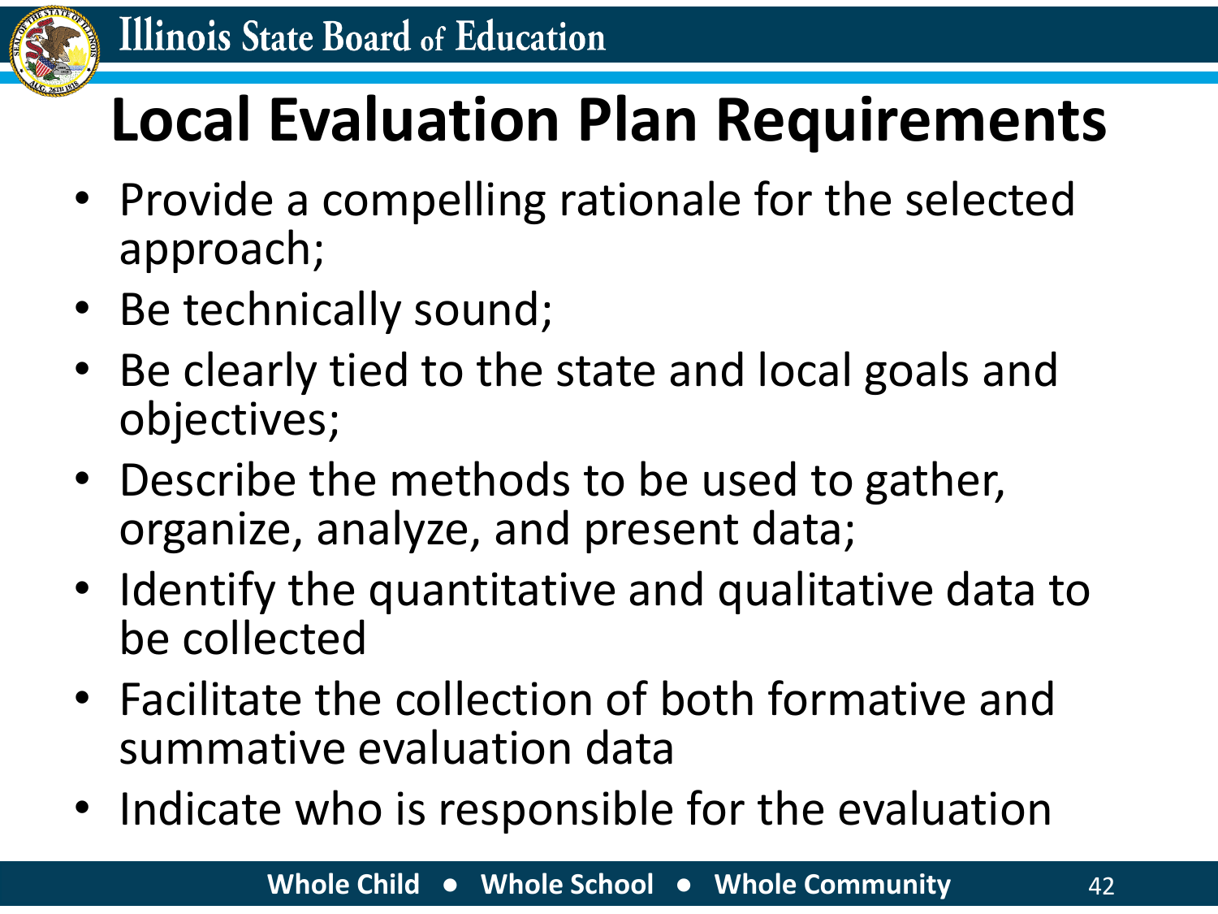# Local Evaluation Plan Requirements

- Provide a compelling rationale for the selected approach;
- Be technically sound;
- Be clearly tied to the state and local goals and objectives;
- Describe the methods to be used to gather, organize, analyze, and present data;
- Identify the quantitative and qualitative data to be collected
- Facilitate the collection of both formative and summative evaluation data
- Indicate who is responsible for the evaluation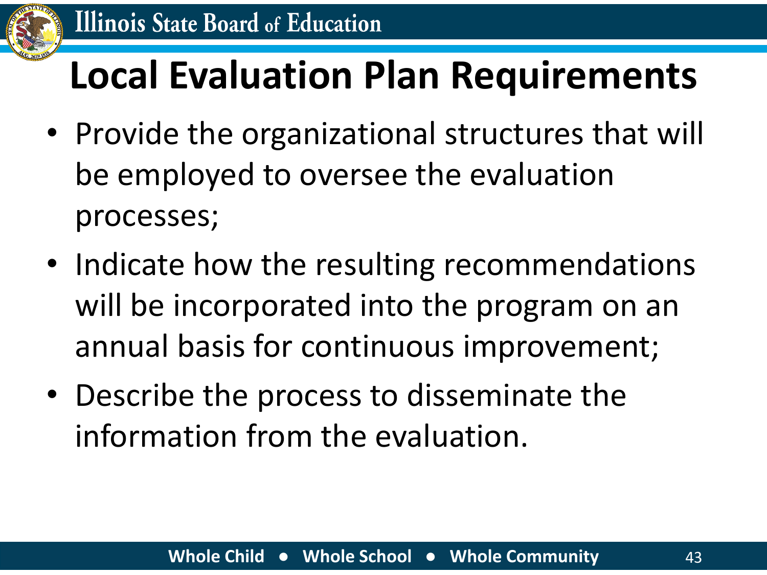# Local Evaluation Plan Requirements

- Provide the organizational structures that will be employed to oversee the evaluation processes;
- Indicate how the resulting recommendations will be incorporated into the program on an annual basis for continuous improvement;
- Describe the process to disseminate the information from the evaluation.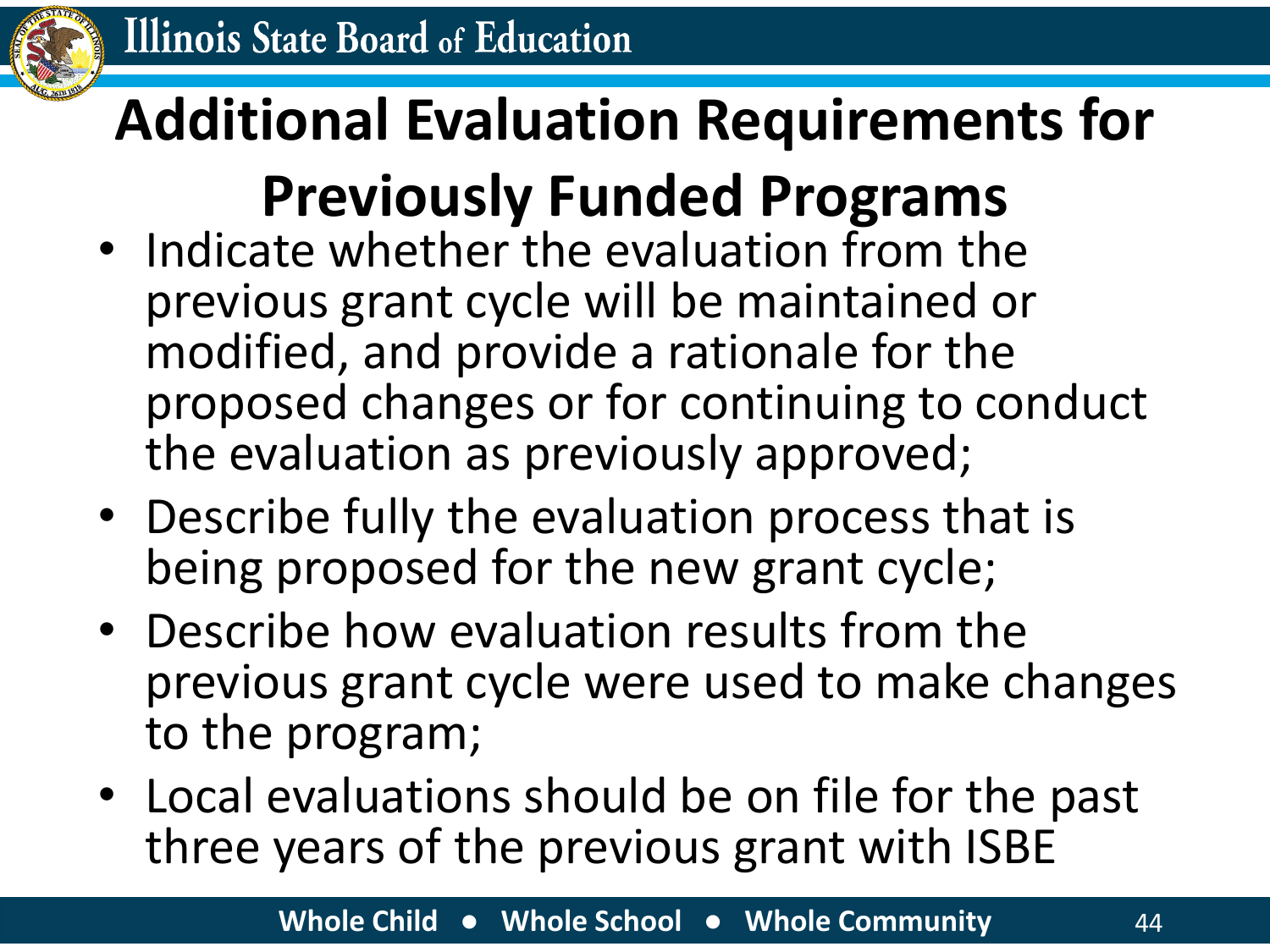# Additional Evaluation Requirements for Previously Funded Programs

- Indicate whether the evaluation from the previous grant cycle will be maintained or modified, and provide a rationale for the proposed changes or for continuing to conduct the evaluation as previously approved;
- Describe fully the evaluation process that is being proposed for the new grant cycle;
- Describe how evaluation results from the previous grant cycle were used to make changes to the program;
- Local evaluations should be on file for the past three years of the previous grant with ISBE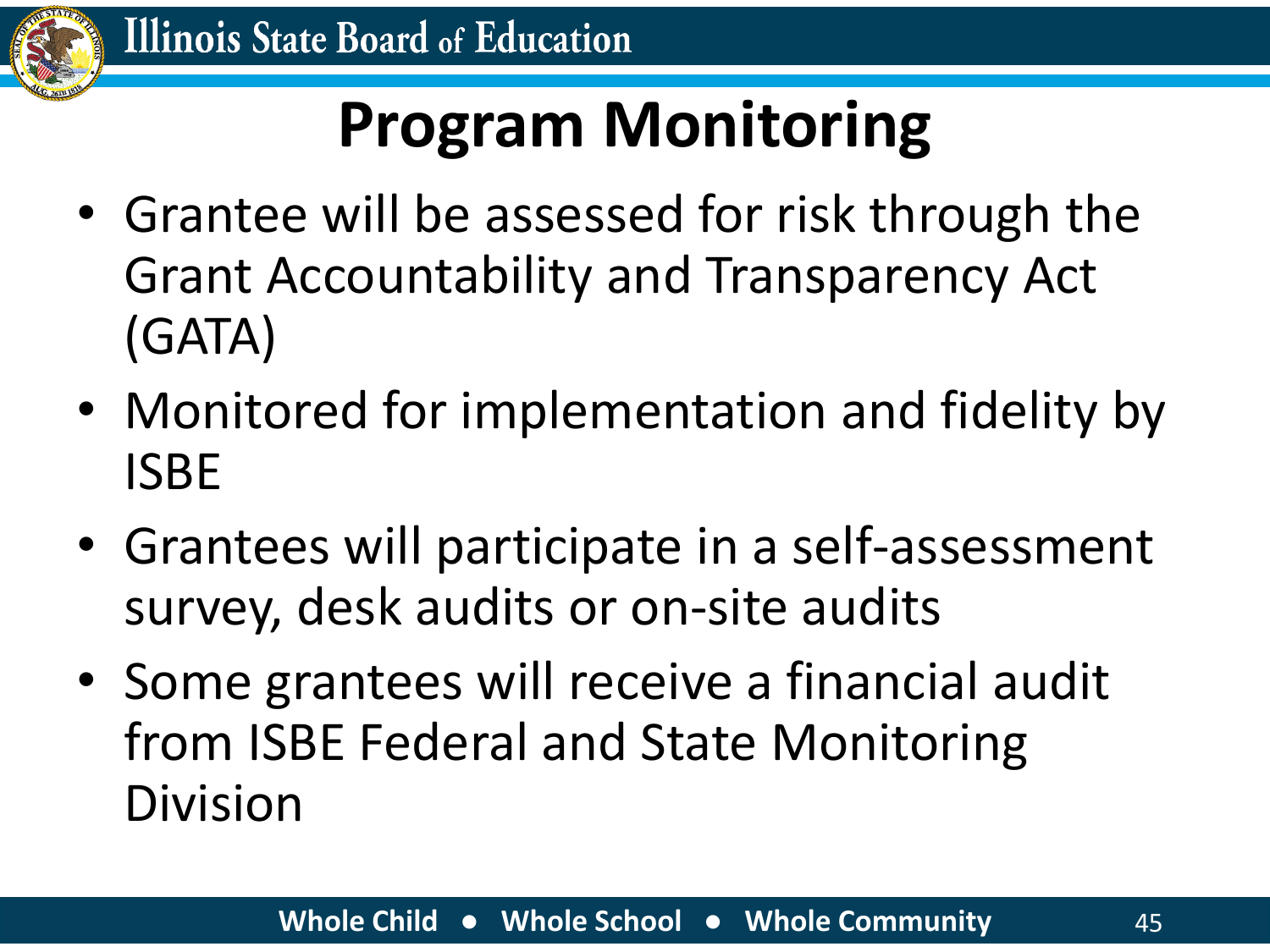# Program Monitoring

- Grantee will be assessed for risk through the Grant Accountability and Transparency Act (GATA)
- Monitored for implementation and fidelity by ISBE
- Grantees will participate in a self-assessment survey, desk audits or on-site audits
- Some grantees will receive a financial audit from ISBE Federal and State Monitoring Division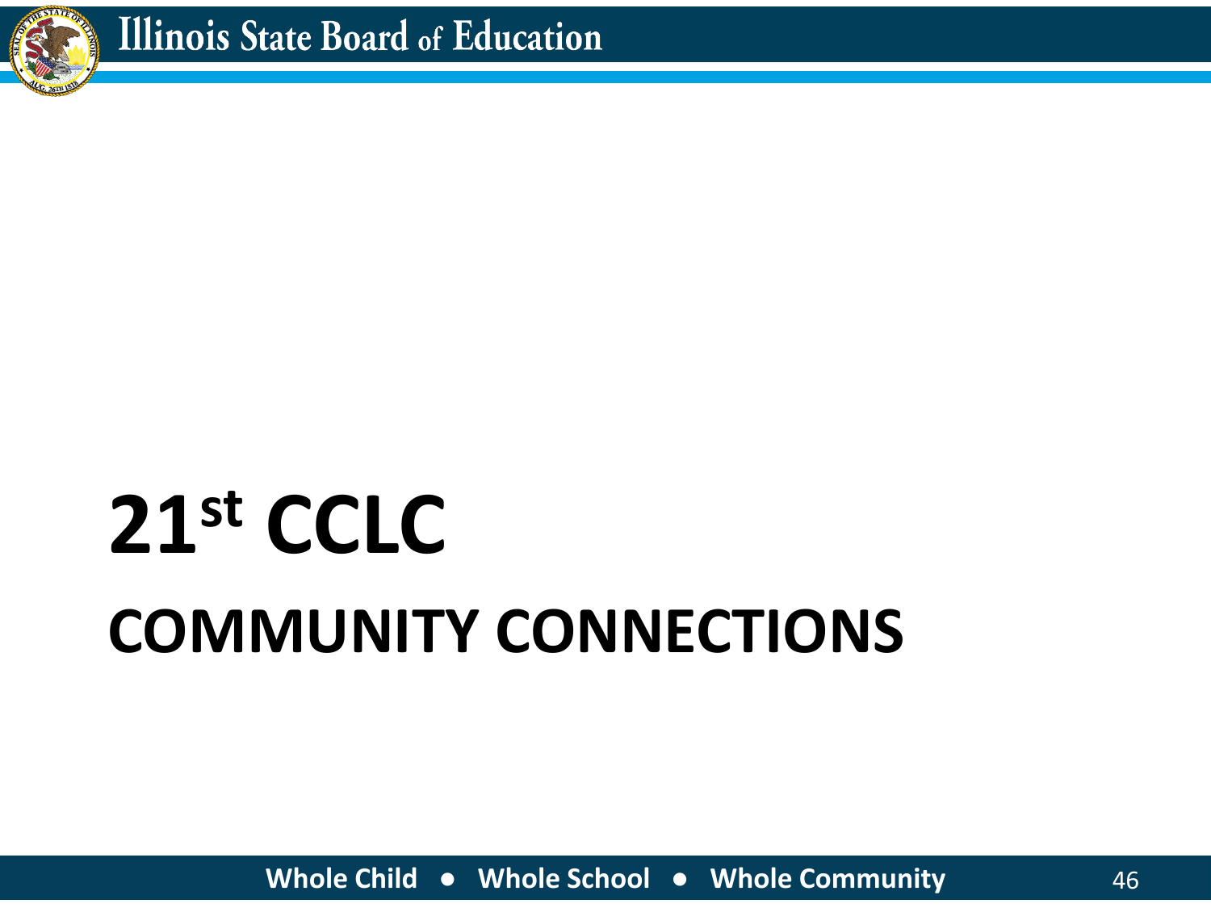# 21st CCLC

## COMMUNITY CONNECTIONS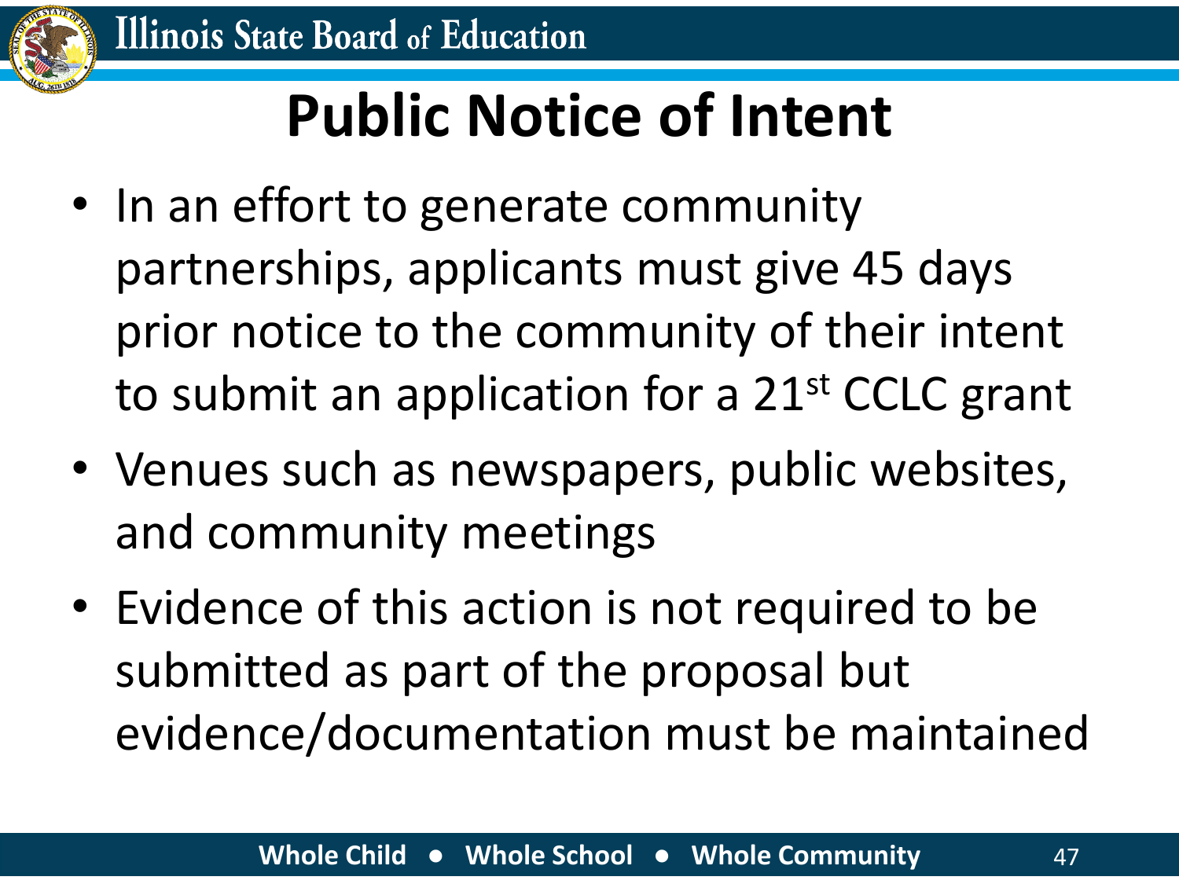# Public Notice of Intent

- In an effort to generate community partnerships, applicants must give 45 days prior notice to the community of their intent to submit an application for a 21st CCLC grant
- Venues such as newspapers, public websites, and community meetings
- Evidence of this action is not required to be submitted as part of the proposal but evidence/documentation must be maintained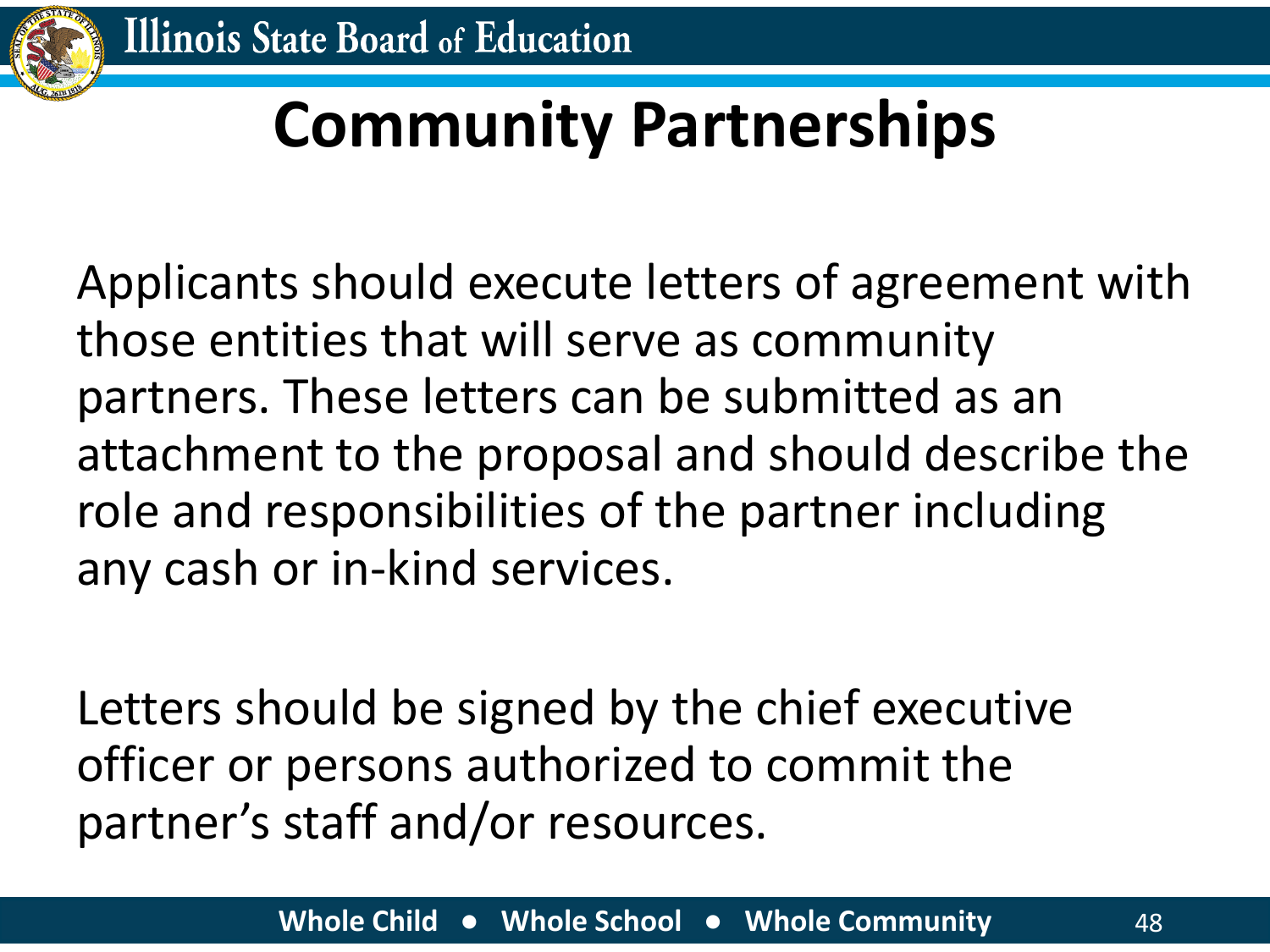# Community Partnerships

Applicants should execute letters of agreement with those entities that will serve as community partners. These letters can be submitted as an attachment to the proposal and should describe the role and responsibilities of the partner including any cash or in-kind services.

Letters should be signed by the chief executive officer or persons authorized to commit the partner's staff and/or resources.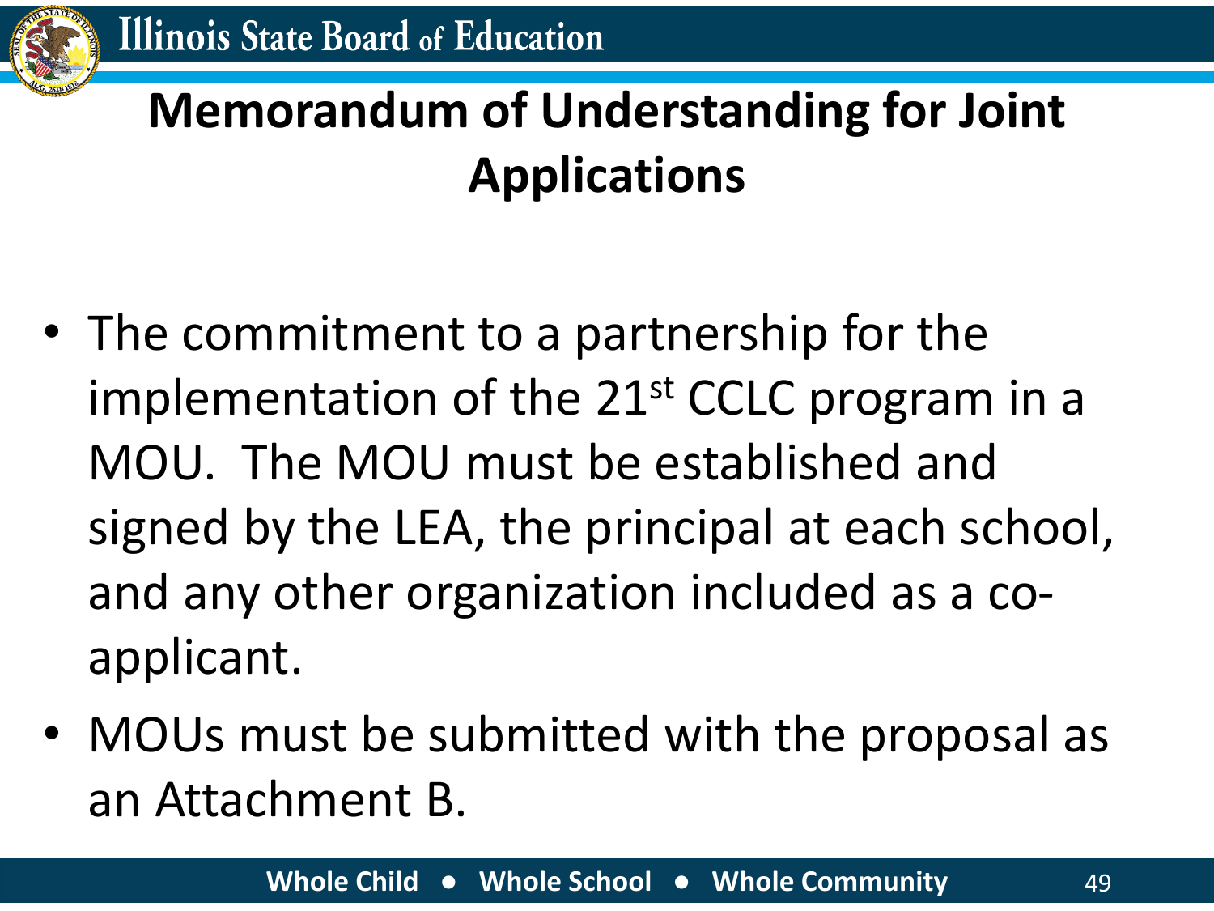# Memorandum of Understanding for Joint Applications

- The commitment to a partnership for the implementation of the 21st CCLC program in a MOU. The MOU must be established and signed by the LEA, the principal at each school, and any other organization included as a co-applicant.
- MOUs must be submitted with the proposal as an Attachment B.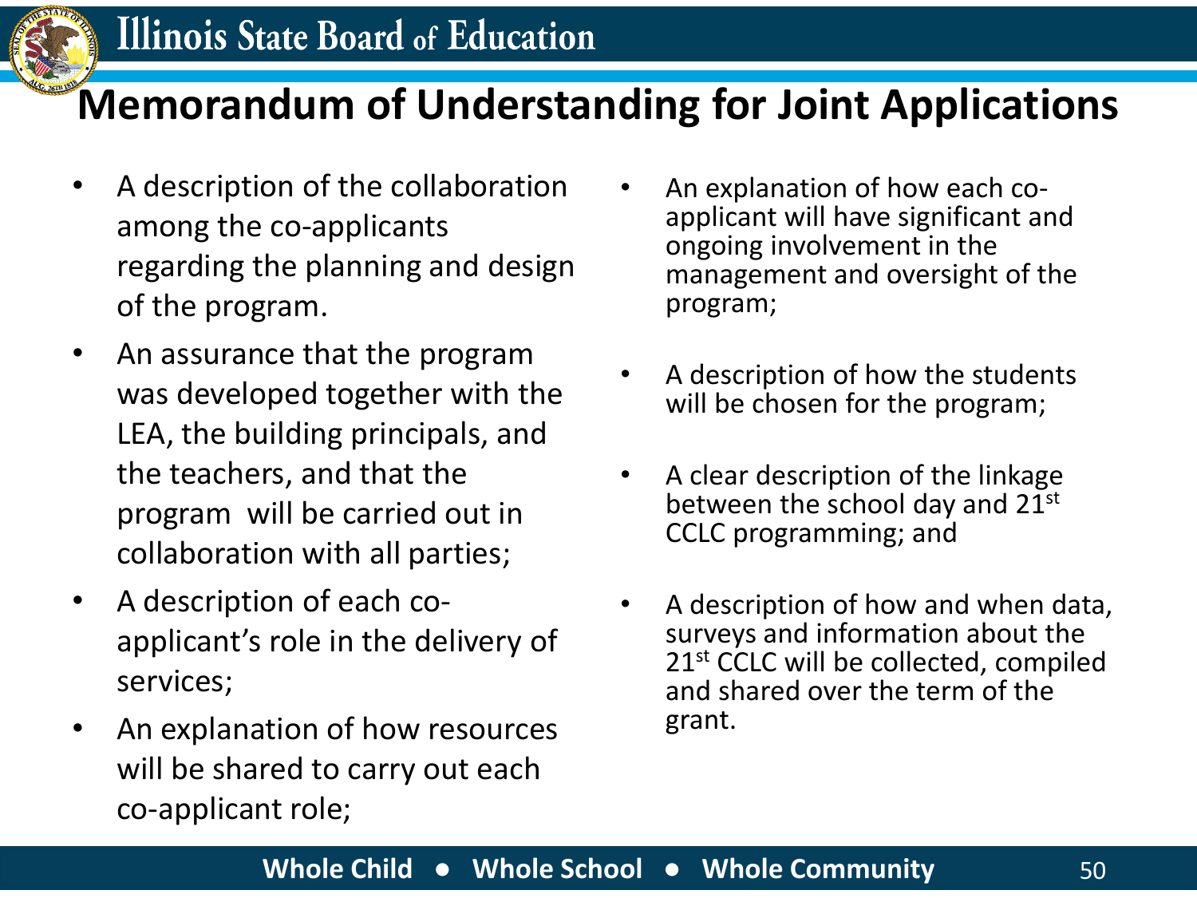# Memorandum of Understanding for Joint Applications

- A description of the collaboration among the co-applicants regarding the planning and design of the program.
- An assurance that the program was developed together with the LEA, the building principals, and the teachers, and that the program will be carried out in collaboration with all parties;
- A description of each co-applicant's role in the delivery of services;
- An explanation of how resources will be shared to carry out each co-applicant role;
- An explanation of how each co-applicant will have significant and ongoing involvement in the management and oversight of the program;
- A description of how the students will be chosen for the program;
- A clear description of the linkage between the school day and 21st CCLC programming; and
- A description of how and when data, surveys and information about the 21st CCLC will be collected, compiled and shared over the term of the grant.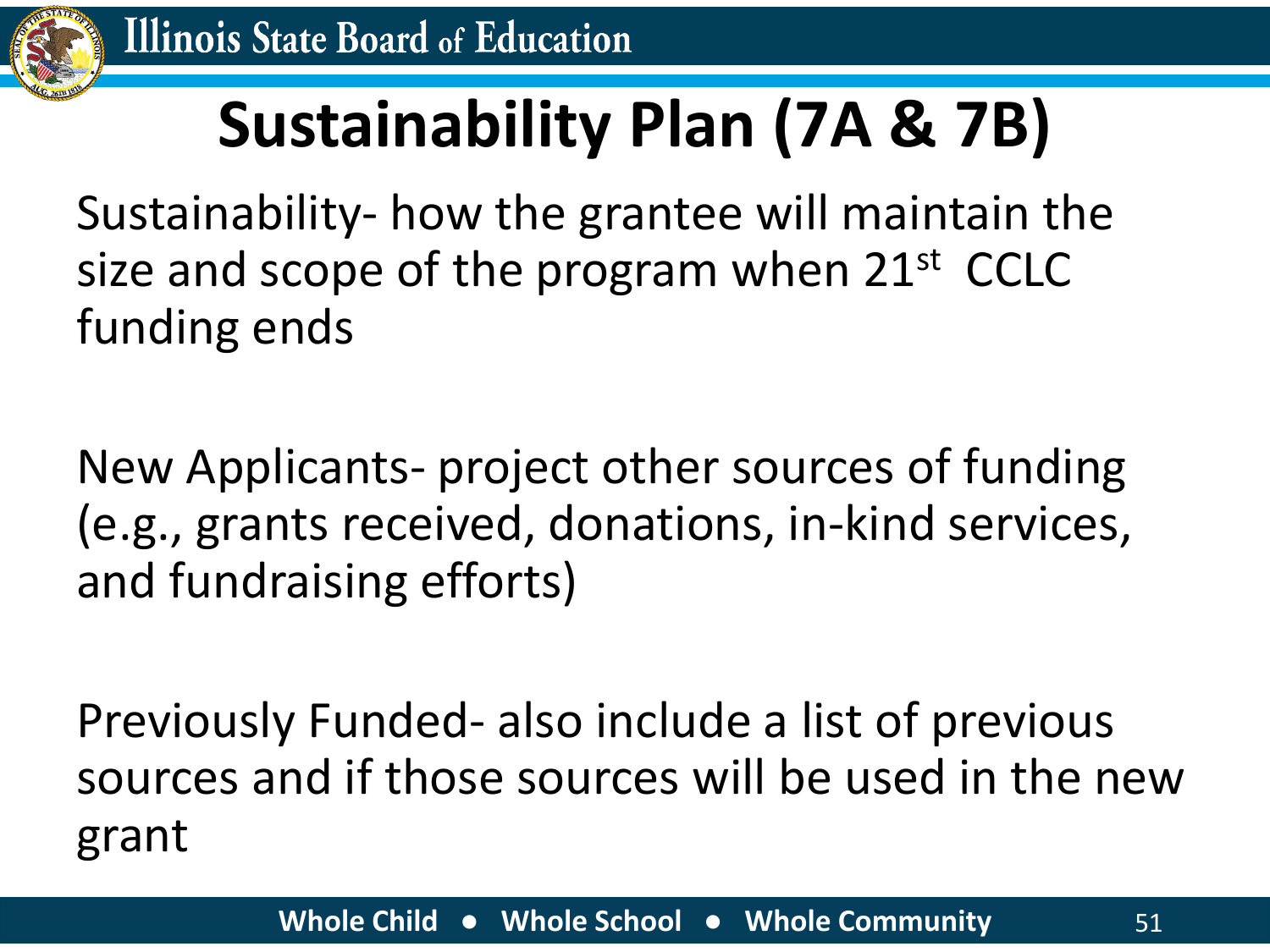# Sustainability Plan (7A & 7B)

Sustainability- how the grantee will maintain the size and scope of the program when 21st CCLC funding ends

New Applicants- project other sources of funding (e.g., grants received, donations, in-kind services, and fundraising efforts)

Previously Funded- also include a list of previous sources and if those sources will be used in the new grant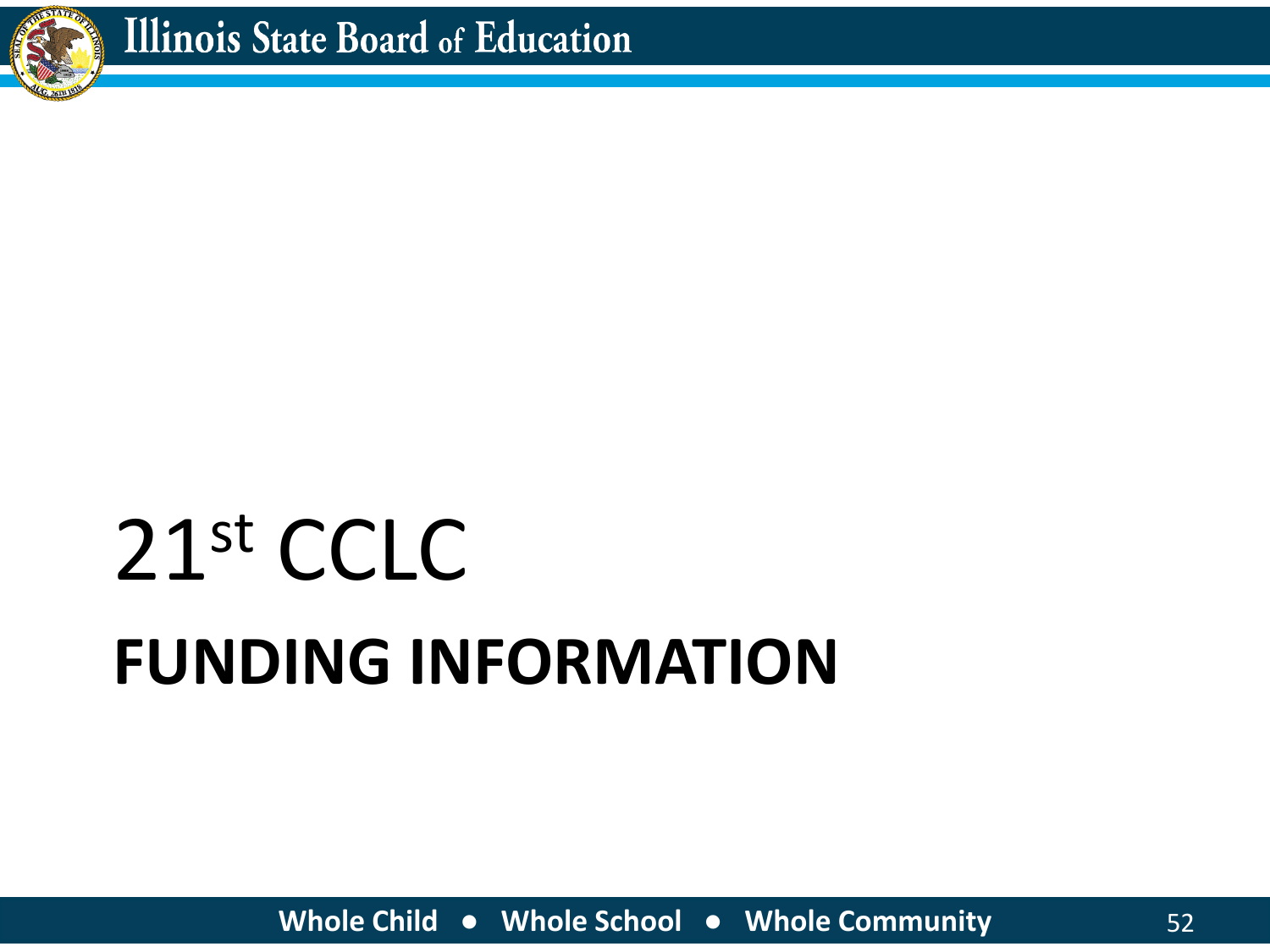# 21st CCLC

## FUNDING INFORMATION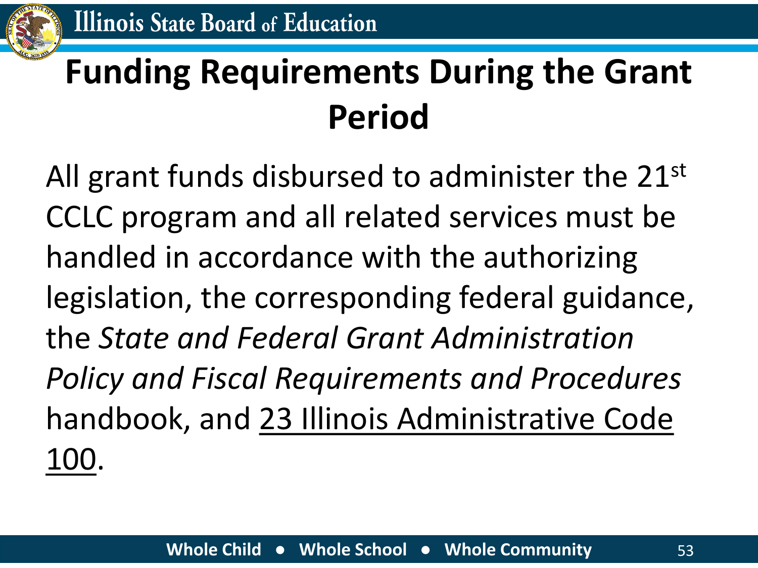# Funding Requirements During the Grant Period

All grant funds disbursed to administer the 21st CCLC program and all related services must be handled in accordance with the authorizing legislation, the corresponding federal guidance, the *State and Federal Grant Administration Policy and Fiscal Requirements and Procedures* handbook, and 23 Illinois Administrative Code 100.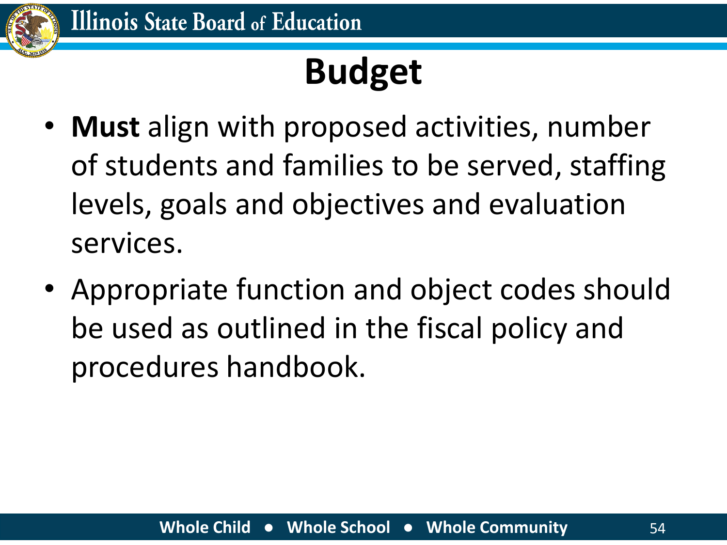# Budget

- **Must** align with proposed activities, number of students and families to be served, staffing levels, goals and objectives and evaluation services.
- Appropriate function and object codes should be used as outlined in the fiscal policy and procedures handbook.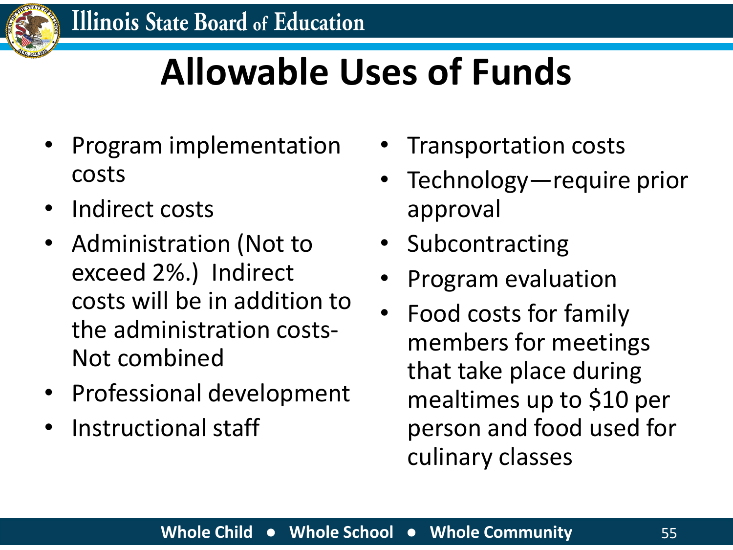# Allowable Uses of Funds

- Program implementation costs
- Indirect costs
- Administration (Not to exceed 2%.) Indirect costs will be in addition to the administration costs- Not combined
- Professional development
- Instructional staff
- Transportation costs
- Technology—require prior approval
- Subcontracting
- Program evaluation
- Food costs for family members for meetings that take place during mealtimes up to $10 per person and food used for culinary classes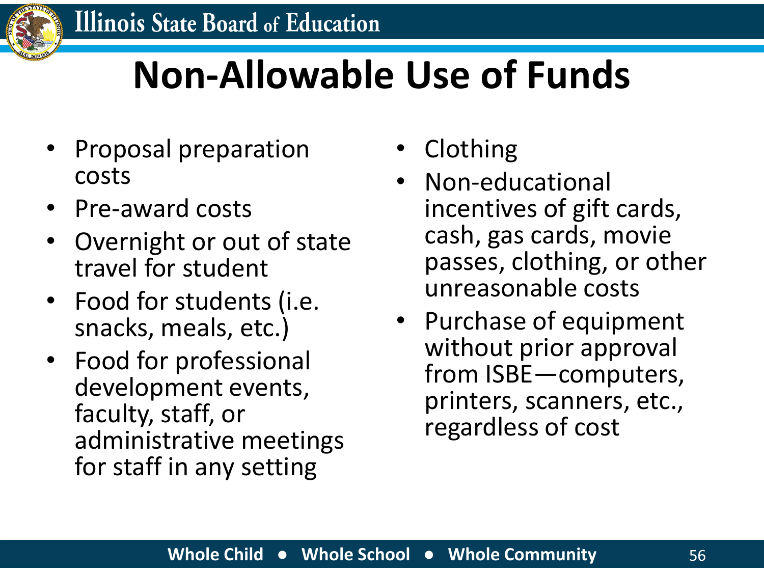# Non-Allowable Use of Funds

- Proposal preparation costs
- Pre-award costs
- Overnight or out of state travel for student
- Food for students (i.e. snacks, meals, etc.)
- Food for professional development events, faculty, staff, or administrative meetings for staff in any setting
- Clothing
- Non-educational incentives of gift cards, cash, gas cards, movie passes, clothing, or other unreasonable costs
- Purchase of equipment without prior approval from ISBE—computers, printers, scanners, etc., regardless of cost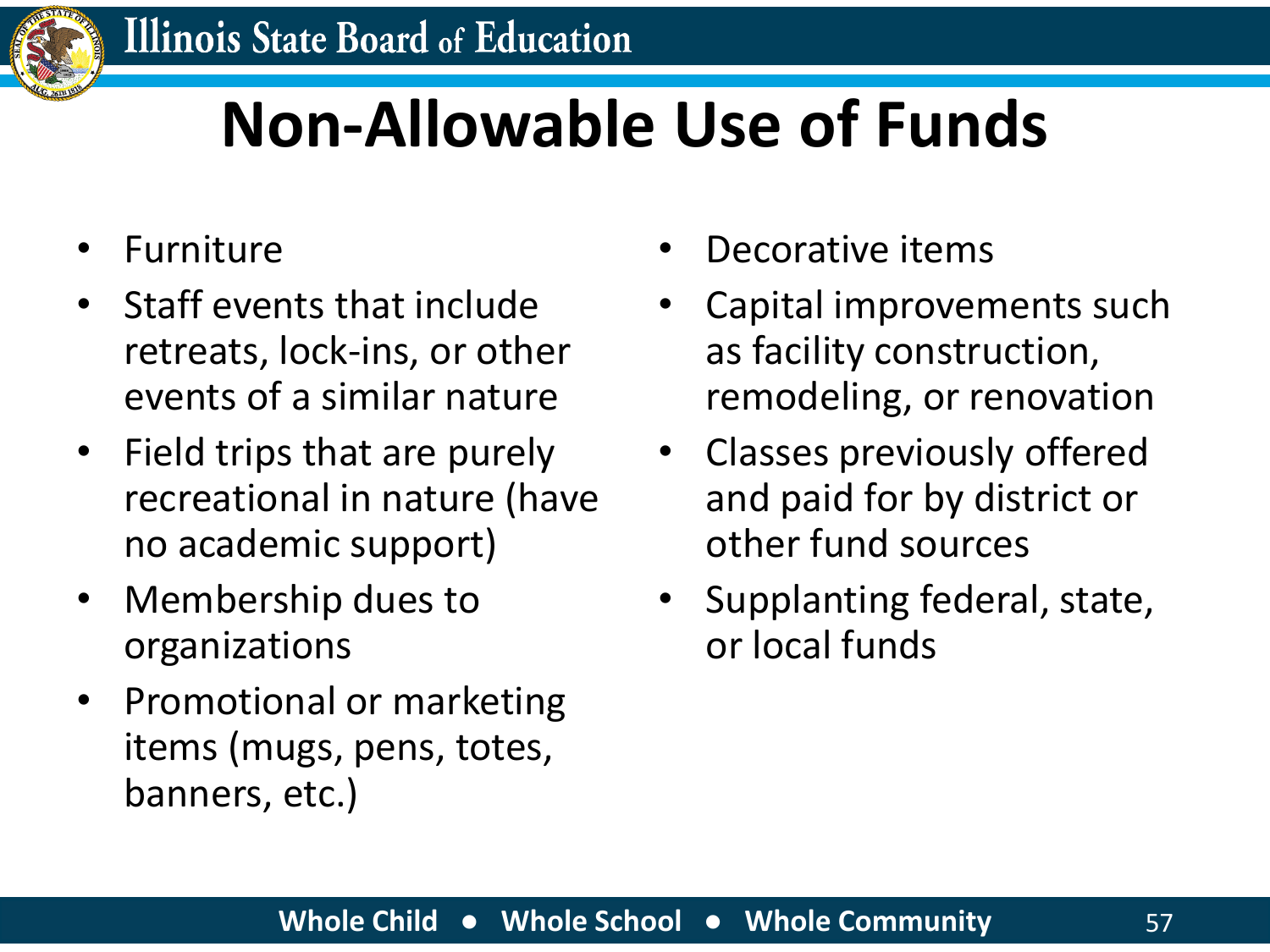# Non-Allowable Use of Funds

- Furniture
- Staff events that include retreats, lock-ins, or other events of a similar nature
- Field trips that are purely recreational in nature (have no academic support)
- Membership dues to organizations
- Promotional or marketing items (mugs, pens, totes, banners, etc.)
- Decorative items
- Capital improvements such as facility construction, remodeling, or renovation
- Classes previously offered and paid for by district or other fund sources
- Supplanting federal, state, or local funds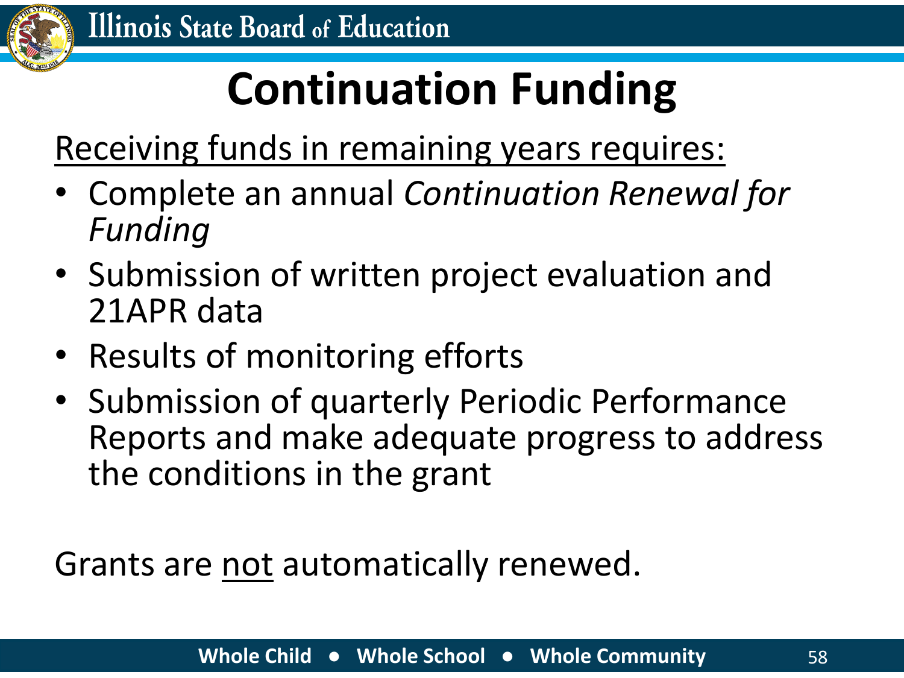# Continuation Funding

<u>Receiving funds in remaining years requires:</u>

- Complete an annual *Continuation Renewal for Funding*
- Submission of written project evaluation and 21APR data
- Results of monitoring efforts
- Submission of quarterly Periodic Performance Reports and make adequate progress to address the conditions in the grant

Grants are <u>not</u> automatically renewed.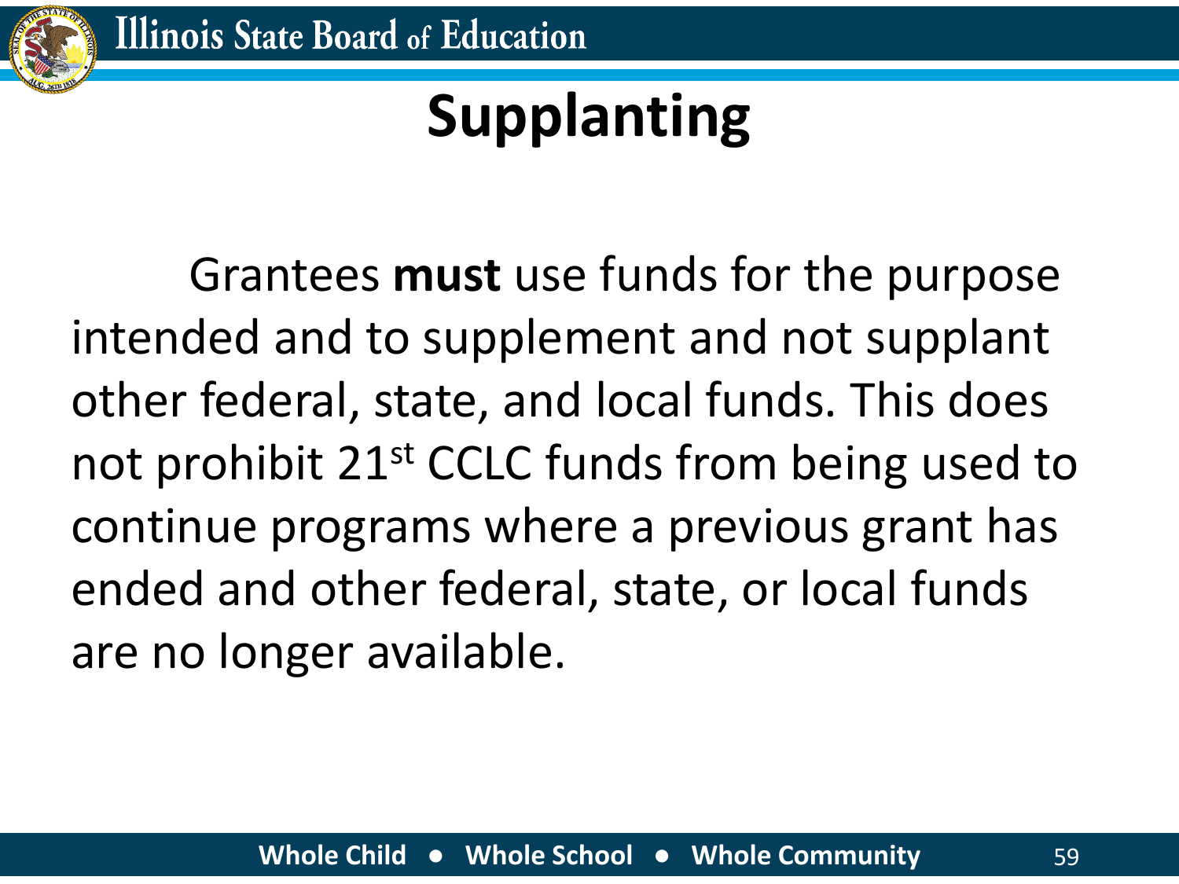# Supplanting

Grantees **must** use funds for the purpose intended and to supplement and not supplant other federal, state, and local funds. This does not prohibit 21st CCLC funds from being used to continue programs where a previous grant has ended and other federal, state, or local funds are no longer available.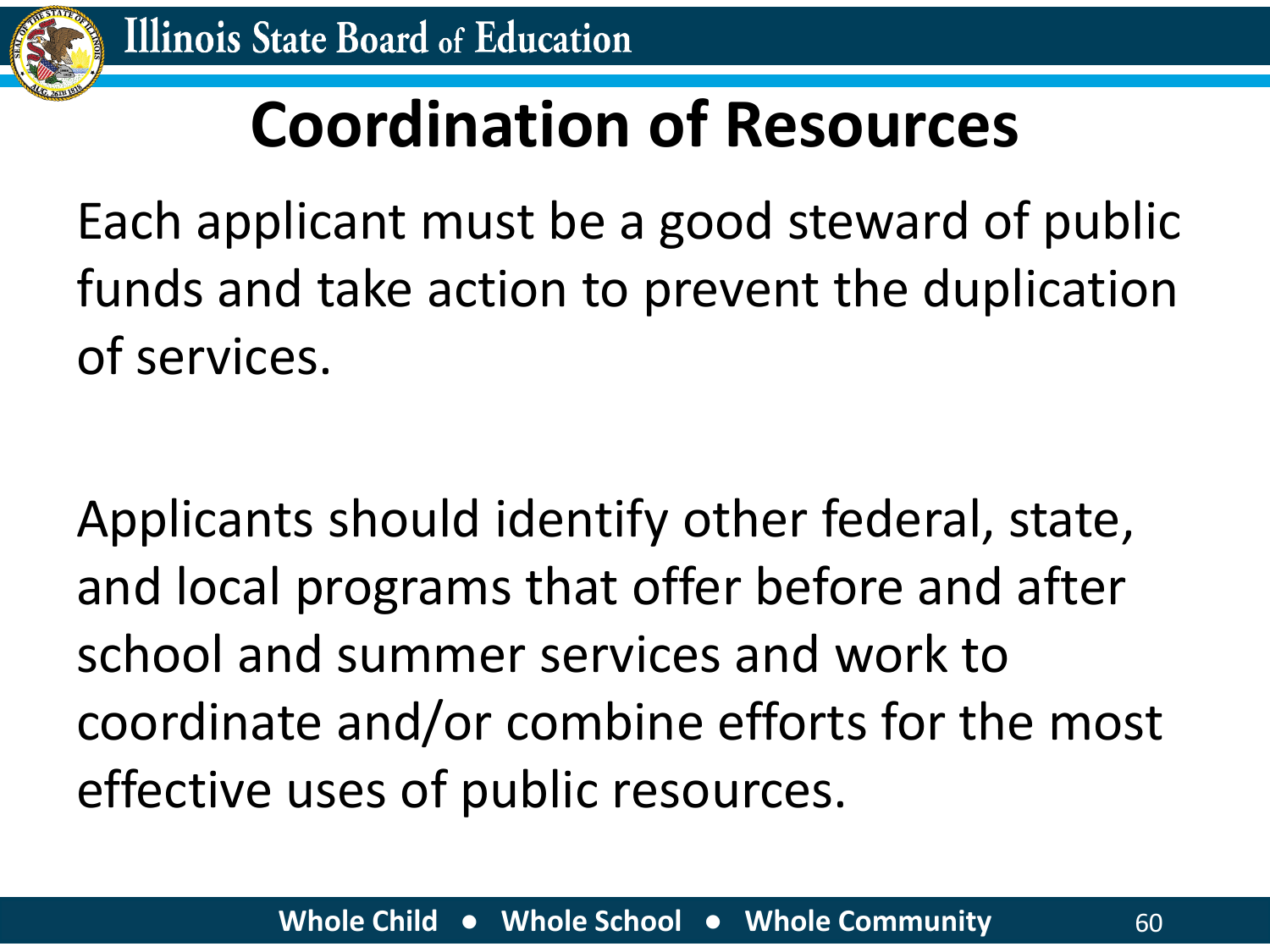# Coordination of Resources

Each applicant must be a good steward of public funds and take action to prevent the duplication of services.

Applicants should identify other federal, state, and local programs that offer before and after school and summer services and work to coordinate and/or combine efforts for the most effective uses of public resources.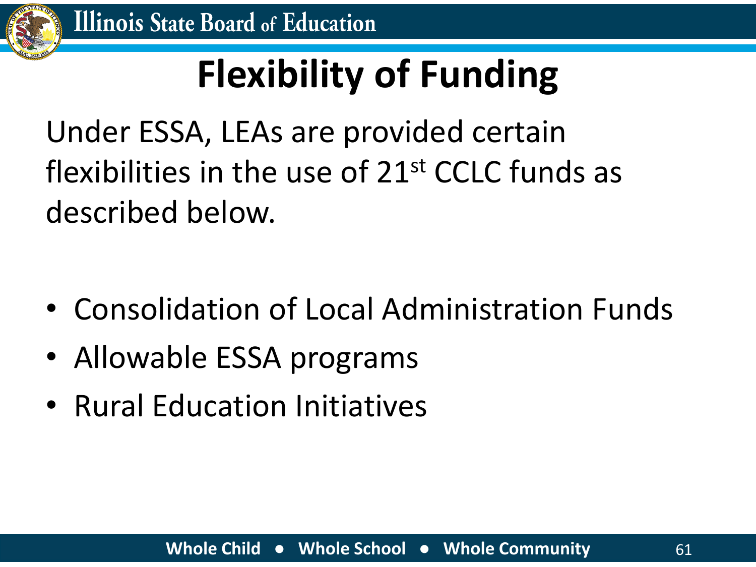# Flexibility of Funding

Under ESSA, LEAs are provided certain flexibilities in the use of 21st CCLC funds as described below.

- Consolidation of Local Administration Funds
- Allowable ESSA programs
- Rural Education Initiatives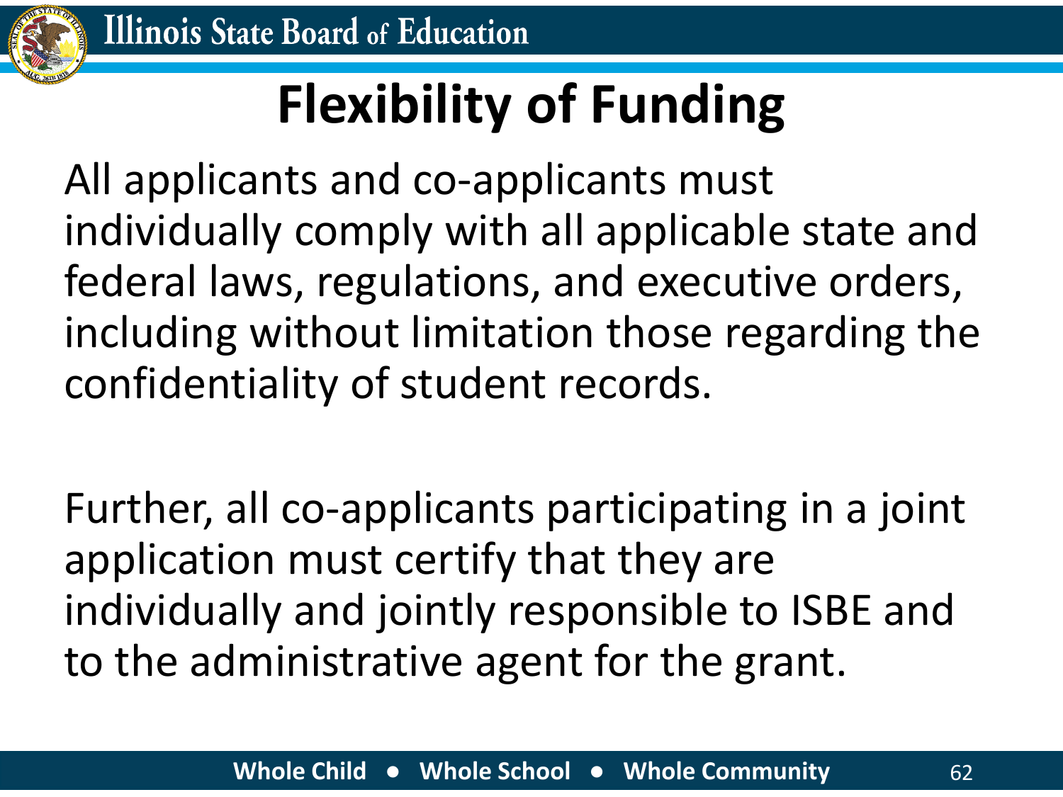# Flexibility of Funding

All applicants and co-applicants must individually comply with all applicable state and federal laws, regulations, and executive orders, including without limitation those regarding the confidentiality of student records.

Further, all co-applicants participating in a joint application must certify that they are individually and jointly responsible to ISBE and to the administrative agent for the grant.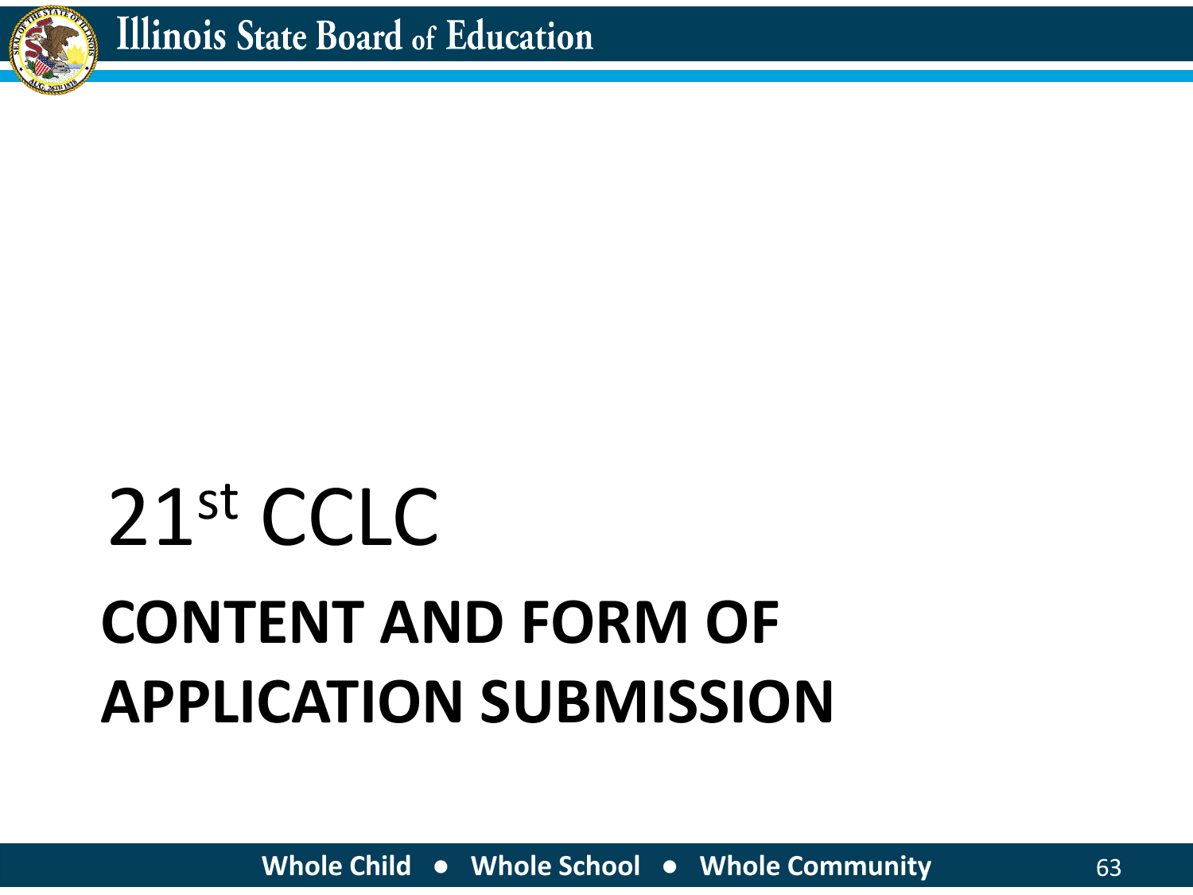# 21st CCLC

## CONTENT AND FORM OF APPLICATION SUBMISSION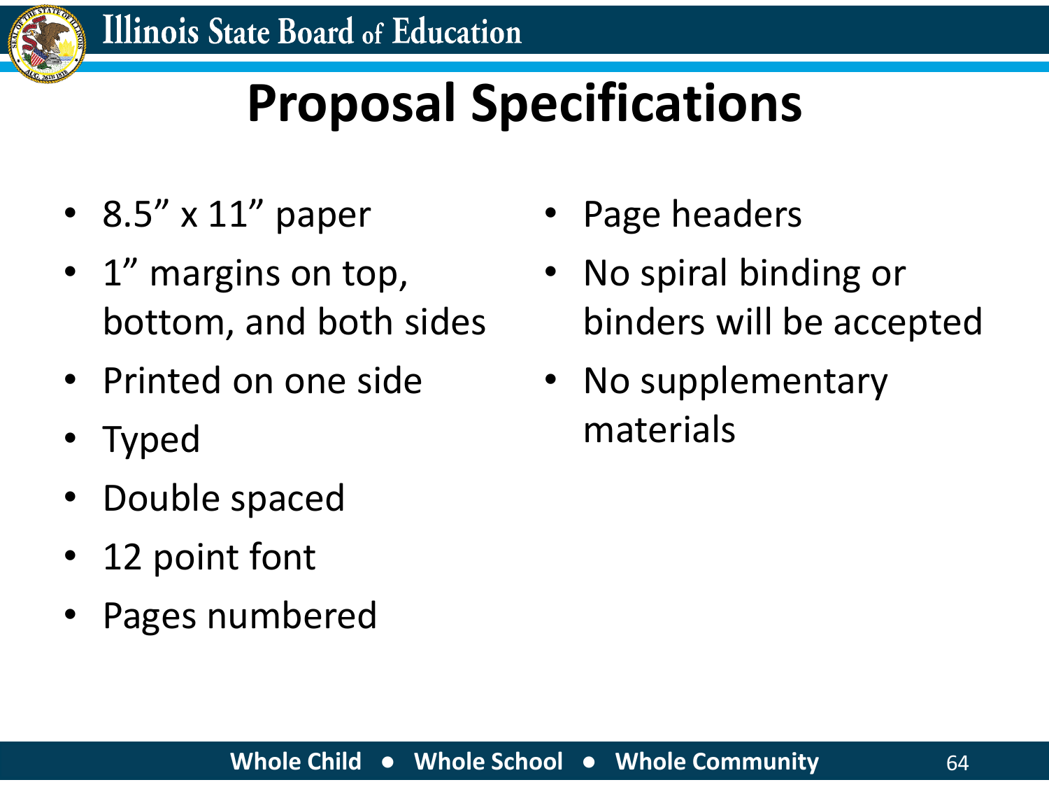# Proposal Specifications

- 8.5” x 11” paper
- 1” margins on top, bottom, and both sides
- Printed on one side
- Typed
- Double spaced
- 12 point font
- Pages numbered
- Page headers
- No spiral binding or binders will be accepted
- No supplementary materials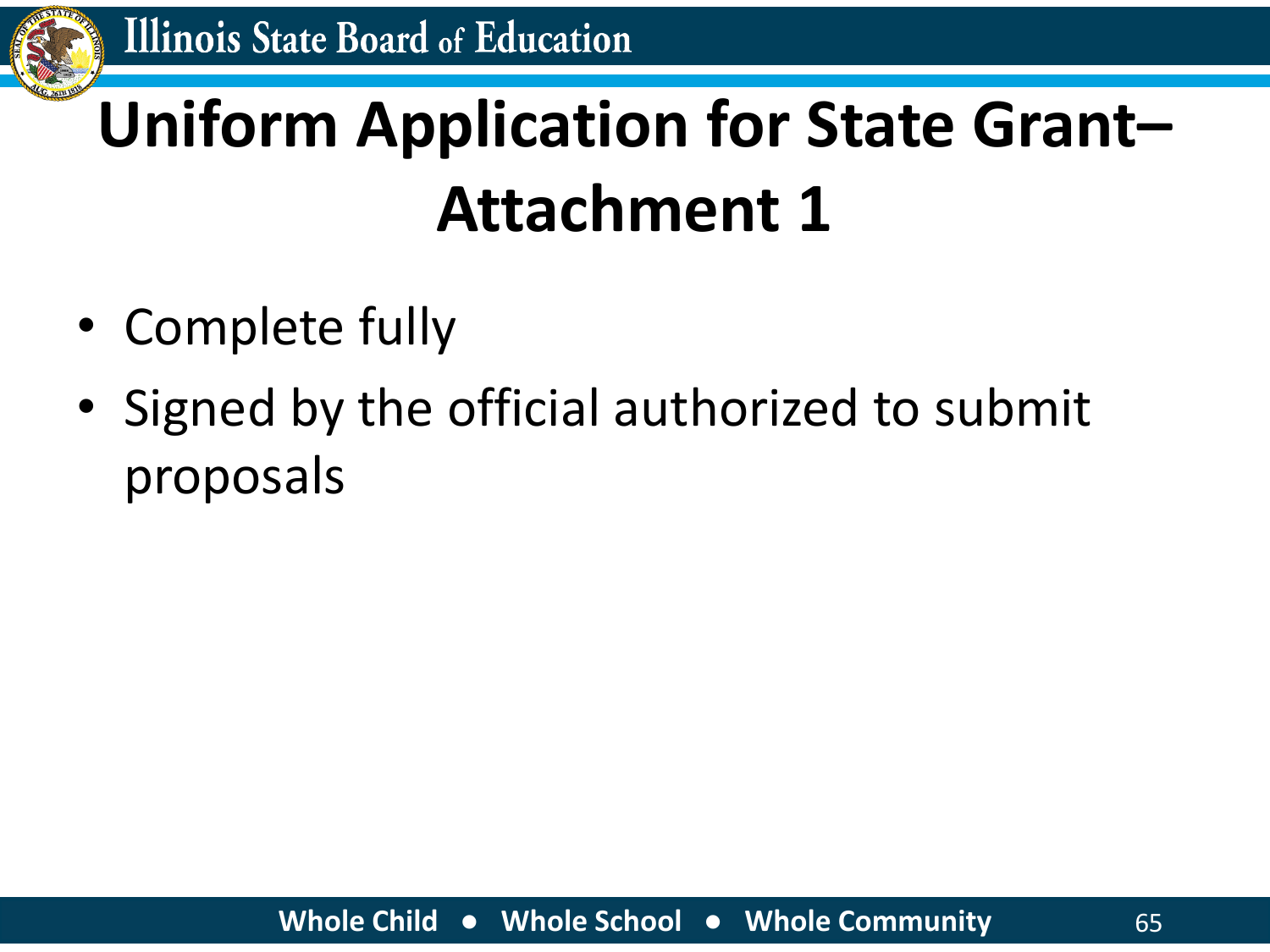# Uniform Application for State Grant–Attachment 1

- Complete fully
- Signed by the official authorized to submit proposals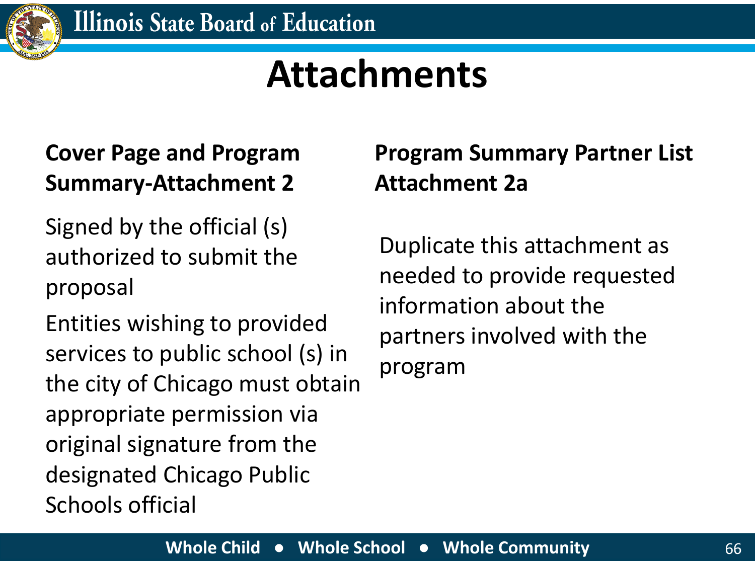# Attachments

## Cover Page and Program Summary-Attachment 2

Signed by the official (s) authorized to submit the proposal

Entities wishing to provided services to public school (s) in the city of Chicago must obtain appropriate permission via original signature from the designated Chicago Public Schools official

## Program Summary Partner List Attachment 2a

Duplicate this attachment as needed to provide requested information about the partners involved with the program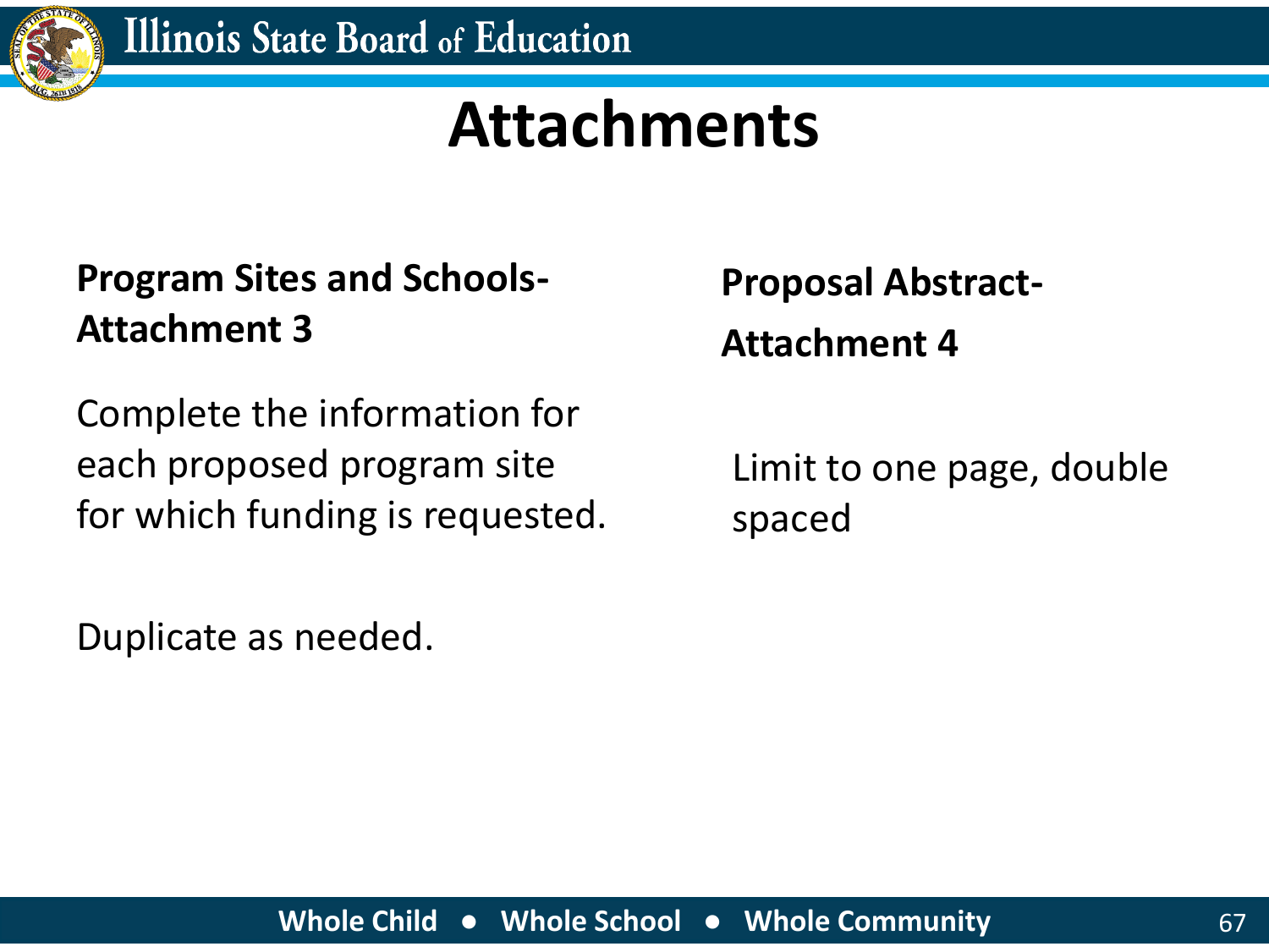# Attachments

**Program Sites and Schools- Attachment 3**

Complete the information for each proposed program site for which funding is requested.

Duplicate as needed.

**Proposal Abstract- Attachment 4**

Limit to one page, double spaced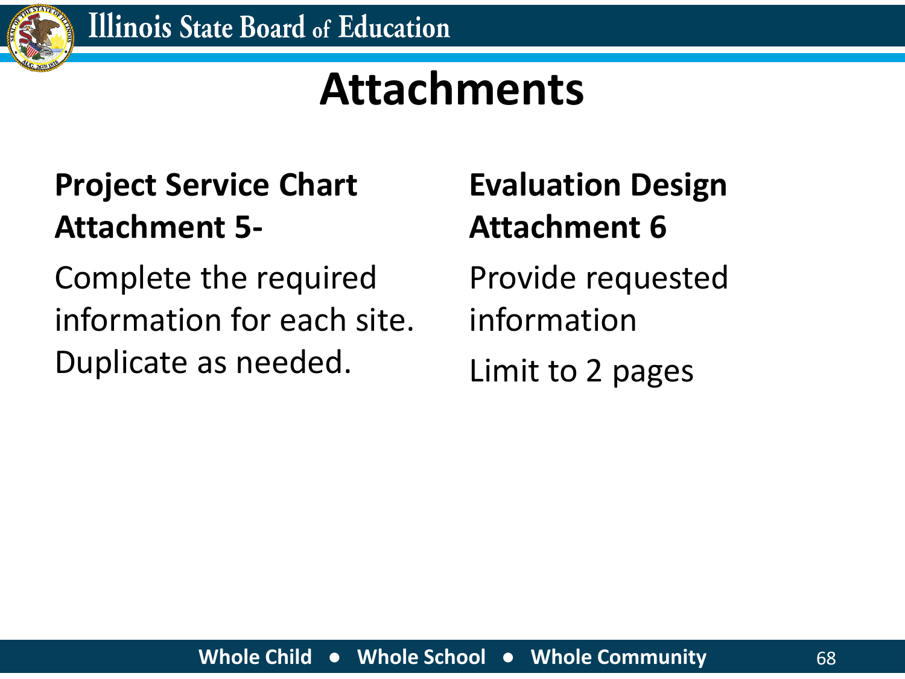# Attachments

**Project Service Chart Attachment 5-**

Complete the required information for each site. Duplicate as needed.

**Evaluation Design Attachment 6**

Provide requested information

Limit to 2 pages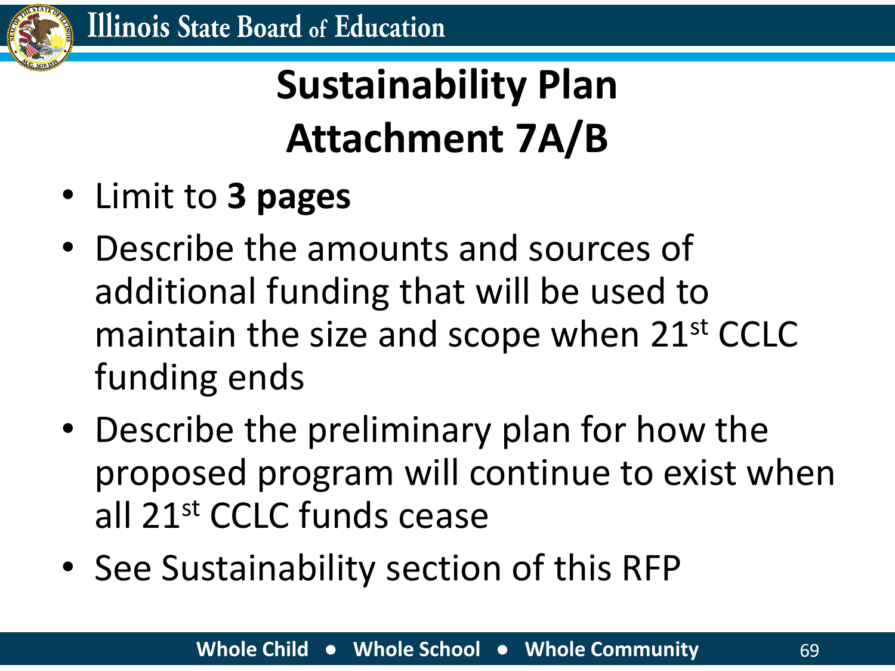# Sustainability Plan Attachment 7A/B

- Limit to **3 pages**
- Describe the amounts and sources of additional funding that will be used to maintain the size and scope when 21st CCLC funding ends
- Describe the preliminary plan for how the proposed program will continue to exist when all 21st CCLC funds cease
- See Sustainability section of this RFP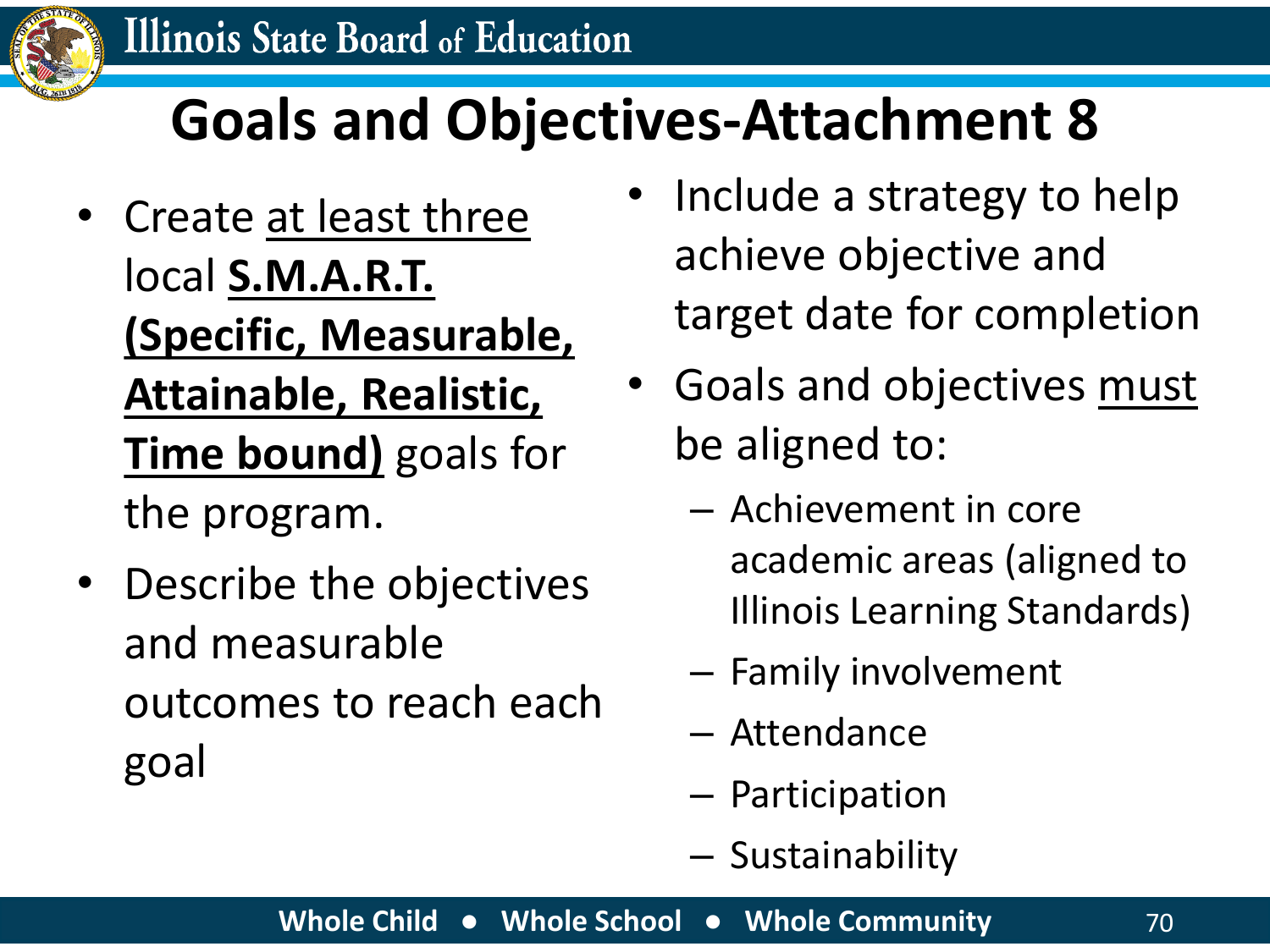# Goals and Objectives-Attachment 8

- Create at least three local **S.M.A.R.T. (Specific, Measurable, Attainable, Realistic, Time bound)** goals for the program.
- Describe the objectives and measurable outcomes to reach each goal
- Include a strategy to help achieve objective and target date for completion
- Goals and objectives must be aligned to:
  - Achievement in core academic areas (aligned to Illinois Learning Standards)
  - Family involvement
  - Attendance
  - Participation
  - Sustainability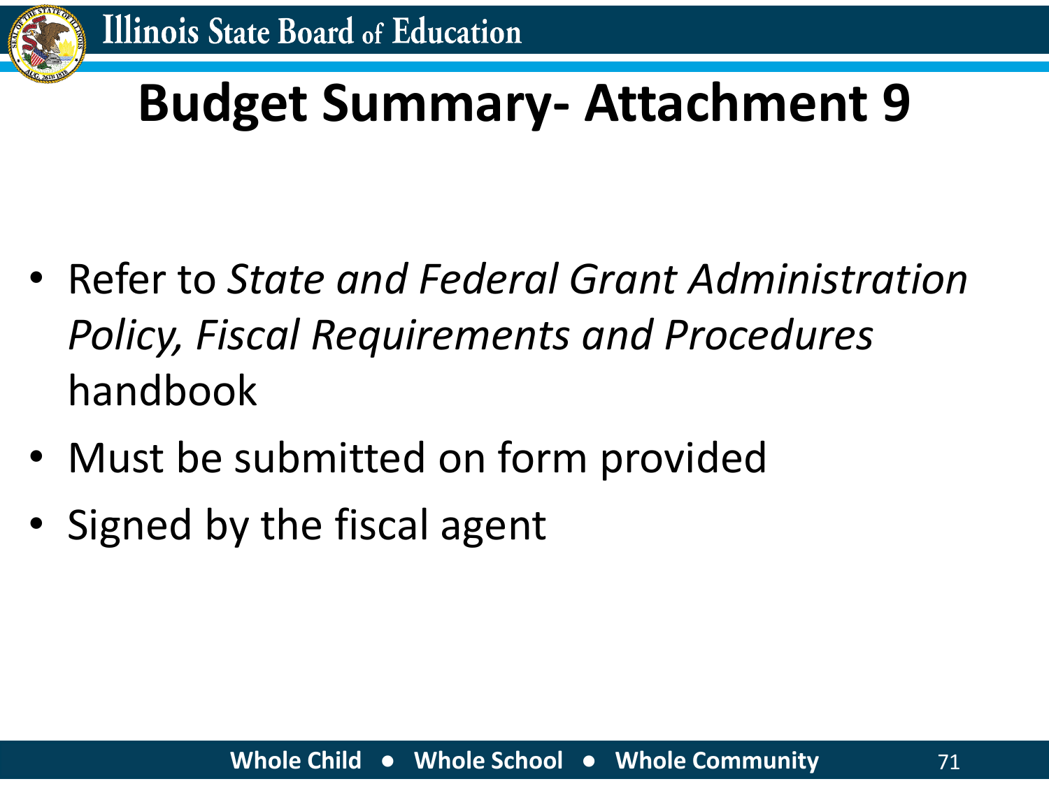# Budget Summary- Attachment 9

- Refer to *State and Federal Grant Administration Policy, Fiscal Requirements and Procedures* handbook
- Must be submitted on form provided
- Signed by the fiscal agent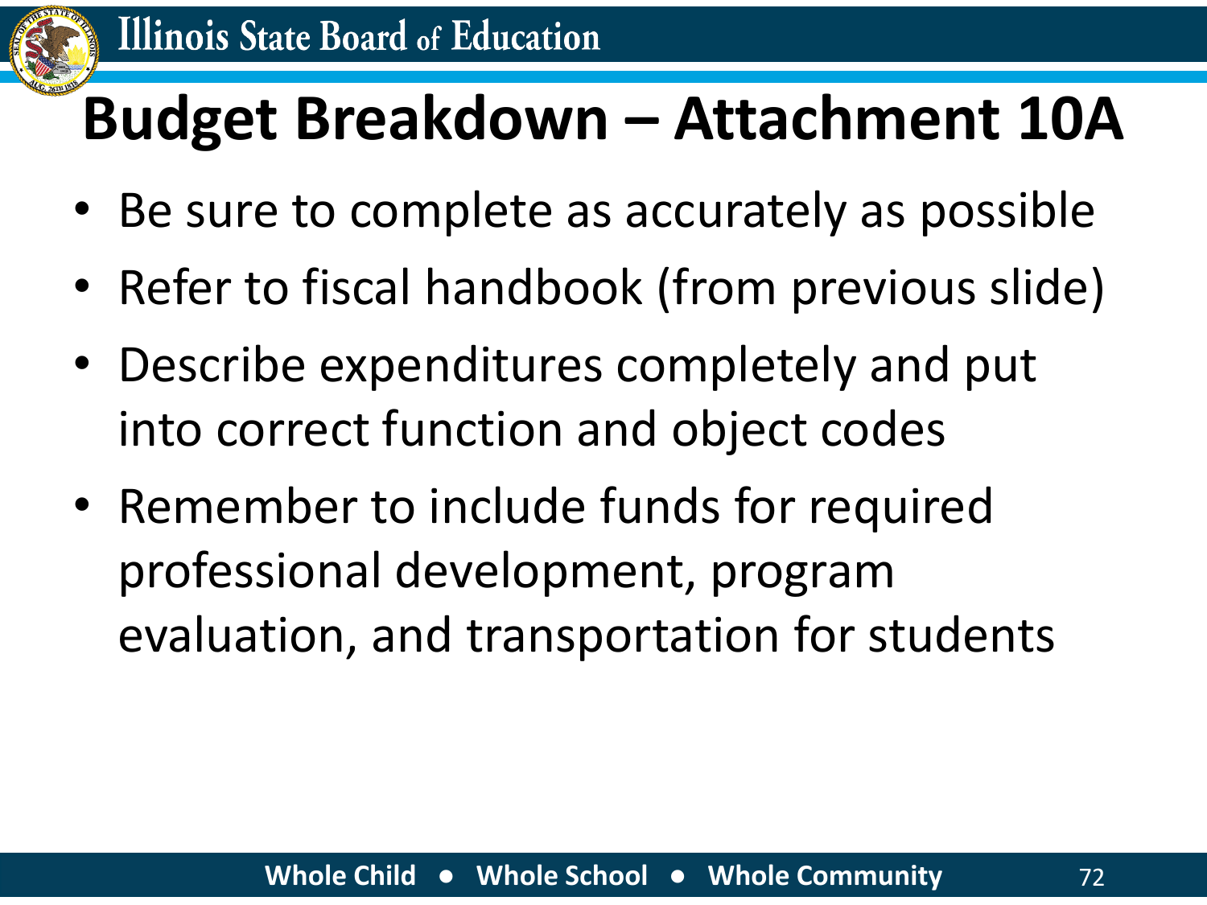# Budget Breakdown – Attachment 10A

- Be sure to complete as accurately as possible
- Refer to fiscal handbook (from previous slide)
- Describe expenditures completely and put into correct function and object codes
- Remember to include funds for required professional development, program evaluation, and transportation for students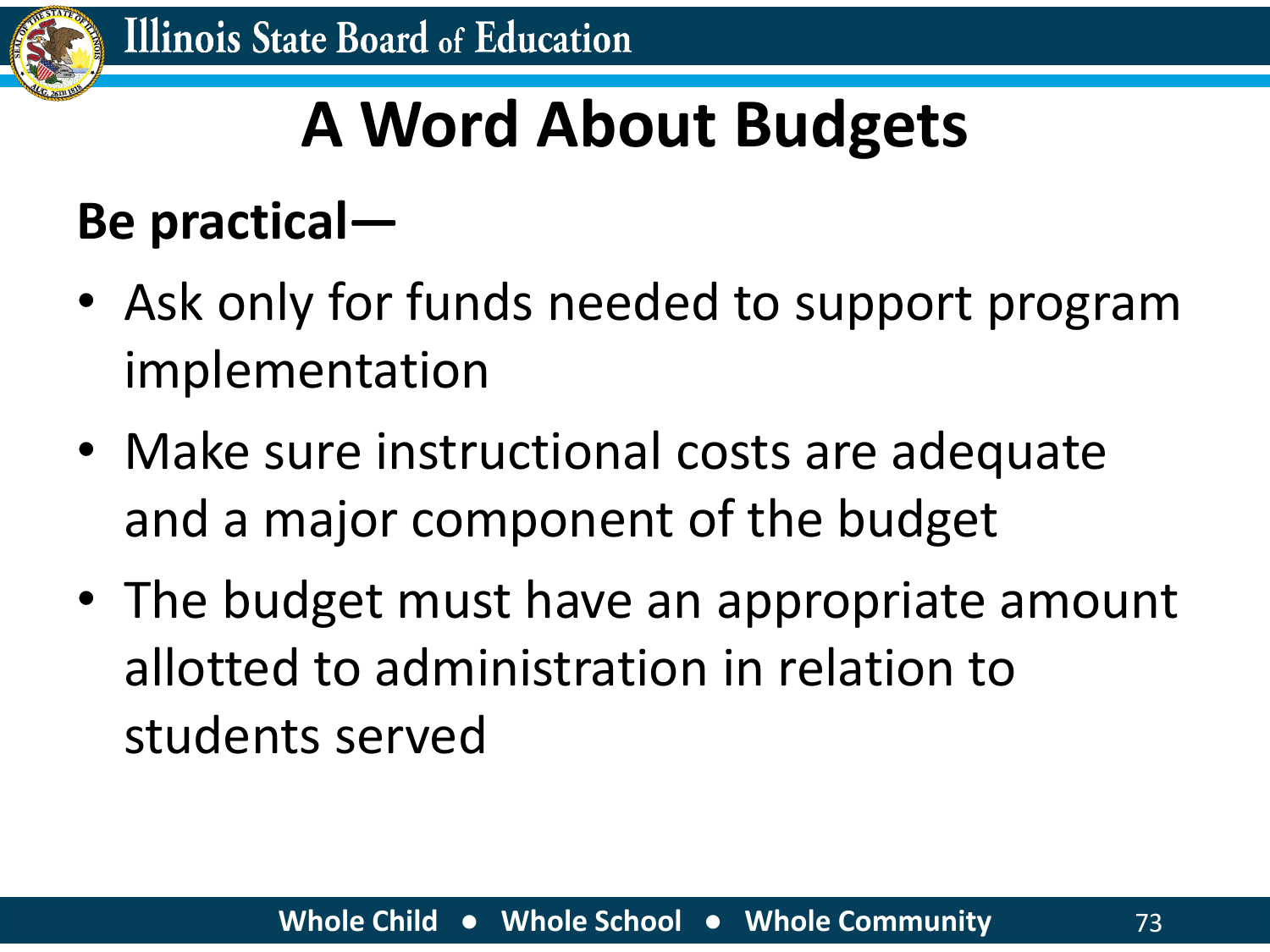# A Word About Budgets

**Be practical—**

- Ask only for funds needed to support program implementation
- Make sure instructional costs are adequate and a major component of the budget
- The budget must have an appropriate amount allotted to administration in relation to students served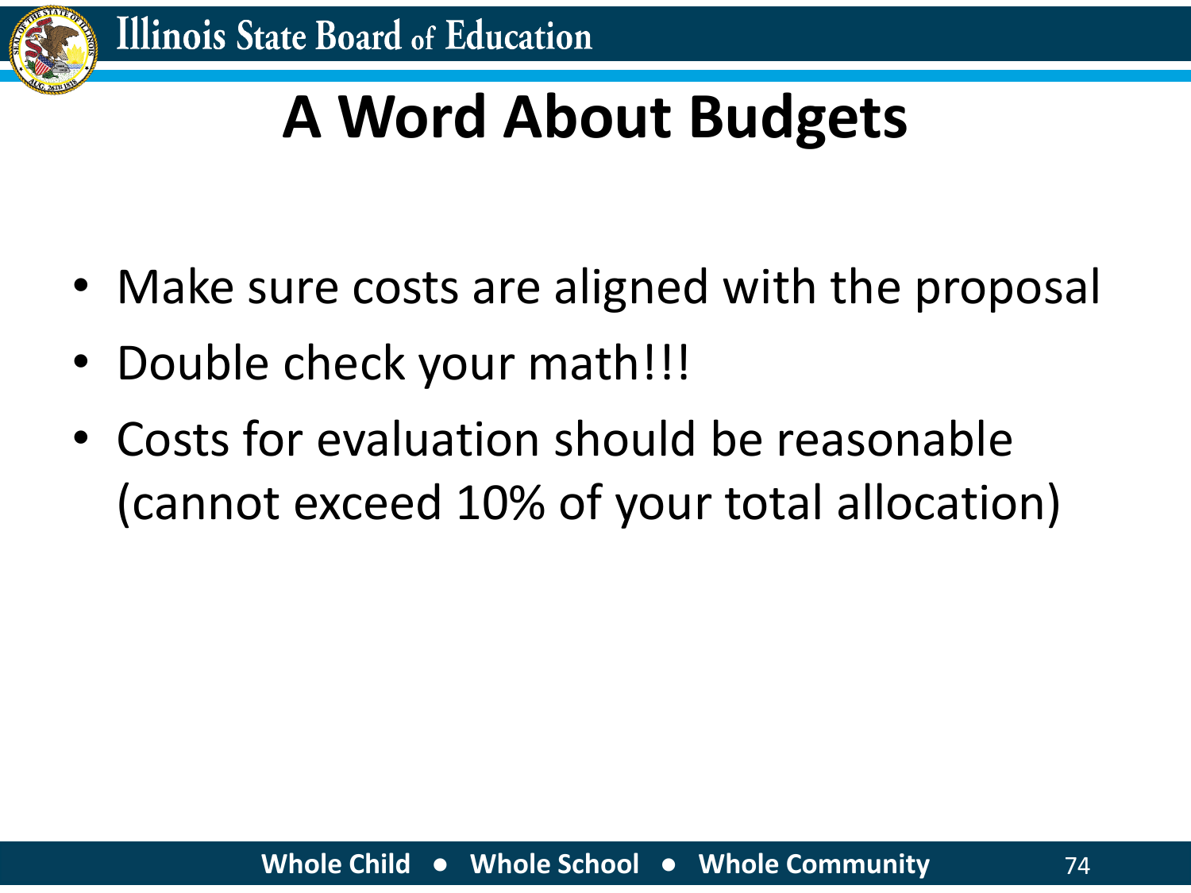# A Word About Budgets

- Make sure costs are aligned with the proposal
- Double check your math!!!
- Costs for evaluation should be reasonable (cannot exceed 10% of your total allocation)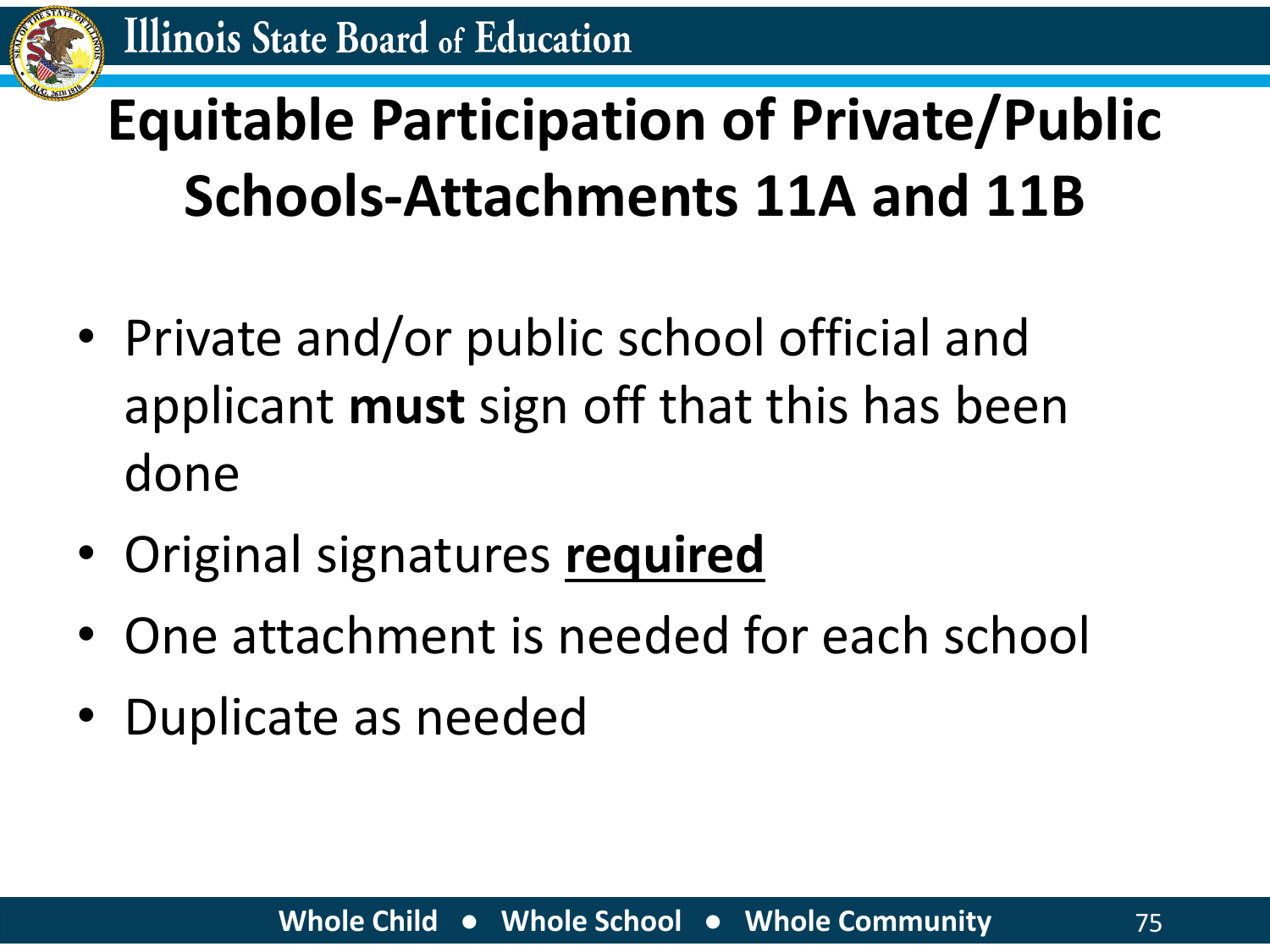# Equitable Participation of Private/Public Schools-Attachments 11A and 11B

- Private and/or public school official and applicant **must** sign off that this has been done
- Original signatures **<u>required</u>**
- One attachment is needed for each school
- Duplicate as needed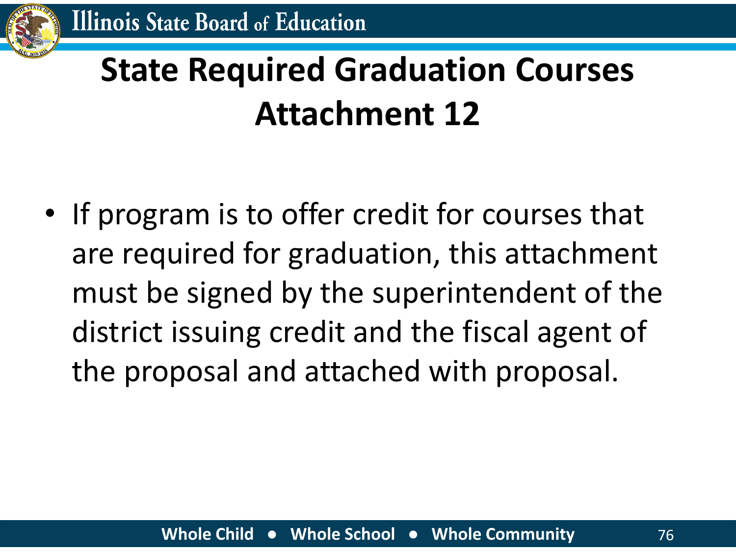# State Required Graduation Courses Attachment 12

- If program is to offer credit for courses that are required for graduation, this attachment must be signed by the superintendent of the district issuing credit and the fiscal agent of the proposal and attached with proposal.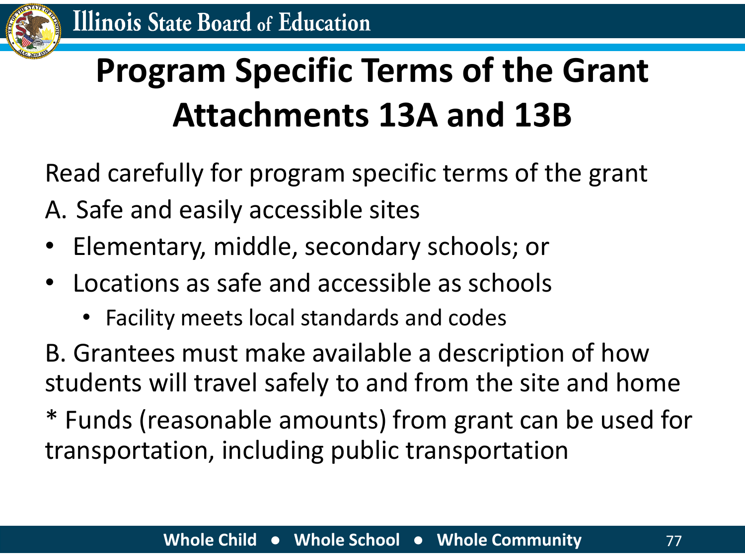# Program Specific Terms of the Grant Attachments 13A and 13B

Read carefully for program specific terms of the grant

A. Safe and easily accessible sites

- Elementary, middle, secondary schools; or
- Locations as safe and accessible as schools
  - Facility meets local standards and codes

B. Grantees must make available a description of how students will travel safely to and from the site and home

* Funds (reasonable amounts) from grant can be used for transportation, including public transportation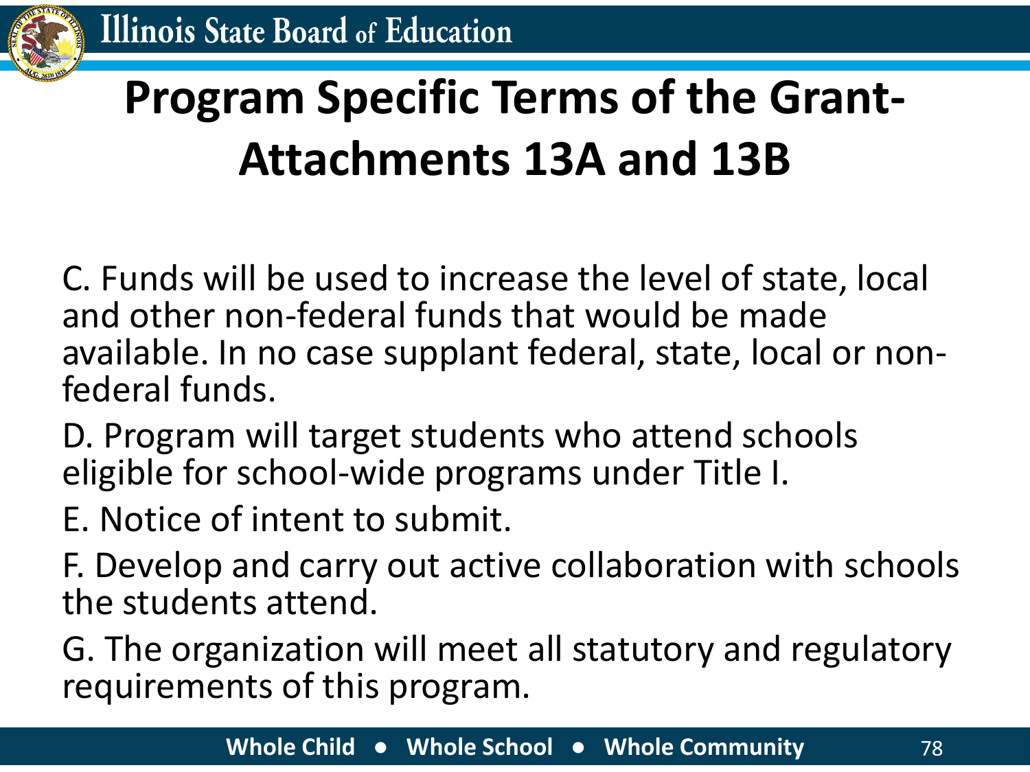# Program Specific Terms of the Grant- Attachments 13A and 13B

C. Funds will be used to increase the level of state, local and other non-federal funds that would be made available. In no case supplant federal, state, local or non-federal funds.

D. Program will target students who attend schools eligible for school-wide programs under Title I.

E. Notice of intent to submit.

F. Develop and carry out active collaboration with schools the students attend.

G. The organization will meet all statutory and regulatory requirements of this program.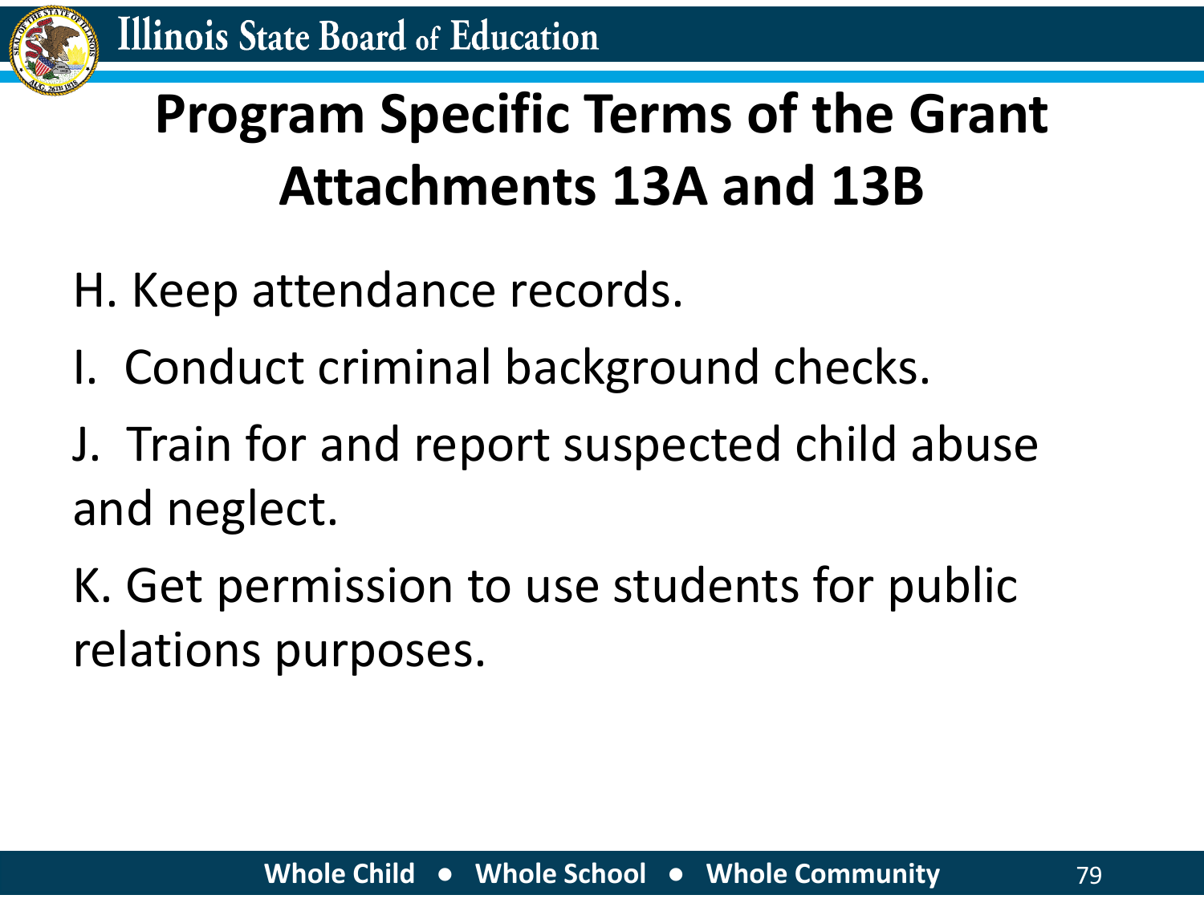# Program Specific Terms of the Grant Attachments 13A and 13B

H. Keep attendance records.

I. Conduct criminal background checks.

J. Train for and report suspected child abuse and neglect.

K. Get permission to use students for public relations purposes.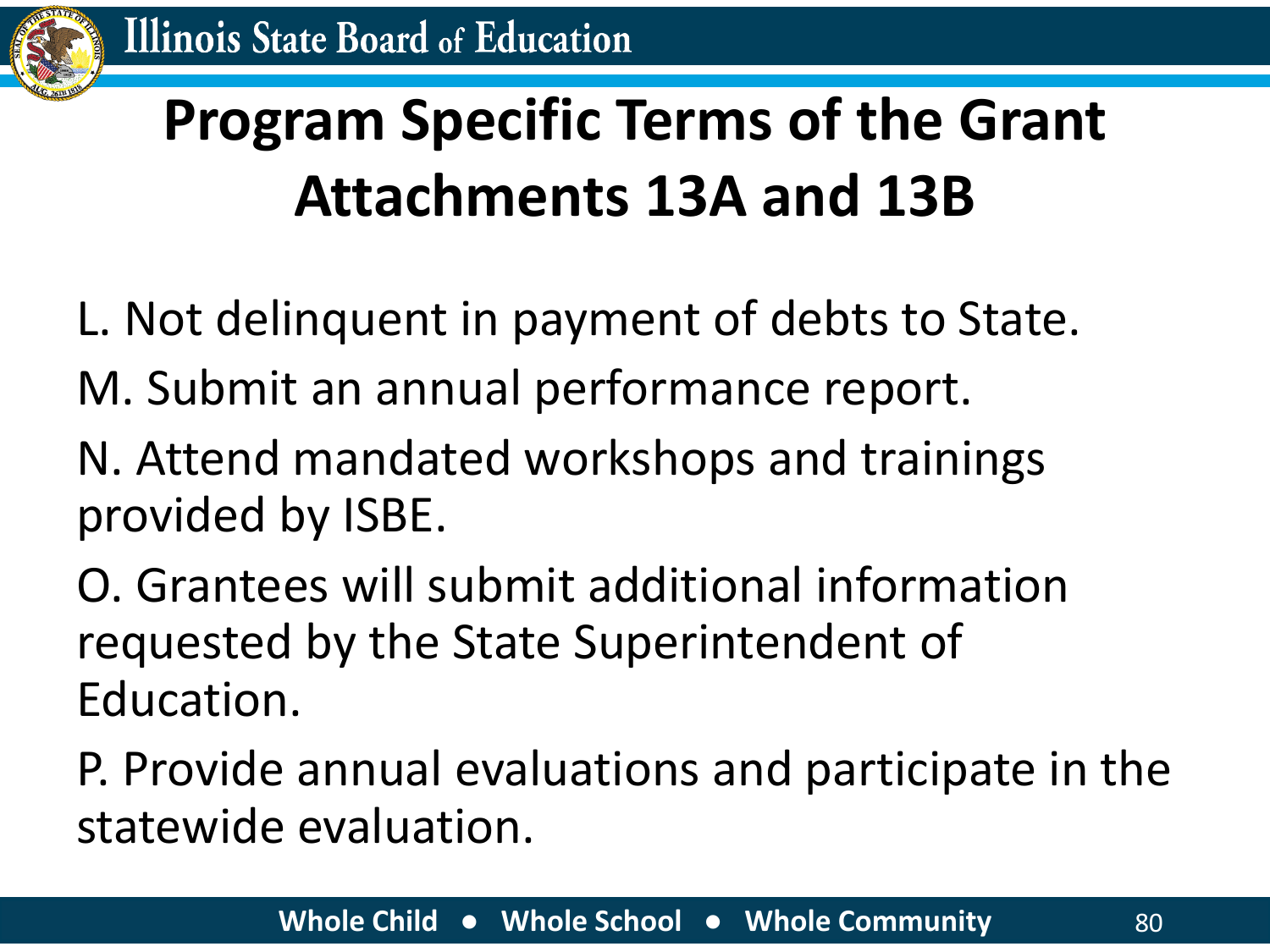# Program Specific Terms of the Grant Attachments 13A and 13B

L. Not delinquent in payment of debts to State.

M. Submit an annual performance report.

N. Attend mandated workshops and trainings provided by ISBE.

O. Grantees will submit additional information requested by the State Superintendent of Education.

P. Provide annual evaluations and participate in the statewide evaluation.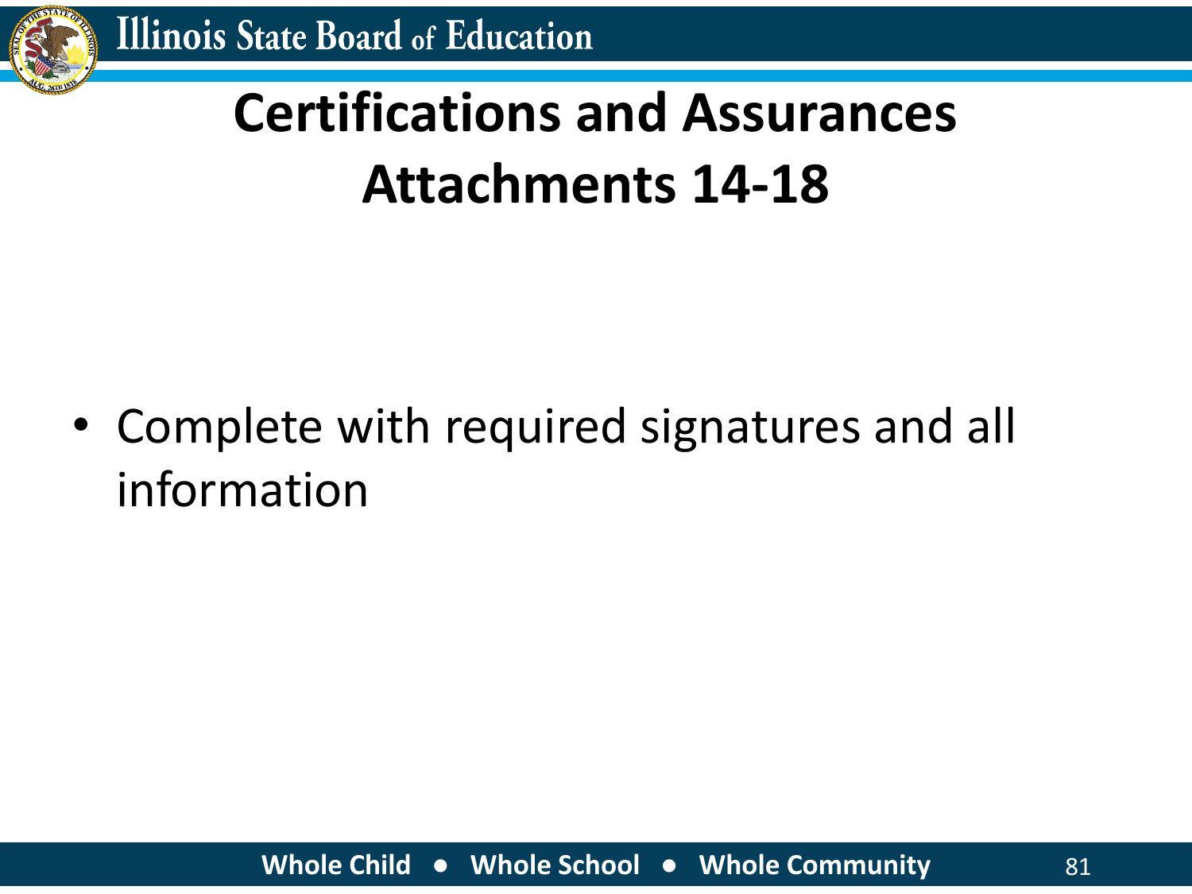# Certifications and Assurances Attachments 14-18

- Complete with required signatures and all information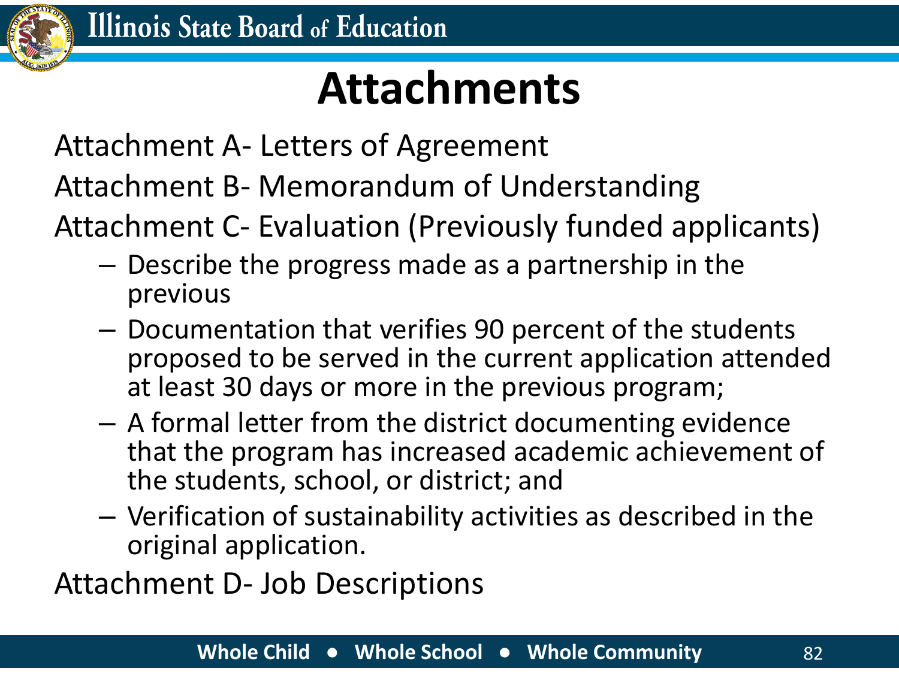# Attachments

Attachment A- Letters of Agreement

Attachment B- Memorandum of Understanding

Attachment C- Evaluation (Previously funded applicants)

- Describe the progress made as a partnership in the previous
- Documentation that verifies 90 percent of the students proposed to be served in the current application attended at least 30 days or more in the previous program;
- A formal letter from the district documenting evidence that the program has increased academic achievement of the students, school, or district; and
- Verification of sustainability activities as described in the original application.

Attachment D- Job Descriptions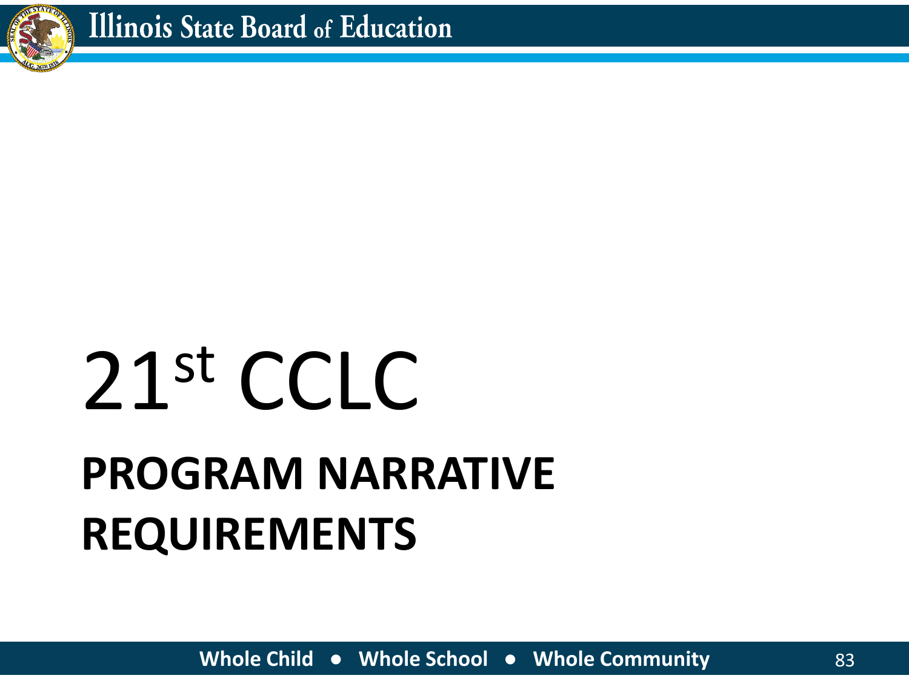# 21st CCLC

## PROGRAM NARRATIVE REQUIREMENTS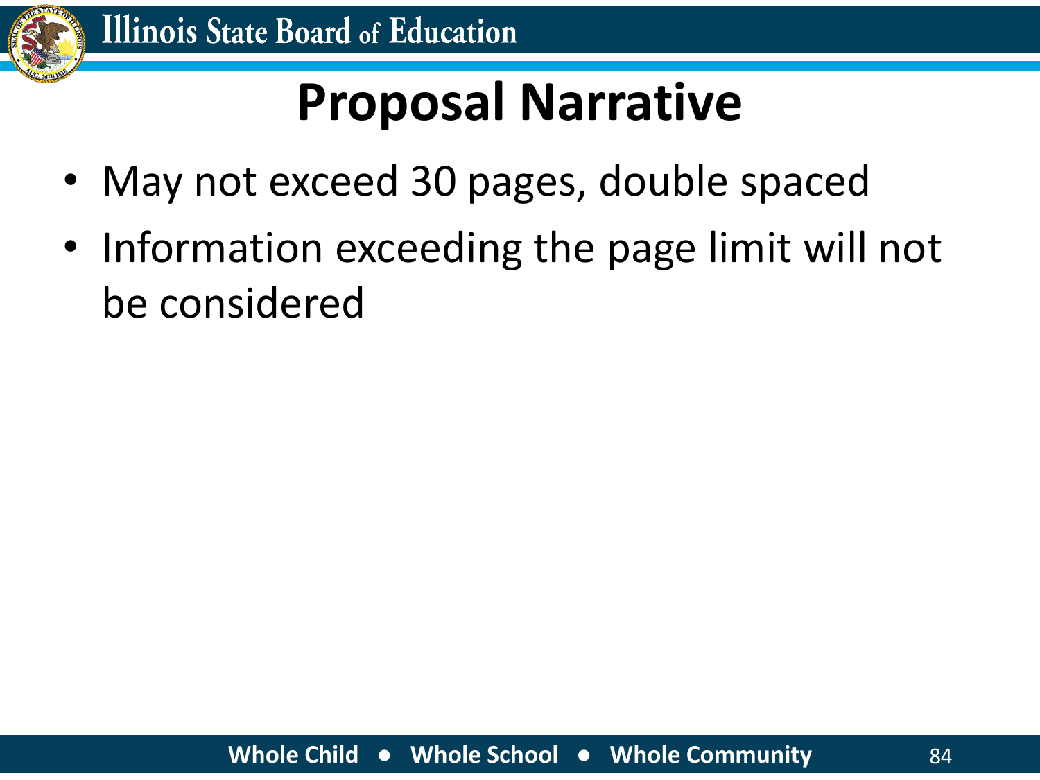# Proposal Narrative

- May not exceed 30 pages, double spaced
- Information exceeding the page limit will not be considered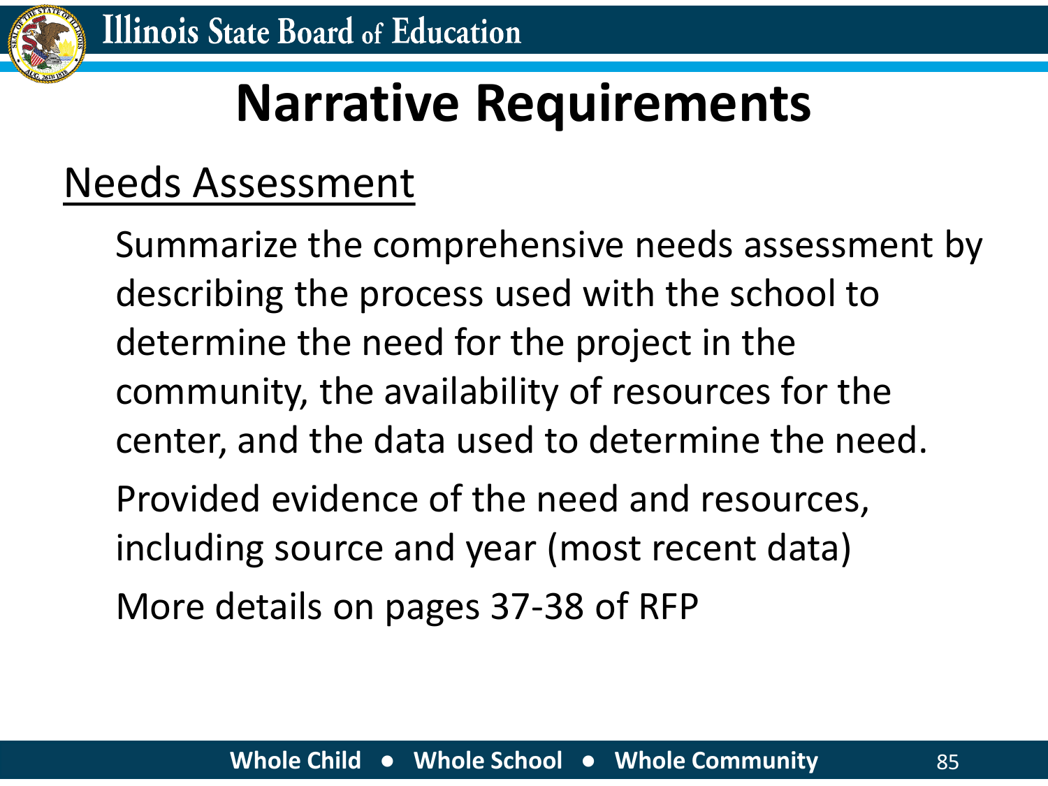# Narrative Requirements

## Needs Assessment

Summarize the comprehensive needs assessment by describing the process used with the school to determine the need for the project in the community, the availability of resources for the center, and the data used to determine the need.

Provided evidence of the need and resources, including source and year (most recent data)

More details on pages 37-38 of RFP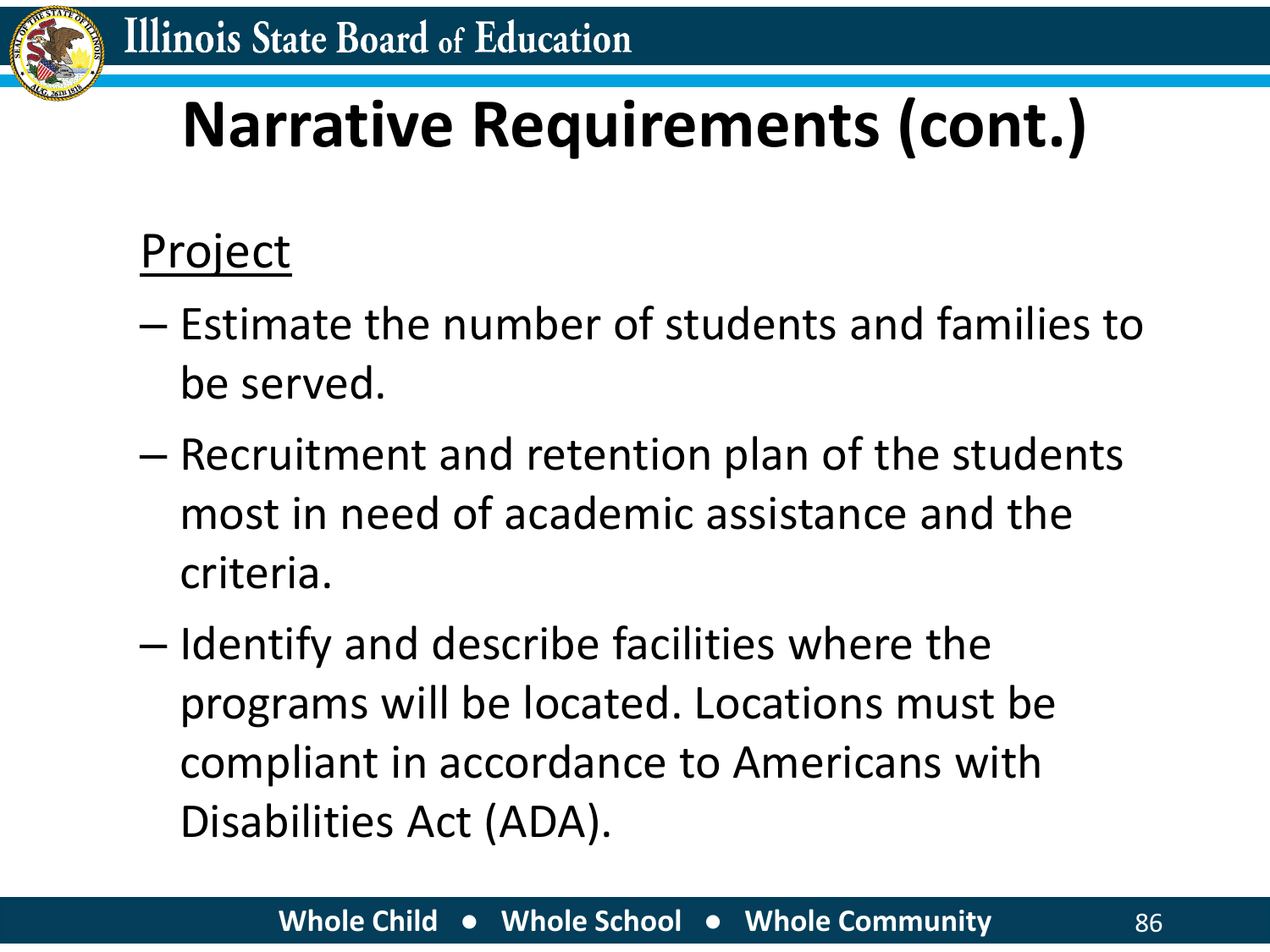# Narrative Requirements (cont.)

Project

- Estimate the number of students and families to be served.
- Recruitment and retention plan of the students most in need of academic assistance and the criteria.
- Identify and describe facilities where the programs will be located. Locations must be compliant in accordance to Americans with Disabilities Act (ADA).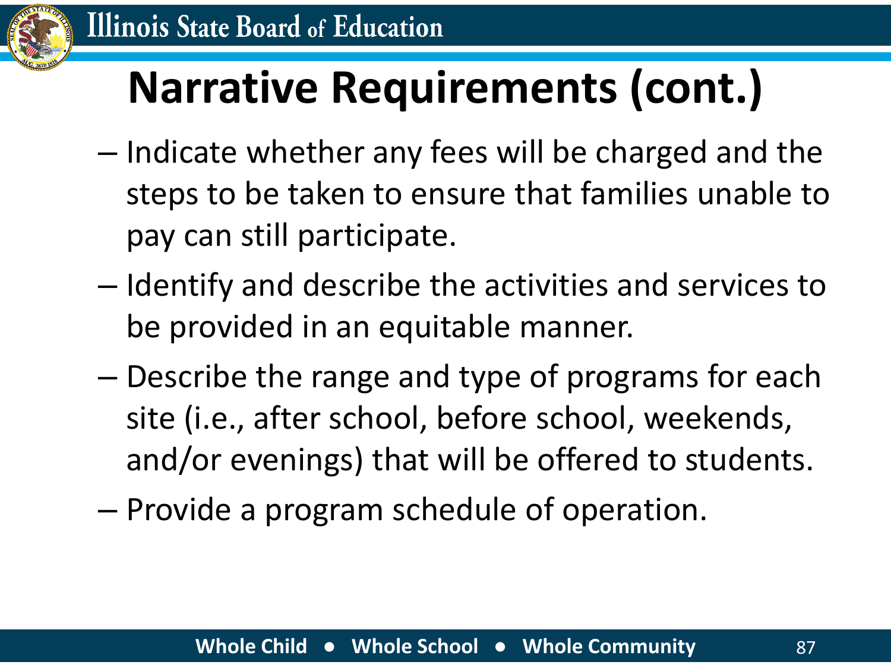# Narrative Requirements (cont.)

- Indicate whether any fees will be charged and the steps to be taken to ensure that families unable to pay can still participate.
- Identify and describe the activities and services to be provided in an equitable manner.
- Describe the range and type of programs for each site (i.e., after school, before school, weekends, and/or evenings) that will be offered to students.
- Provide a program schedule of operation.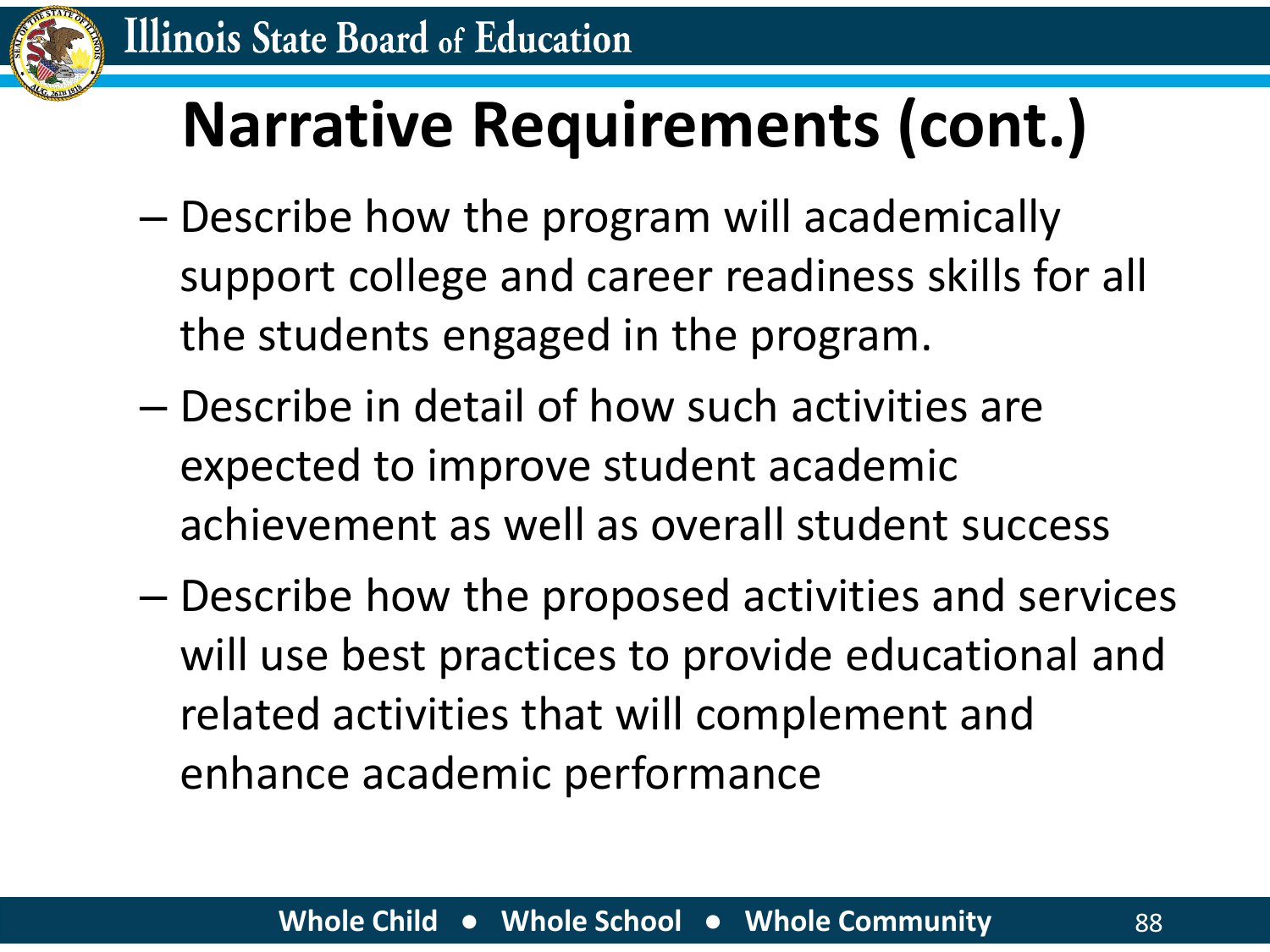# Narrative Requirements (cont.)

- Describe how the program will academically support college and career readiness skills for all the students engaged in the program.
- Describe in detail of how such activities are expected to improve student academic achievement as well as overall student success
- Describe how the proposed activities and services will use best practices to provide educational and related activities that will complement and enhance academic performance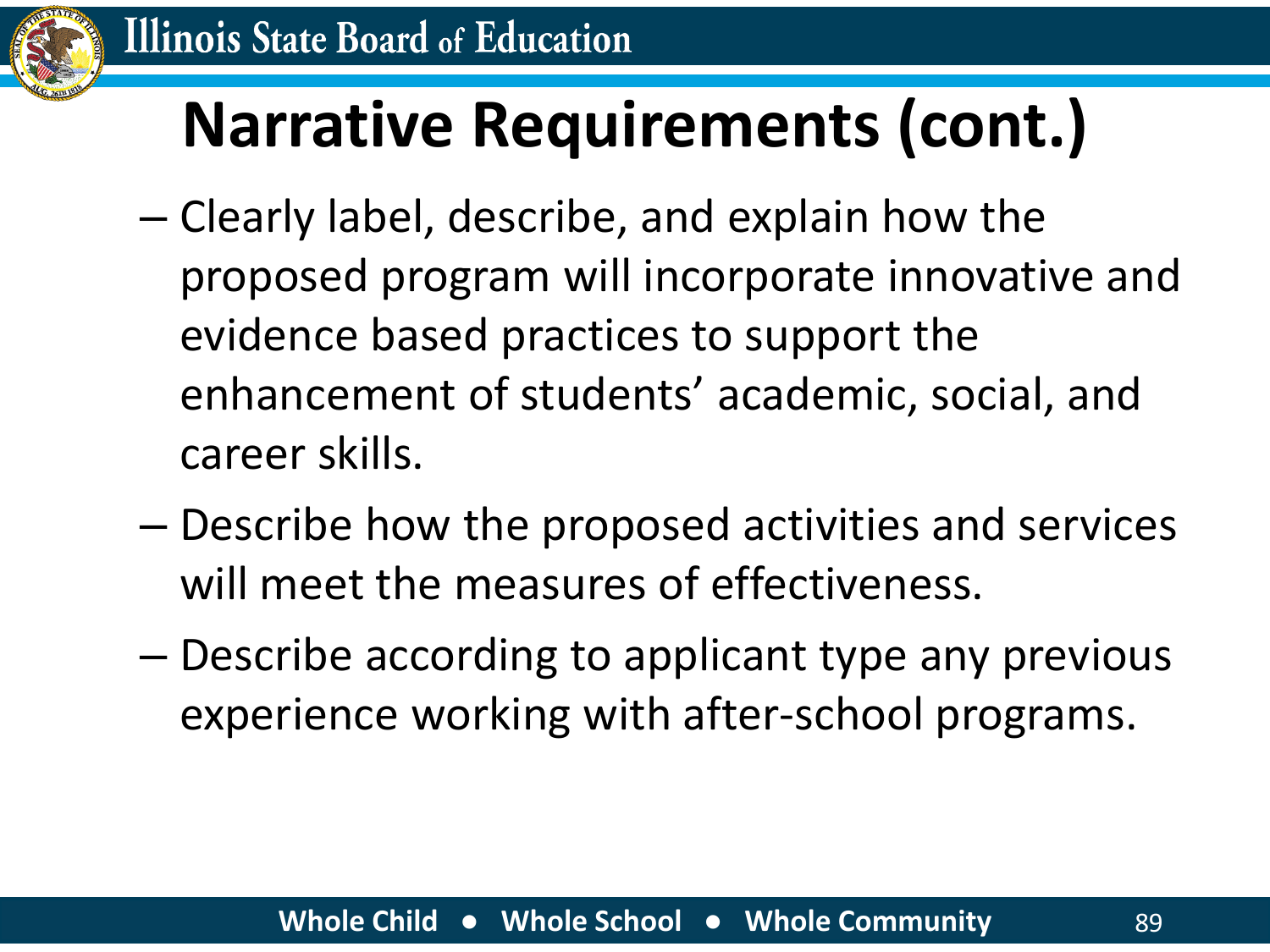# Narrative Requirements (cont.)

- Clearly label, describe, and explain how the proposed program will incorporate innovative and evidence based practices to support the enhancement of students' academic, social, and career skills.
- Describe how the proposed activities and services will meet the measures of effectiveness.
- Describe according to applicant type any previous experience working with after-school programs.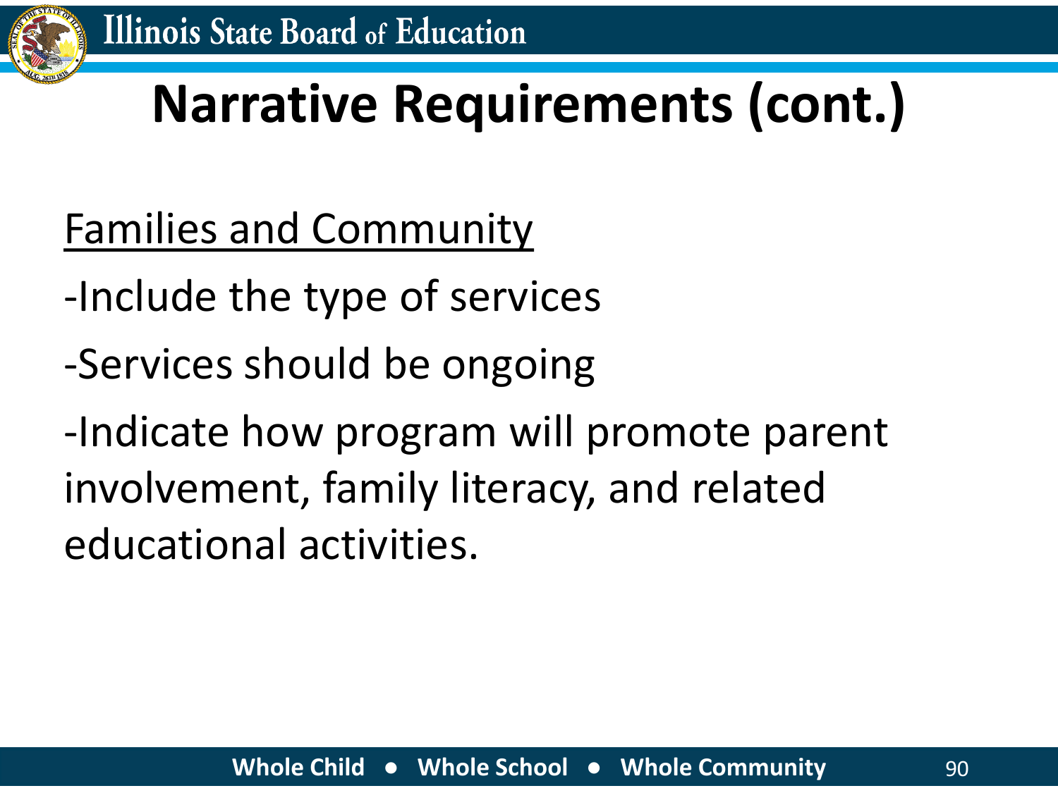# Narrative Requirements (cont.)

Families and Community

-Include the type of services

-Services should be ongoing

-Indicate how program will promote parent involvement, family literacy, and related educational activities.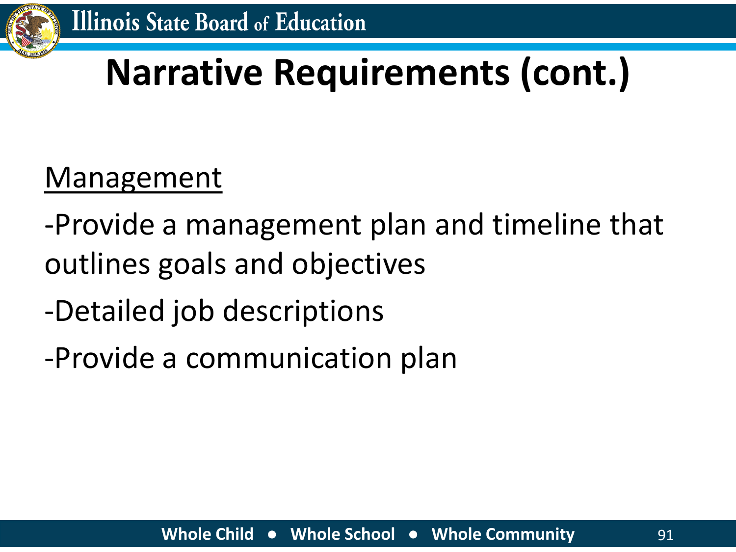# Narrative Requirements (cont.)

<u>Management</u>

-Provide a management plan and timeline that outlines goals and objectives

-Detailed job descriptions

-Provide a communication plan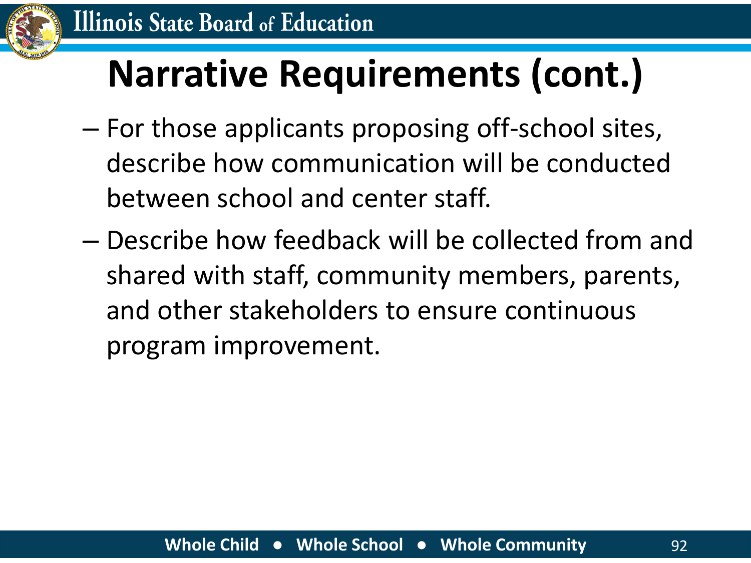# Narrative Requirements (cont.)

- For those applicants proposing off-school sites, describe how communication will be conducted between school and center staff.
- Describe how feedback will be collected from and shared with staff, community members, parents, and other stakeholders to ensure continuous program improvement.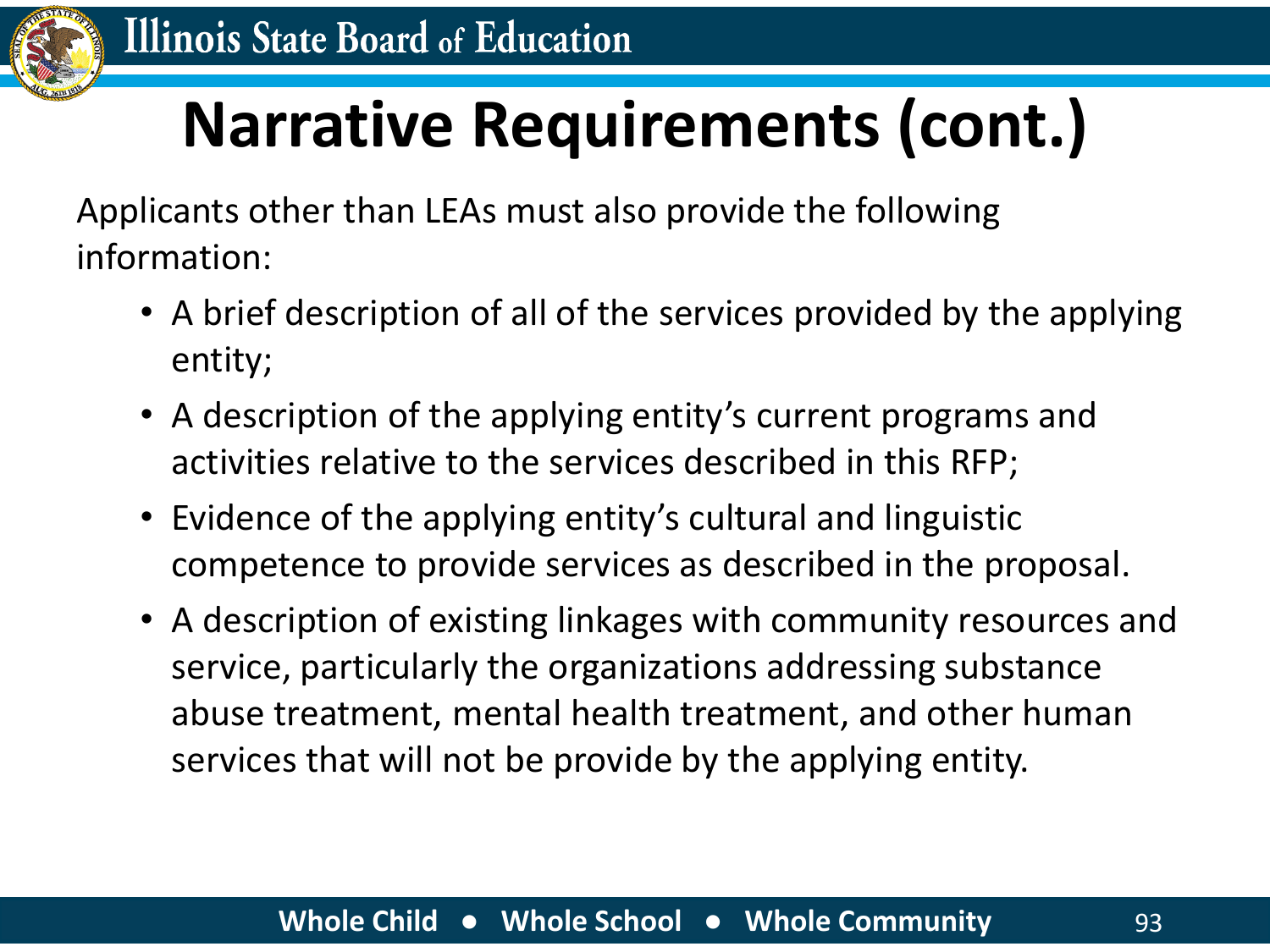# Narrative Requirements (cont.)

Applicants other than LEAs must also provide the following information:

- A brief description of all of the services provided by the applying entity;
- A description of the applying entity's current programs and activities relative to the services described in this RFP;
- Evidence of the applying entity's cultural and linguistic competence to provide services as described in the proposal.
- A description of existing linkages with community resources and service, particularly the organizations addressing substance abuse treatment, mental health treatment, and other human services that will not be provide by the applying entity.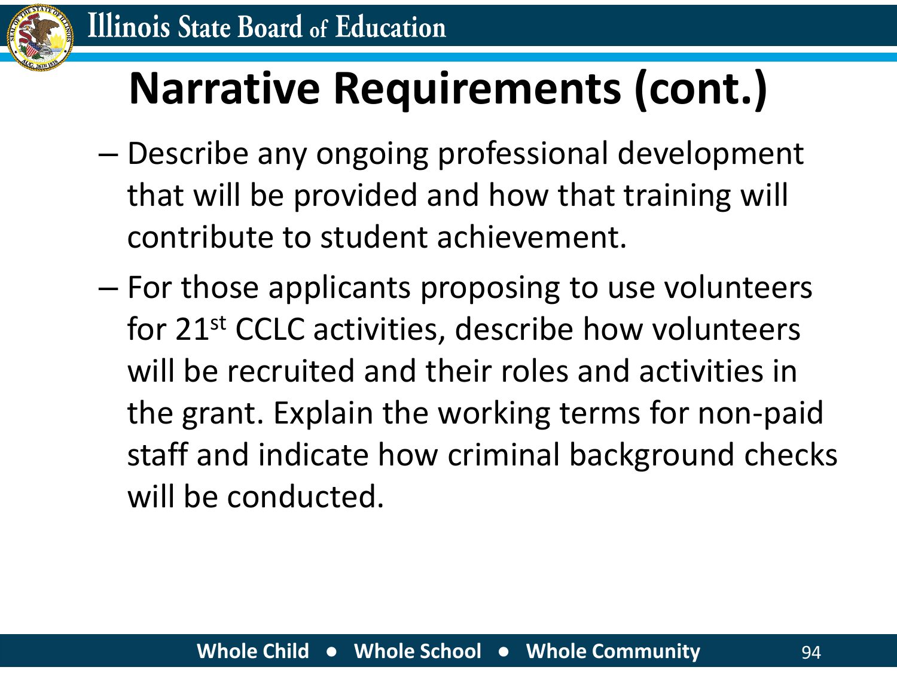# Narrative Requirements (cont.)

- Describe any ongoing professional development that will be provided and how that training will contribute to student achievement.
- For those applicants proposing to use volunteers for 21st CCLC activities, describe how volunteers will be recruited and their roles and activities in the grant. Explain the working terms for non-paid staff and indicate how criminal background checks will be conducted.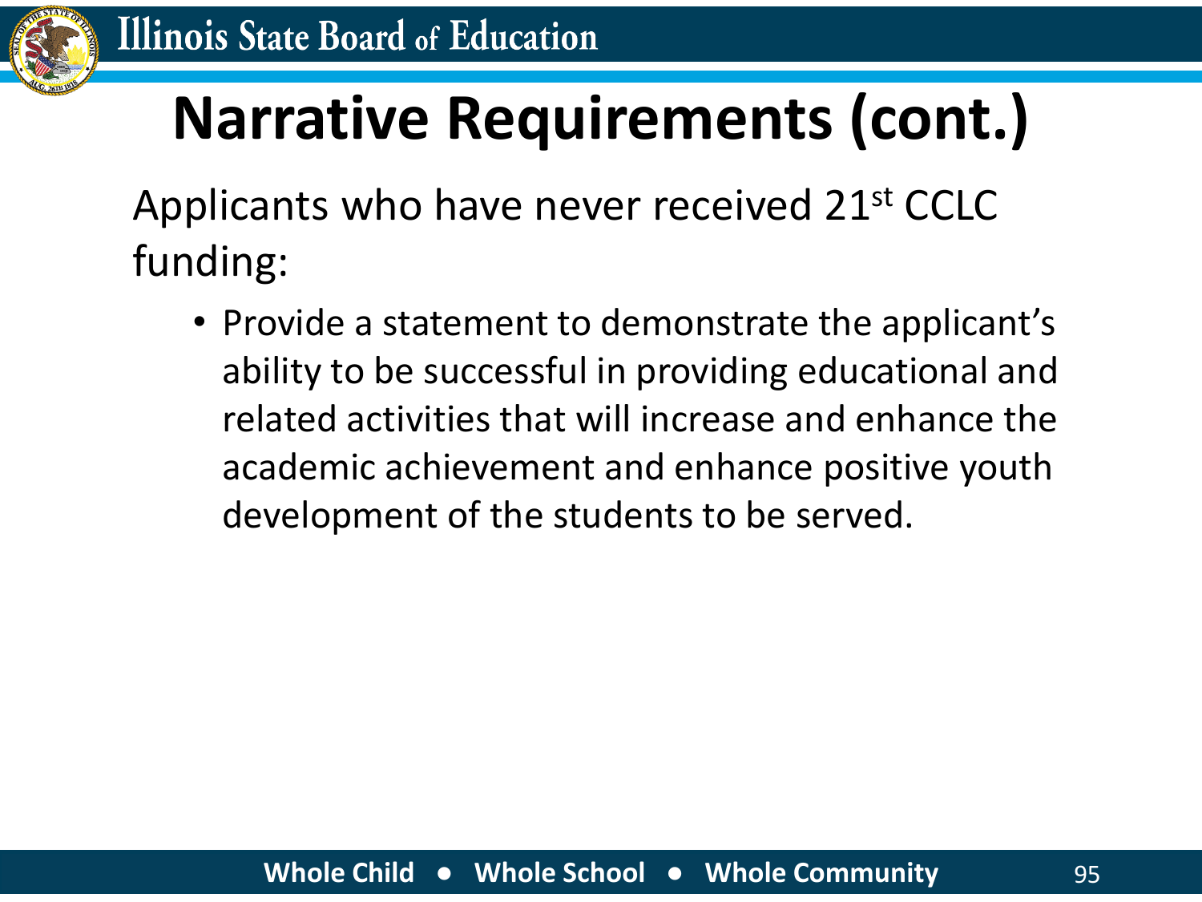# Narrative Requirements (cont.)

Applicants who have never received 21st CCLC funding:

- Provide a statement to demonstrate the applicant's ability to be successful in providing educational and related activities that will increase and enhance the academic achievement and enhance positive youth development of the students to be served.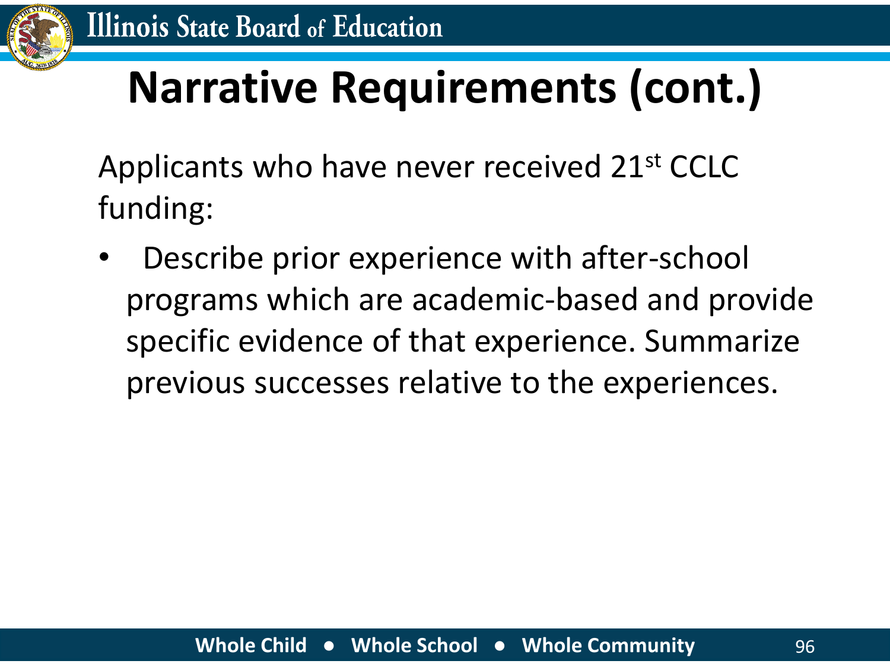# Narrative Requirements (cont.)

Applicants who have never received 21st CCLC funding:

- Describe prior experience with after-school programs which are academic-based and provide specific evidence of that experience. Summarize previous successes relative to the experiences.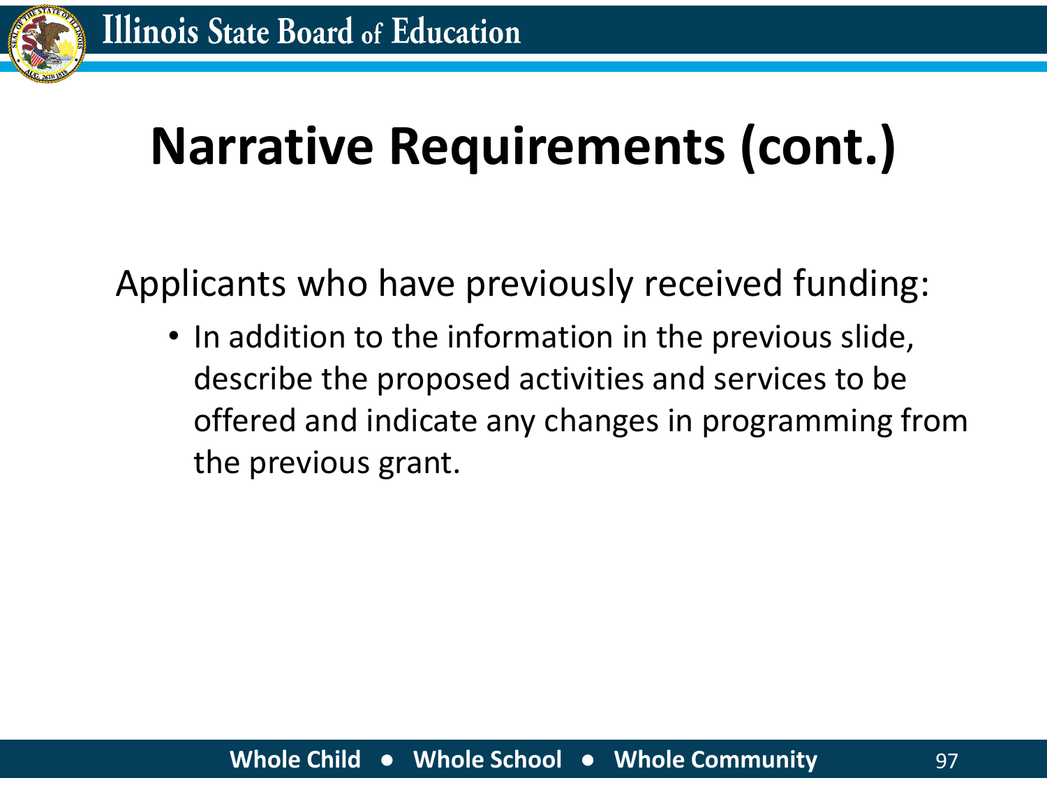# Narrative Requirements (cont.)

Applicants who have previously received funding:

- In addition to the information in the previous slide, describe the proposed activities and services to be offered and indicate any changes in programming from the previous grant.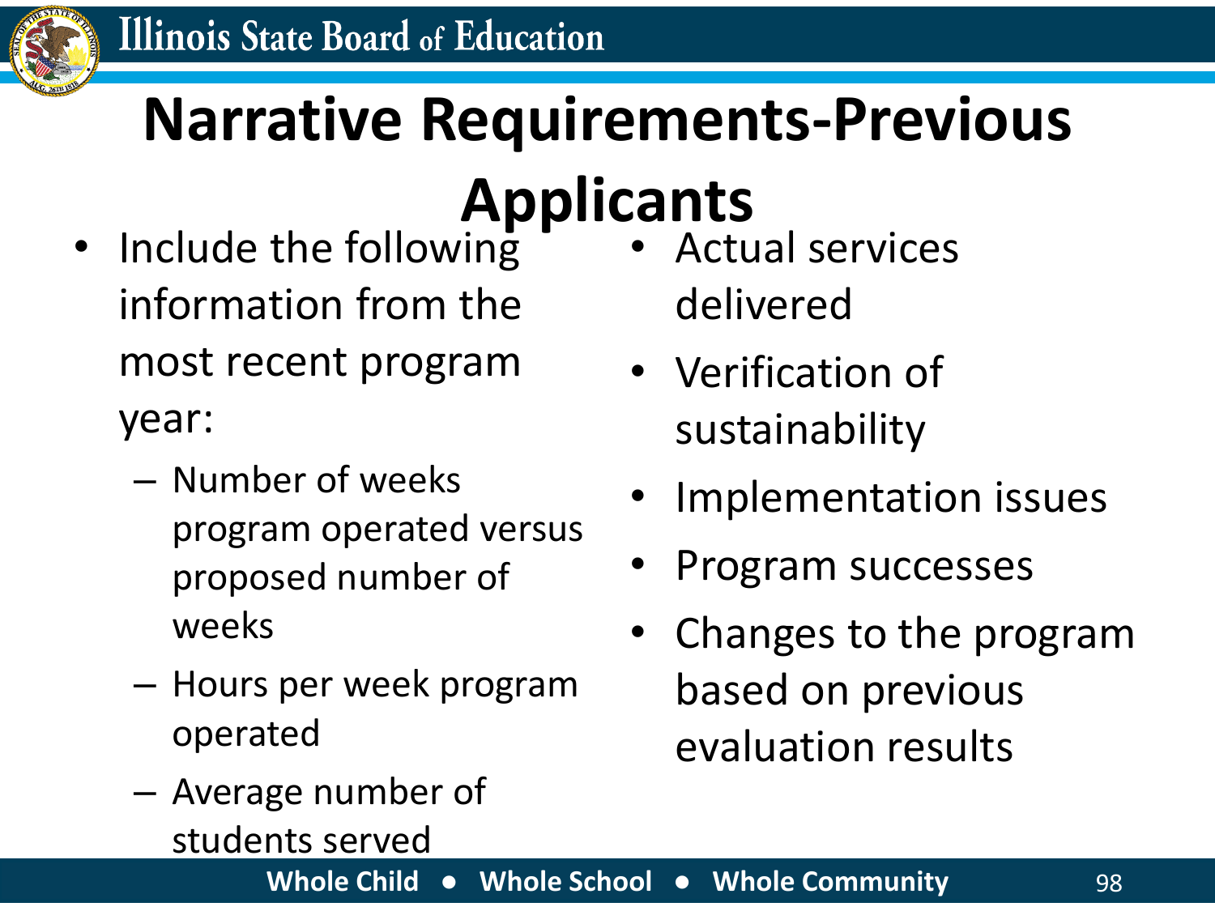# Narrative Requirements-Previous Applicants

- Include the following information from the most recent program year:
  - Number of weeks program operated versus proposed number of weeks
  - Hours per week program operated
  - Average number of students served
- Actual services delivered
- Verification of sustainability
- Implementation issues
- Program successes
- Changes to the program based on previous evaluation results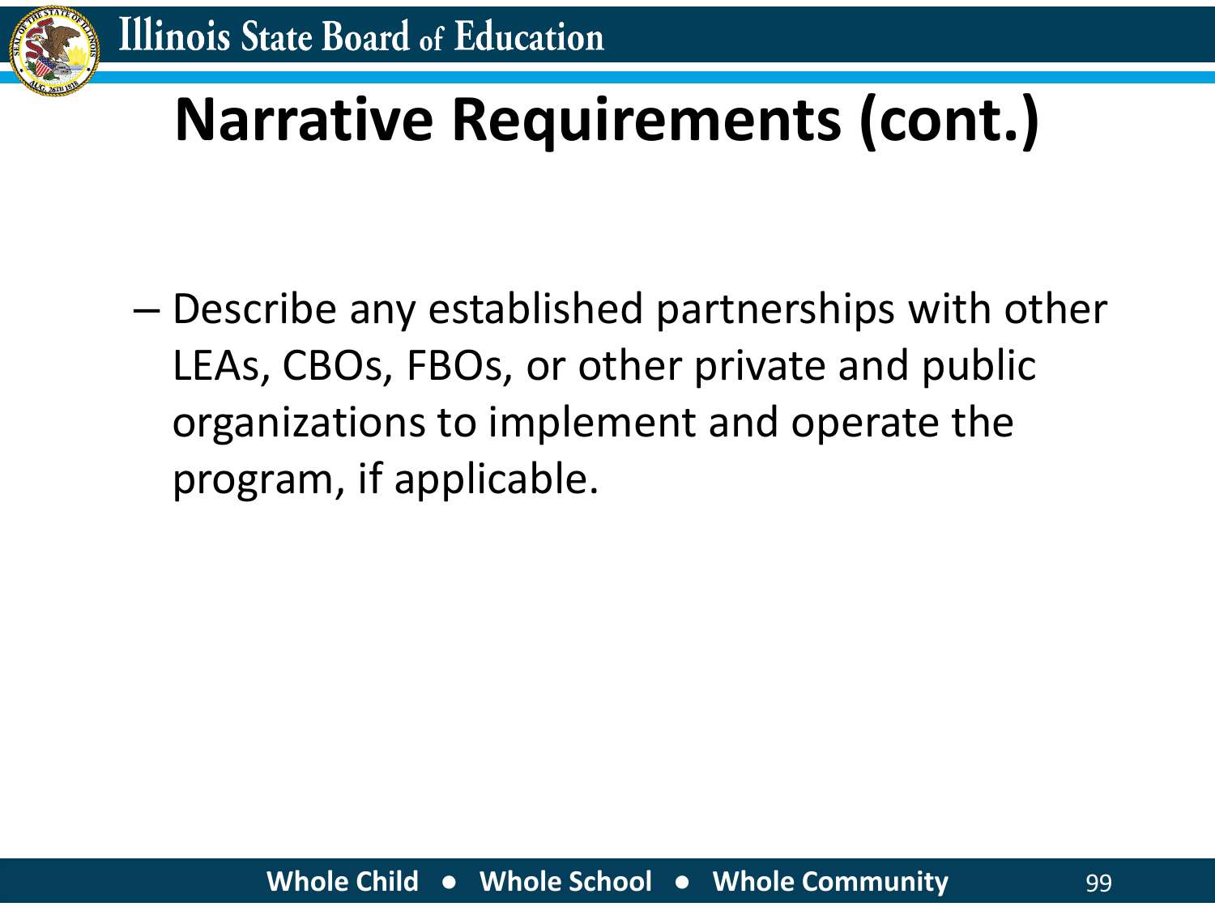# Narrative Requirements (cont.)

- Describe any established partnerships with other LEAs, CBOs, FBOs, or other private and public organizations to implement and operate the program, if applicable.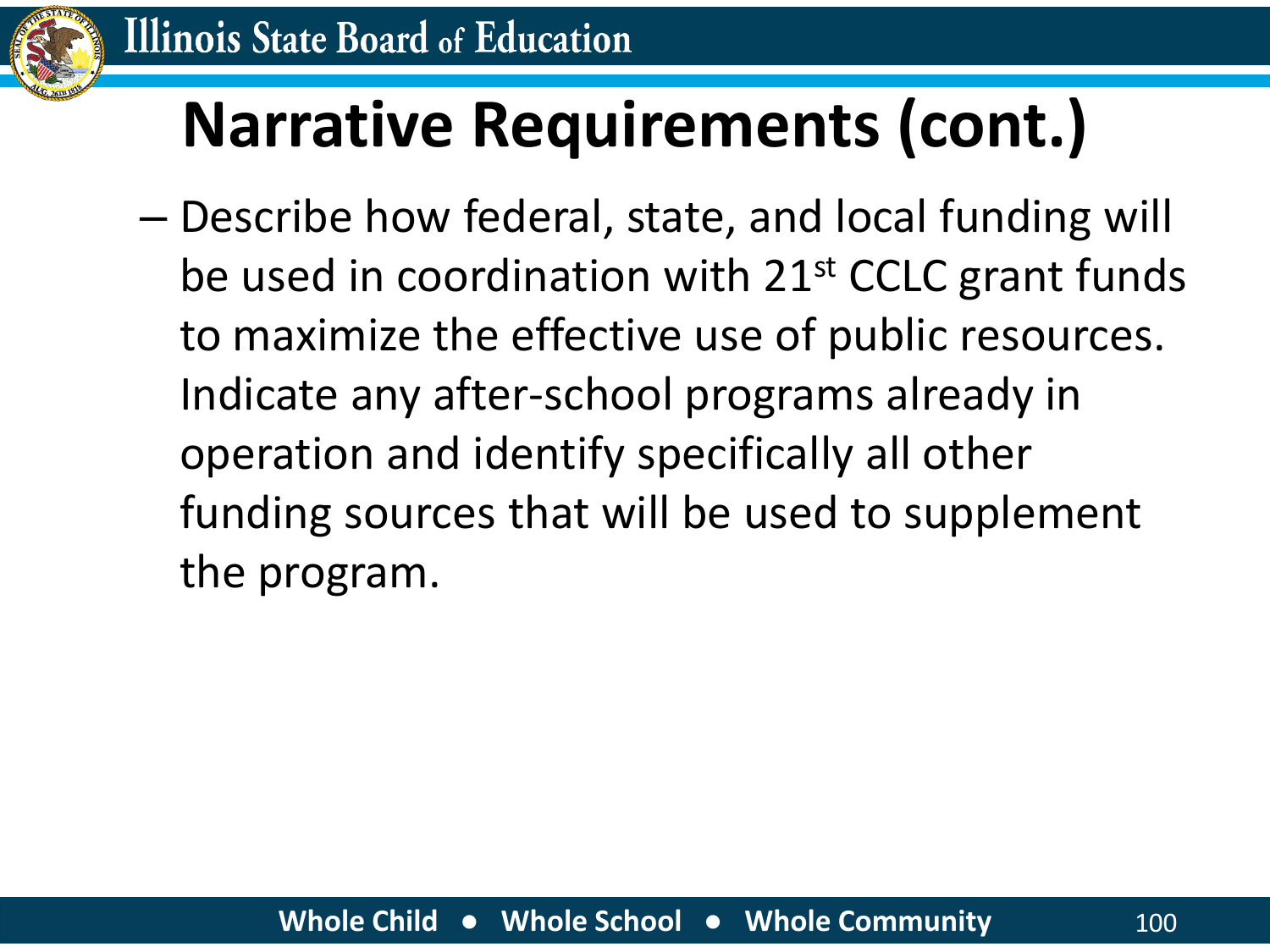# Narrative Requirements (cont.)

– Describe how federal, state, and local funding will be used in coordination with 21st CCLC grant funds to maximize the effective use of public resources. Indicate any after-school programs already in operation and identify specifically all other funding sources that will be used to supplement the program.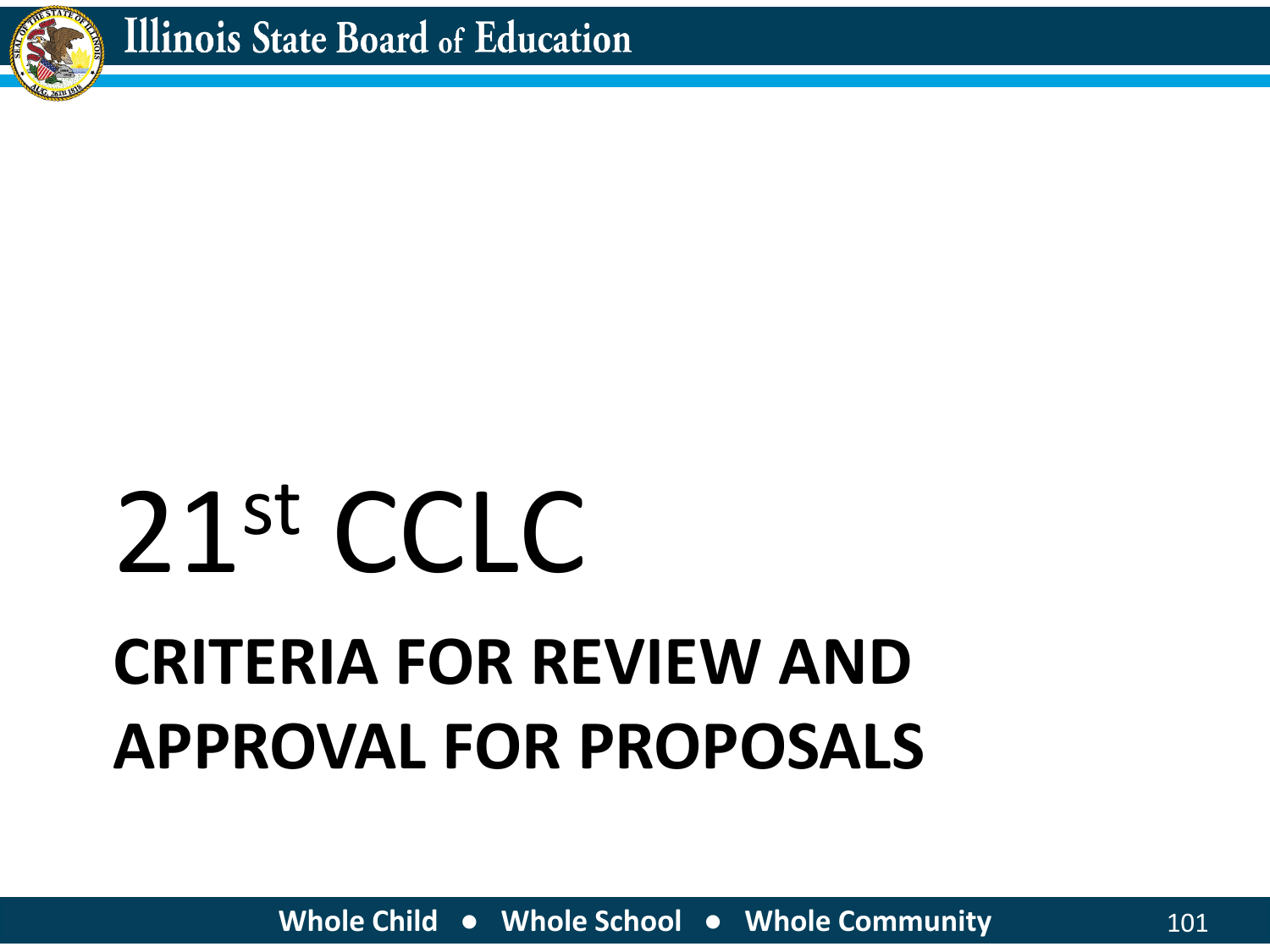# 21st CCLC

## CRITERIA FOR REVIEW AND APPROVAL FOR PROPOSALS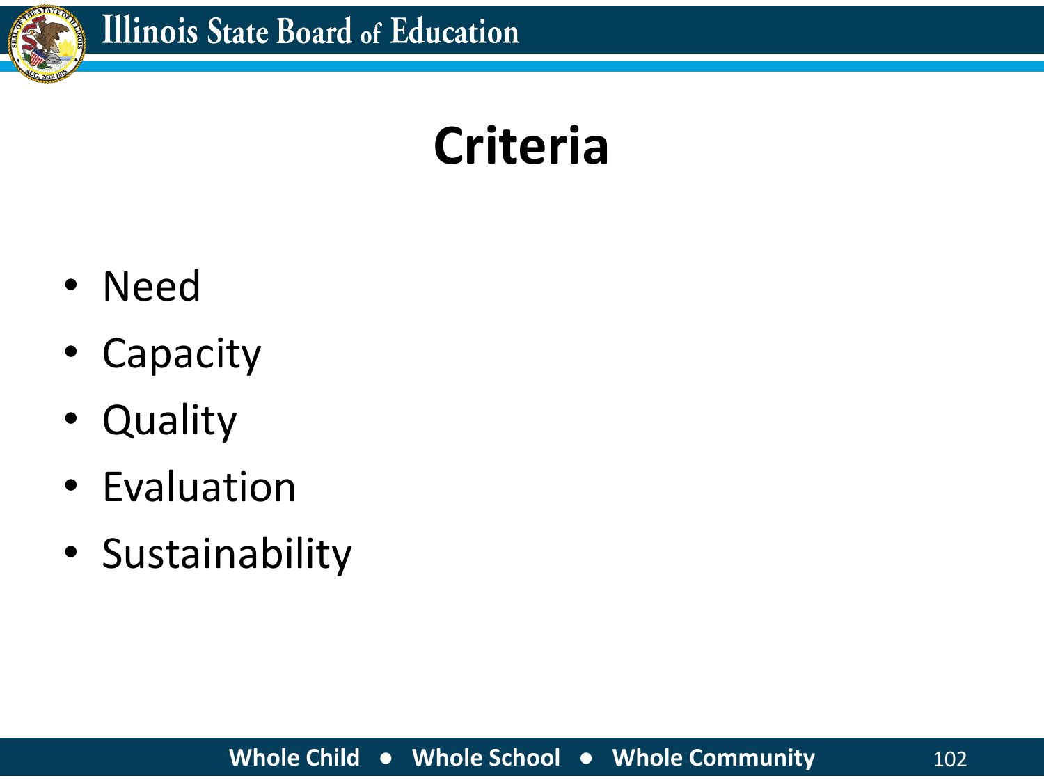# Criteria

- Need
- Capacity
- Quality
- Evaluation
- Sustainability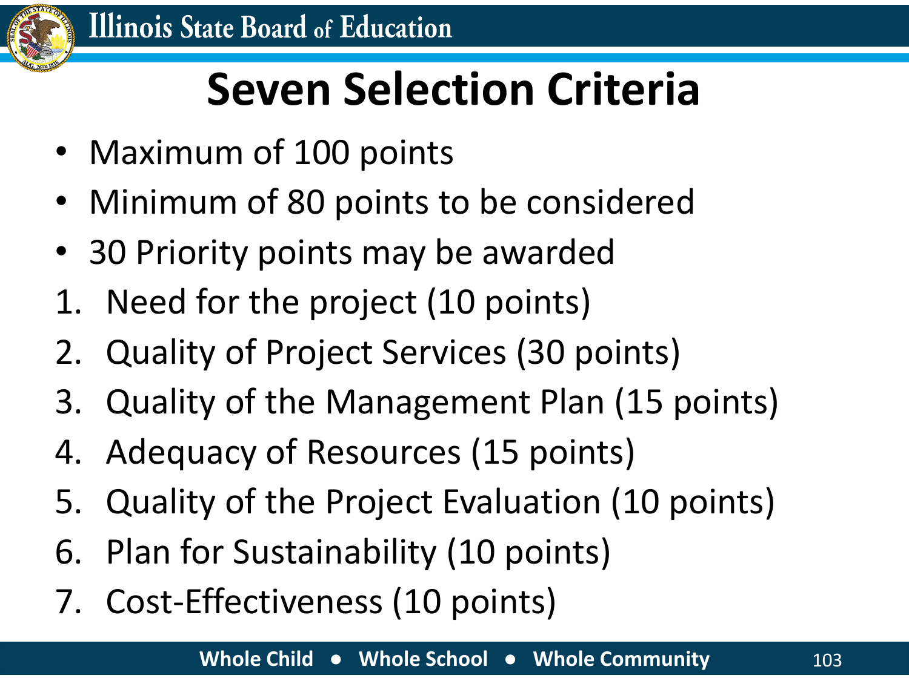# Seven Selection Criteria

- Maximum of 100 points
- Minimum of 80 points to be considered
- 30 Priority points may be awarded

1. Need for the project (10 points)
2. Quality of Project Services (30 points)
3. Quality of the Management Plan (15 points)
4. Adequacy of Resources (15 points)
5. Quality of the Project Evaluation (10 points)
6. Plan for Sustainability (10 points)
7. Cost-Effectiveness (10 points)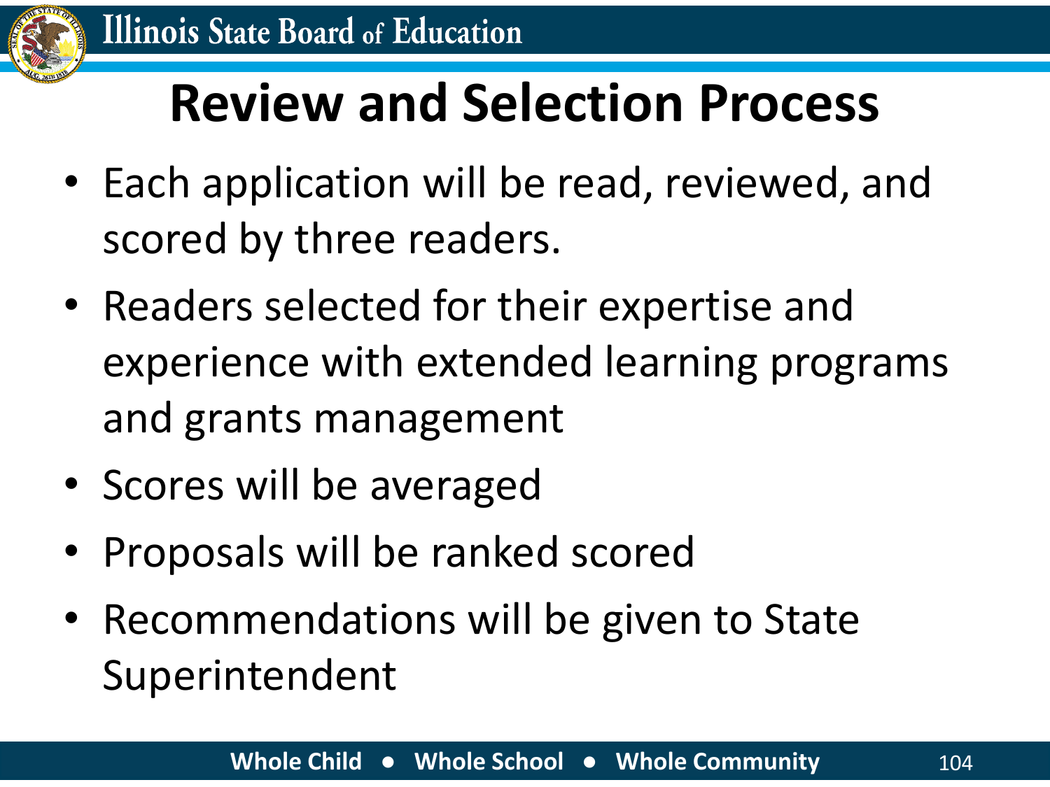# Review and Selection Process

- Each application will be read, reviewed, and scored by three readers.
- Readers selected for their expertise and experience with extended learning programs and grants management
- Scores will be averaged
- Proposals will be ranked scored
- Recommendations will be given to State Superintendent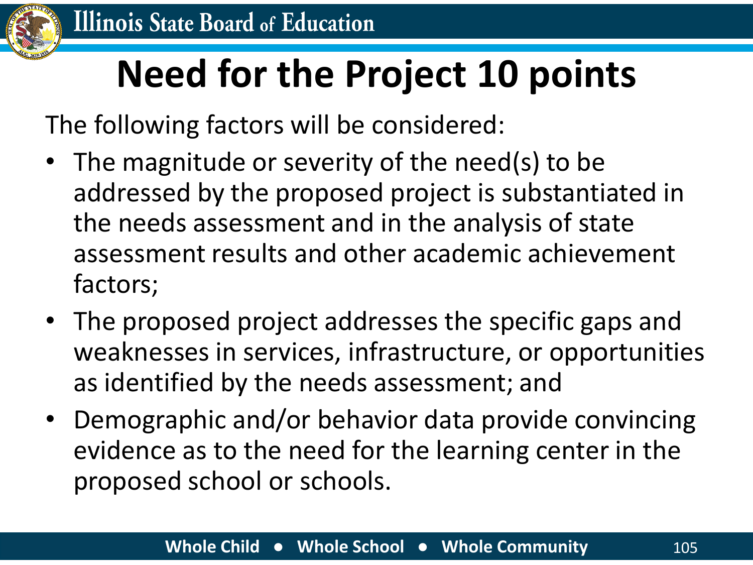# Need for the Project 10 points

The following factors will be considered:

- The magnitude or severity of the need(s) to be addressed by the proposed project is substantiated in the needs assessment and in the analysis of state assessment results and other academic achievement factors;
- The proposed project addresses the specific gaps and weaknesses in services, infrastructure, or opportunities as identified by the needs assessment; and
- Demographic and/or behavior data provide convincing evidence as to the need for the learning center in the proposed school or schools.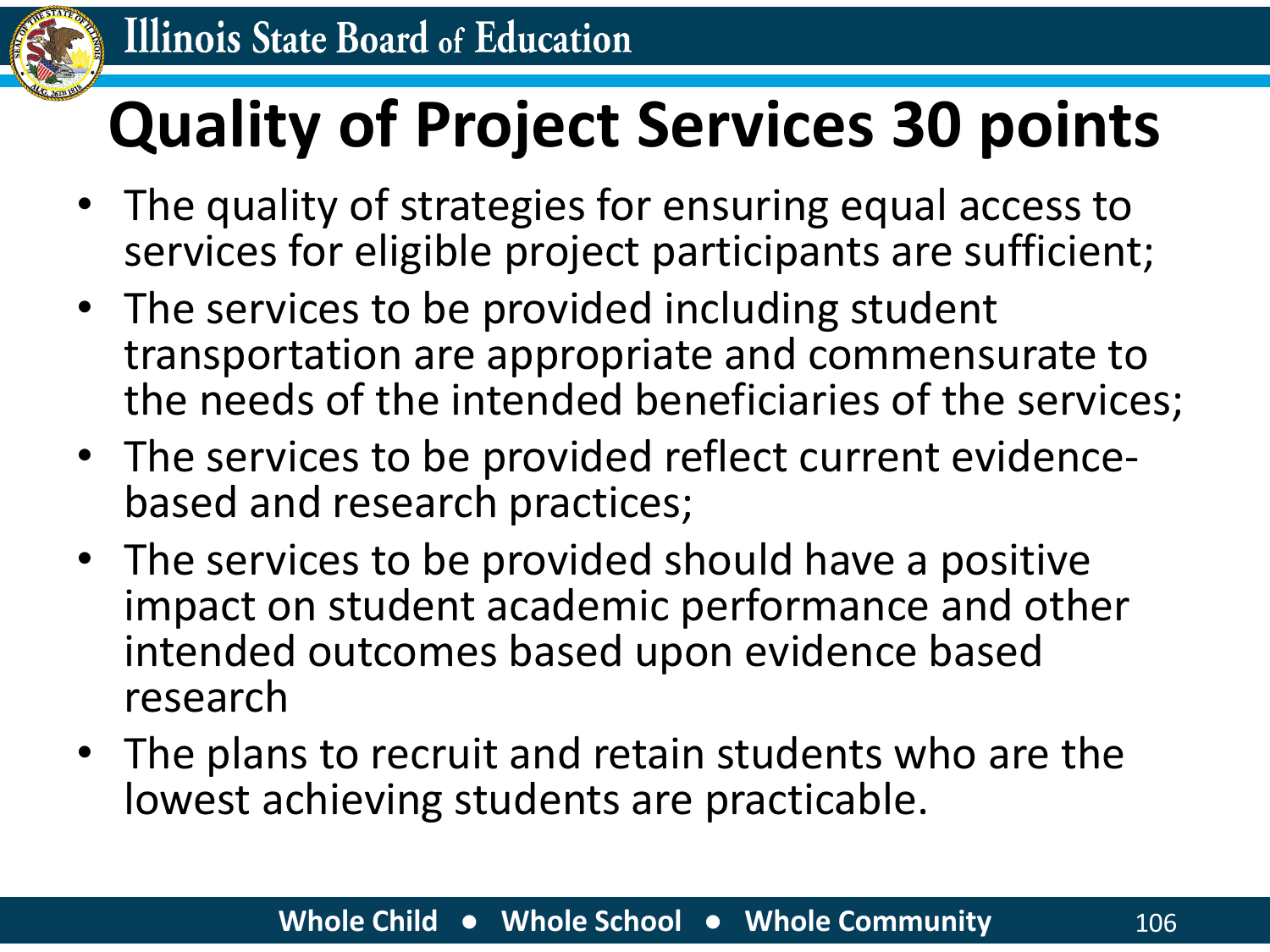# Quality of Project Services 30 points

- The quality of strategies for ensuring equal access to services for eligible project participants are sufficient;
- The services to be provided including student transportation are appropriate and commensurate to the needs of the intended beneficiaries of the services;
- The services to be provided reflect current evidence-based and research practices;
- The services to be provided should have a positive impact on student academic performance and other intended outcomes based upon evidence based research
- The plans to recruit and retain students who are the lowest achieving students are practicable.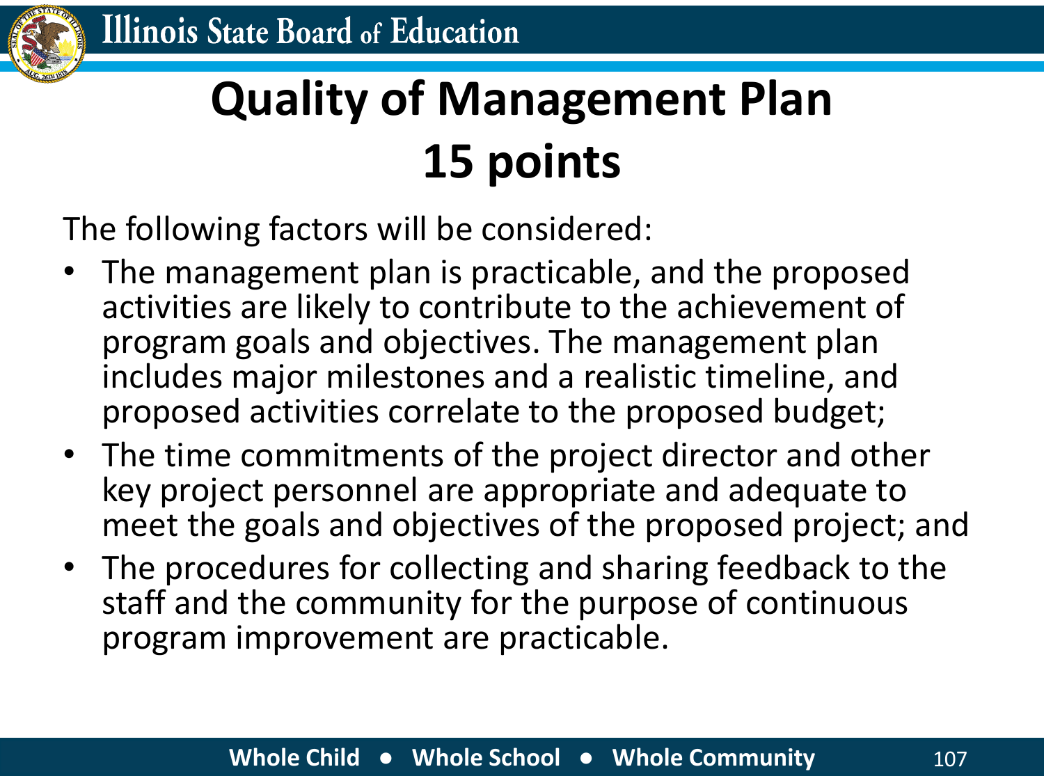# Quality of Management Plan 15 points

The following factors will be considered:

- The management plan is practicable, and the proposed activities are likely to contribute to the achievement of program goals and objectives. The management plan includes major milestones and a realistic timeline, and proposed activities correlate to the proposed budget;
- The time commitments of the project director and other key project personnel are appropriate and adequate to meet the goals and objectives of the proposed project; and
- The procedures for collecting and sharing feedback to the staff and the community for the purpose of continuous program improvement are practicable.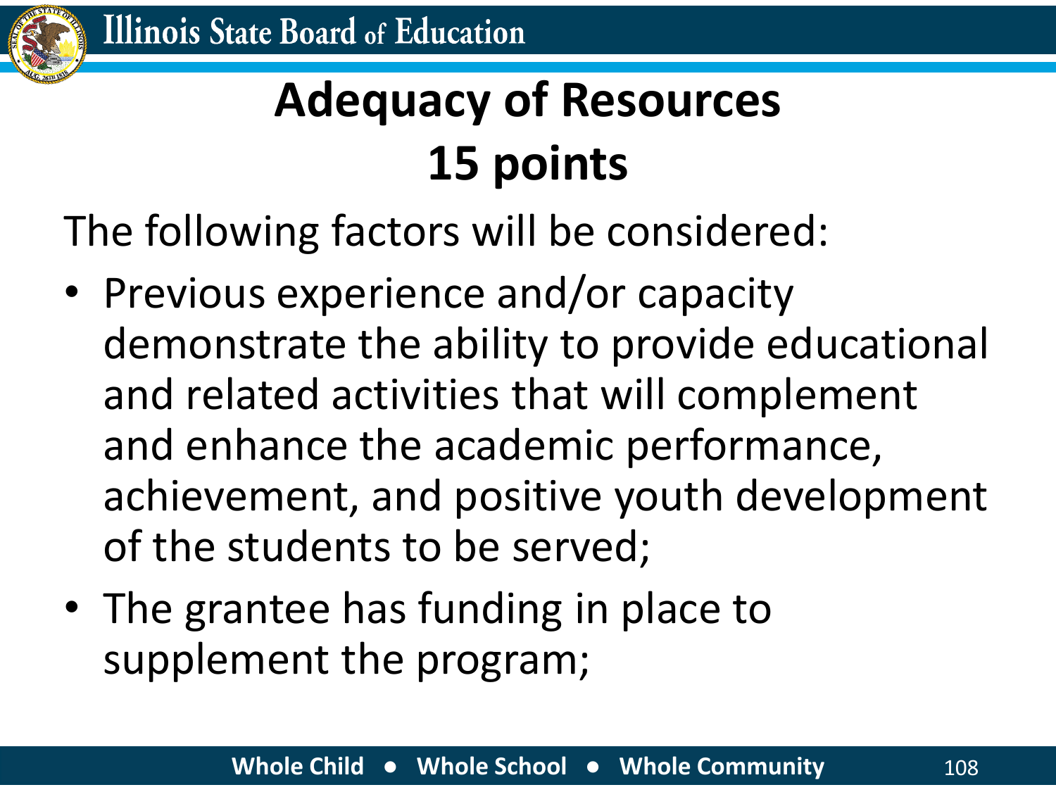# Adequacy of Resources
# 15 points

The following factors will be considered:

- Previous experience and/or capacity demonstrate the ability to provide educational and related activities that will complement and enhance the academic performance, achievement, and positive youth development of the students to be served;
- The grantee has funding in place to supplement the program;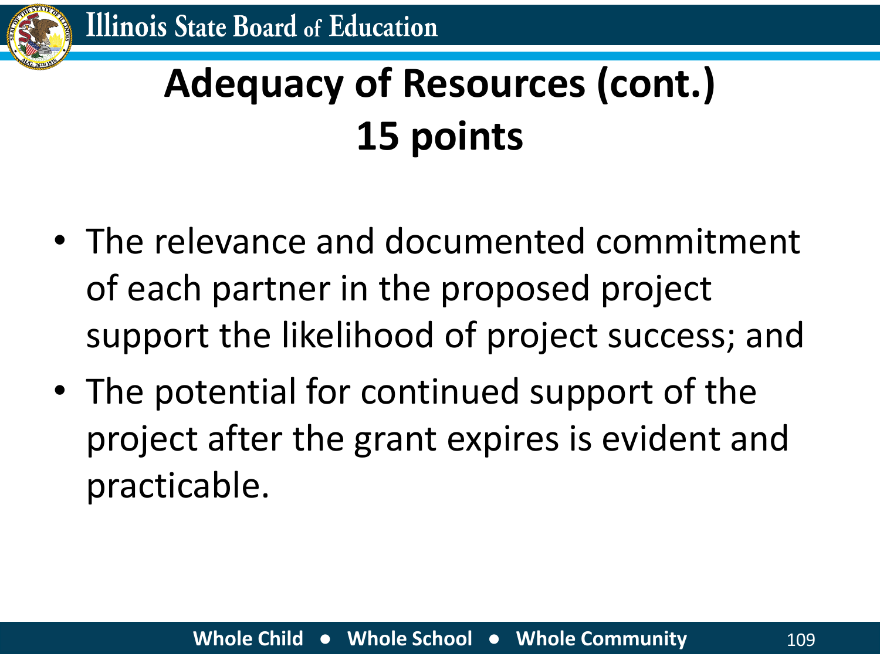# Adequacy of Resources (cont.) 15 points

- The relevance and documented commitment of each partner in the proposed project support the likelihood of project success; and
- The potential for continued support of the project after the grant expires is evident and practicable.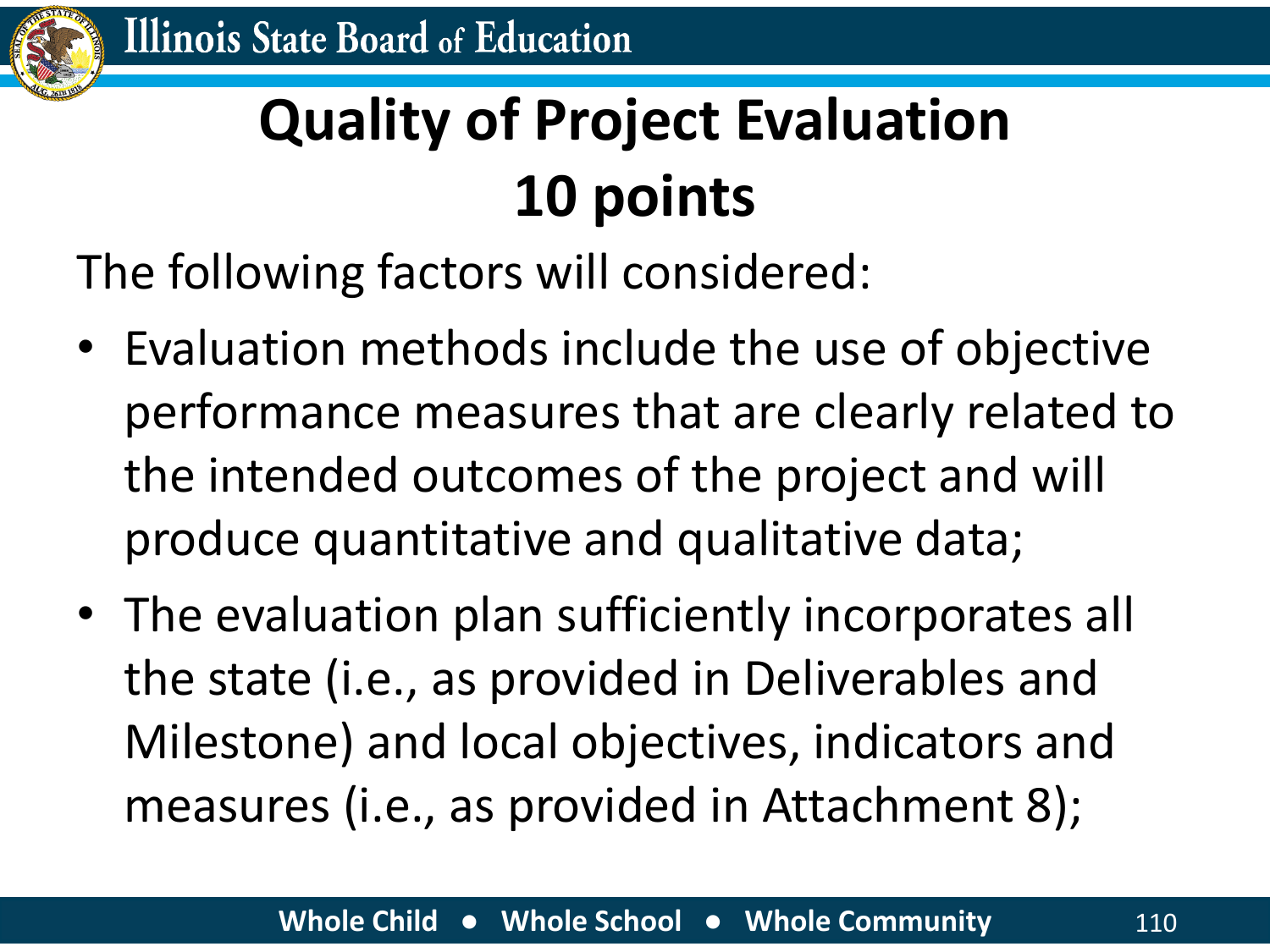# Quality of Project Evaluation 10 points

The following factors will considered:

- Evaluation methods include the use of objective performance measures that are clearly related to the intended outcomes of the project and will produce quantitative and qualitative data;
- The evaluation plan sufficiently incorporates all the state (i.e., as provided in Deliverables and Milestone) and local objectives, indicators and measures (i.e., as provided in Attachment 8);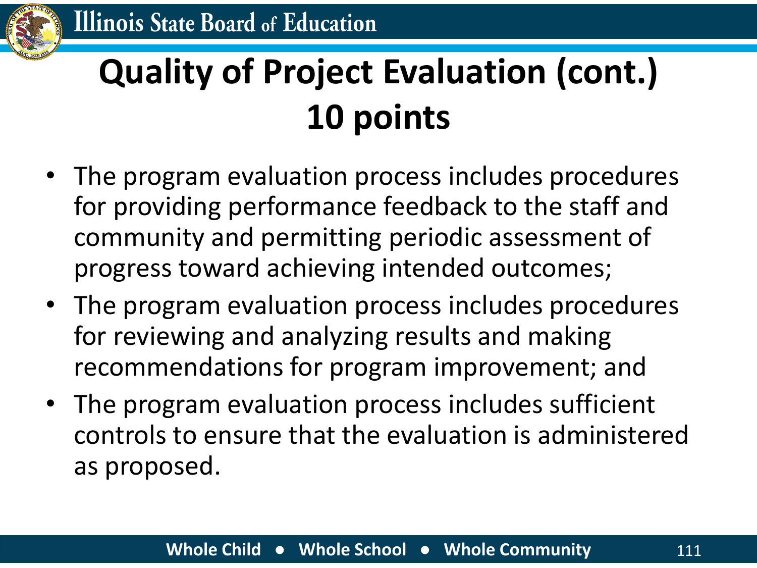# Quality of Project Evaluation (cont.) 10 points

- The program evaluation process includes procedures for providing performance feedback to the staff and community and permitting periodic assessment of progress toward achieving intended outcomes;
- The program evaluation process includes procedures for reviewing and analyzing results and making recommendations for program improvement; and
- The program evaluation process includes sufficient controls to ensure that the evaluation is administered as proposed.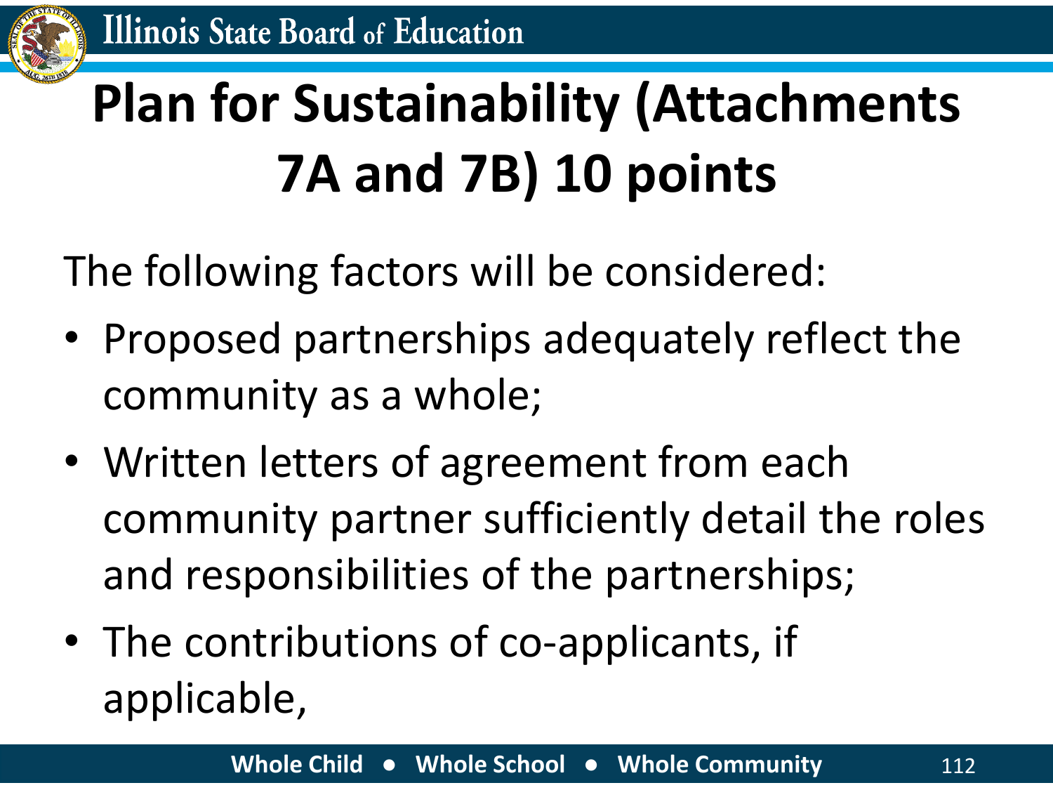# Plan for Sustainability (Attachments 7A and 7B) 10 points

The following factors will be considered:

- Proposed partnerships adequately reflect the community as a whole;
- Written letters of agreement from each community partner sufficiently detail the roles and responsibilities of the partnerships;
- The contributions of co-applicants, if applicable,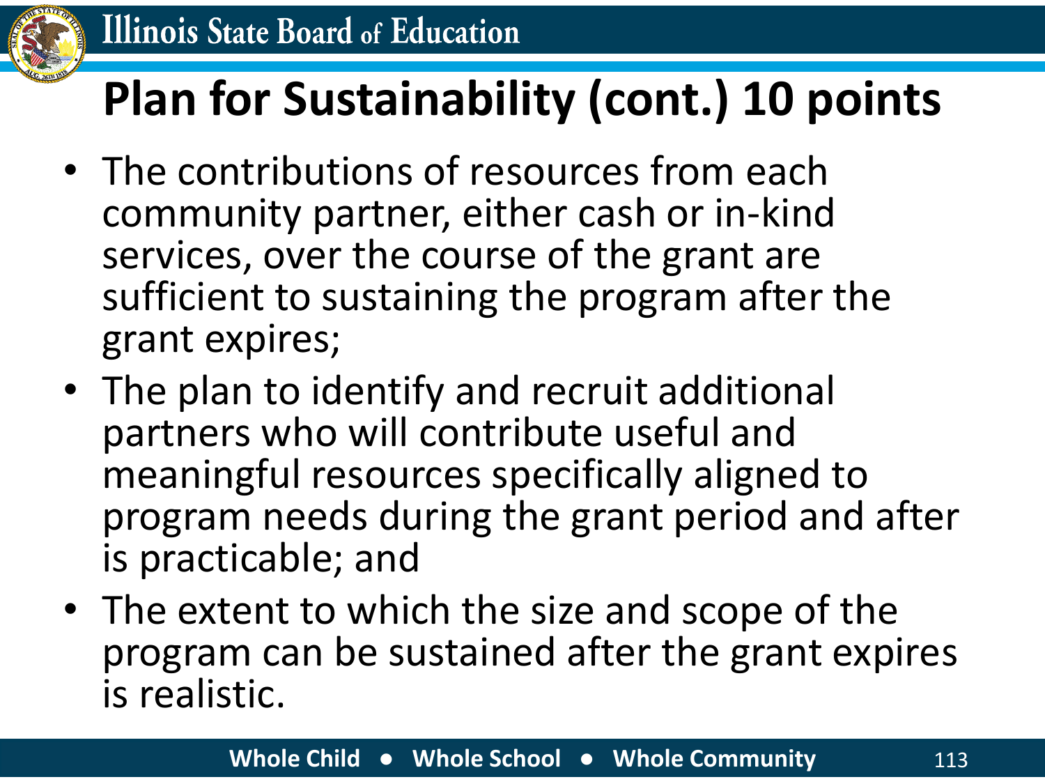# Plan for Sustainability (cont.) 10 points

- The contributions of resources from each community partner, either cash or in-kind services, over the course of the grant are sufficient to sustaining the program after the grant expires;
- The plan to identify and recruit additional partners who will contribute useful and meaningful resources specifically aligned to program needs during the grant period and after is practicable; and
- The extent to which the size and scope of the program can be sustained after the grant expires is realistic.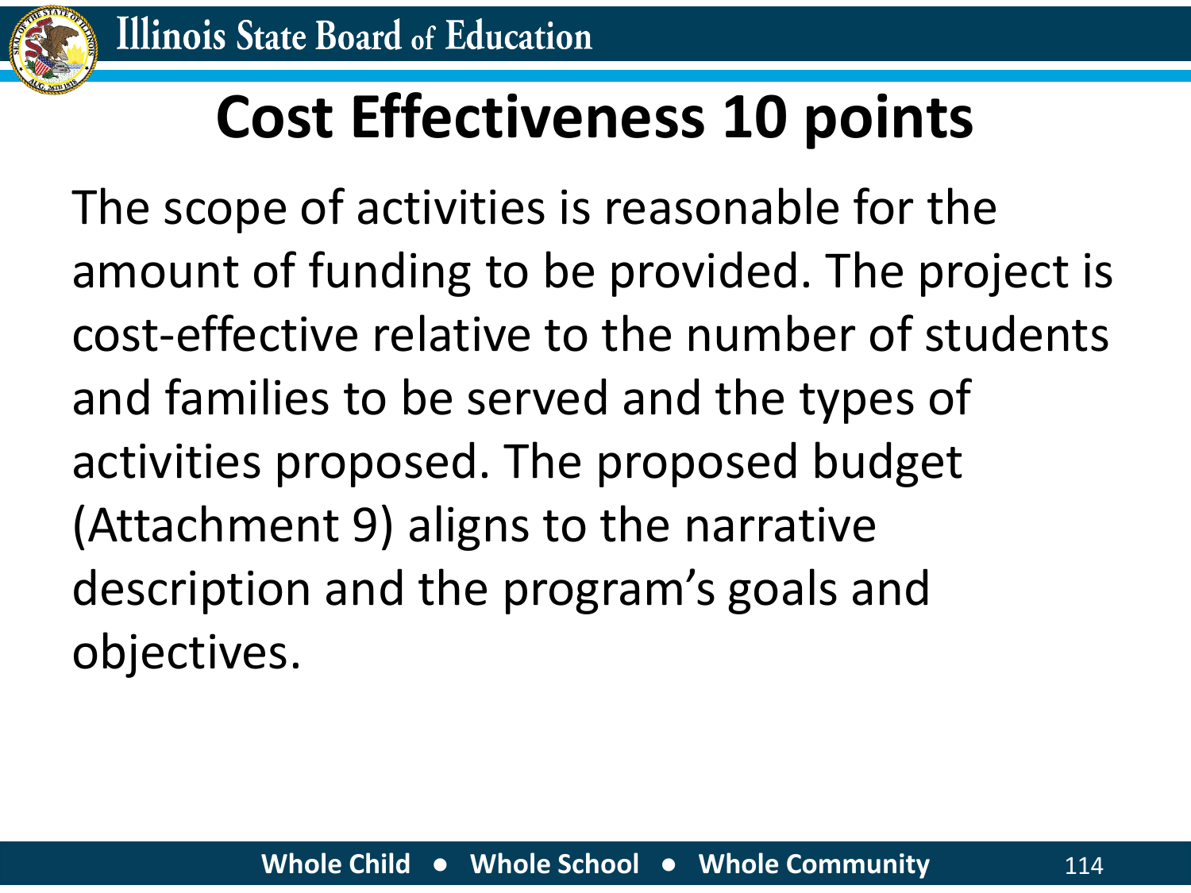# Cost Effectiveness 10 points

The scope of activities is reasonable for the amount of funding to be provided. The project is cost-effective relative to the number of students and families to be served and the types of activities proposed. The proposed budget (Attachment 9) aligns to the narrative description and the program's goals and objectives.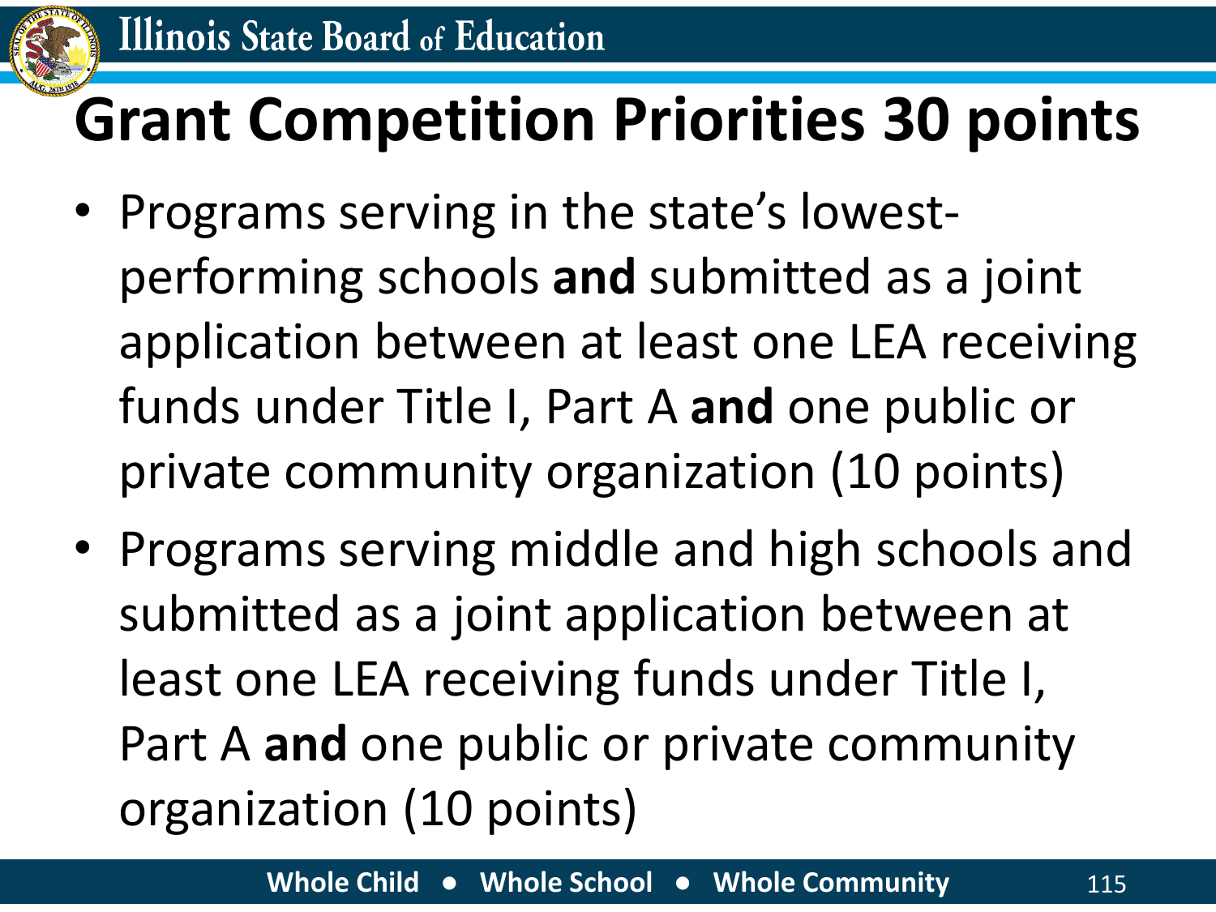# Grant Competition Priorities 30 points

- Programs serving in the state's lowest-performing schools **and** submitted as a joint application between at least one LEA receiving funds under Title I, Part A **and** one public or private community organization (10 points)
- Programs serving middle and high schools and submitted as a joint application between at least one LEA receiving funds under Title I, Part A **and** one public or private community organization (10 points)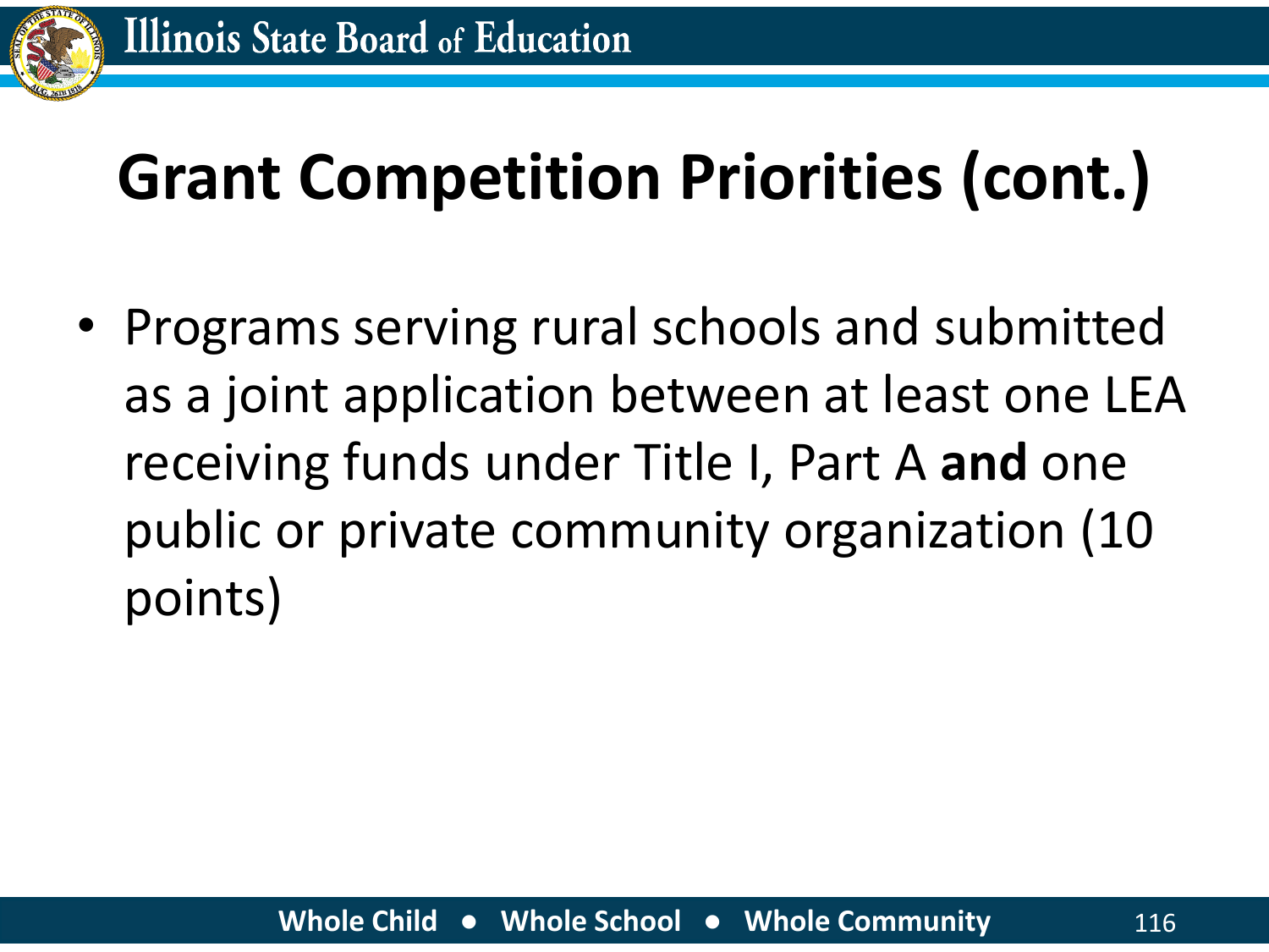# Grant Competition Priorities (cont.)

- Programs serving rural schools and submitted as a joint application between at least one LEA receiving funds under Title I, Part A **and** one public or private community organization (10 points)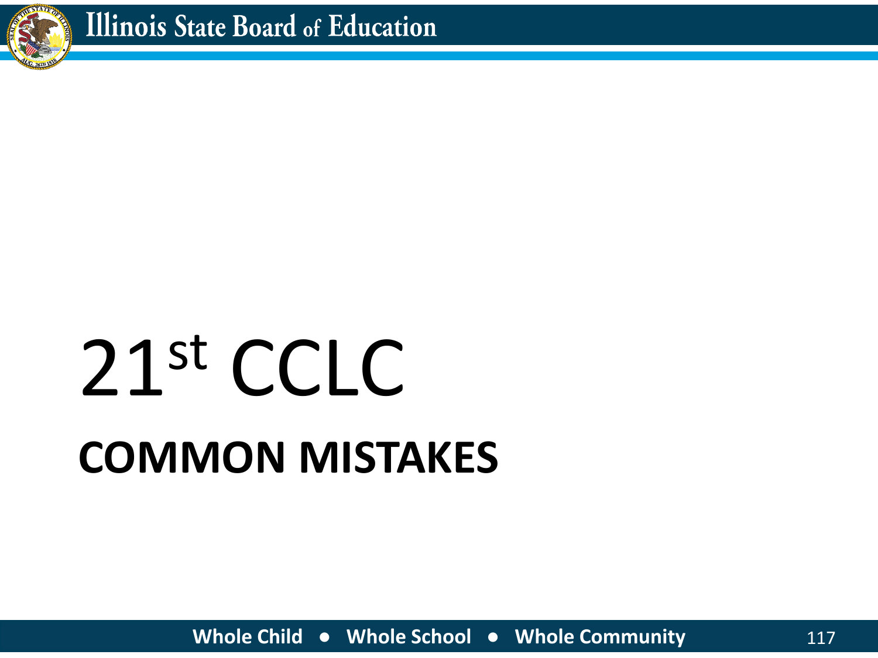# 21st CCLC

## COMMON MISTAKES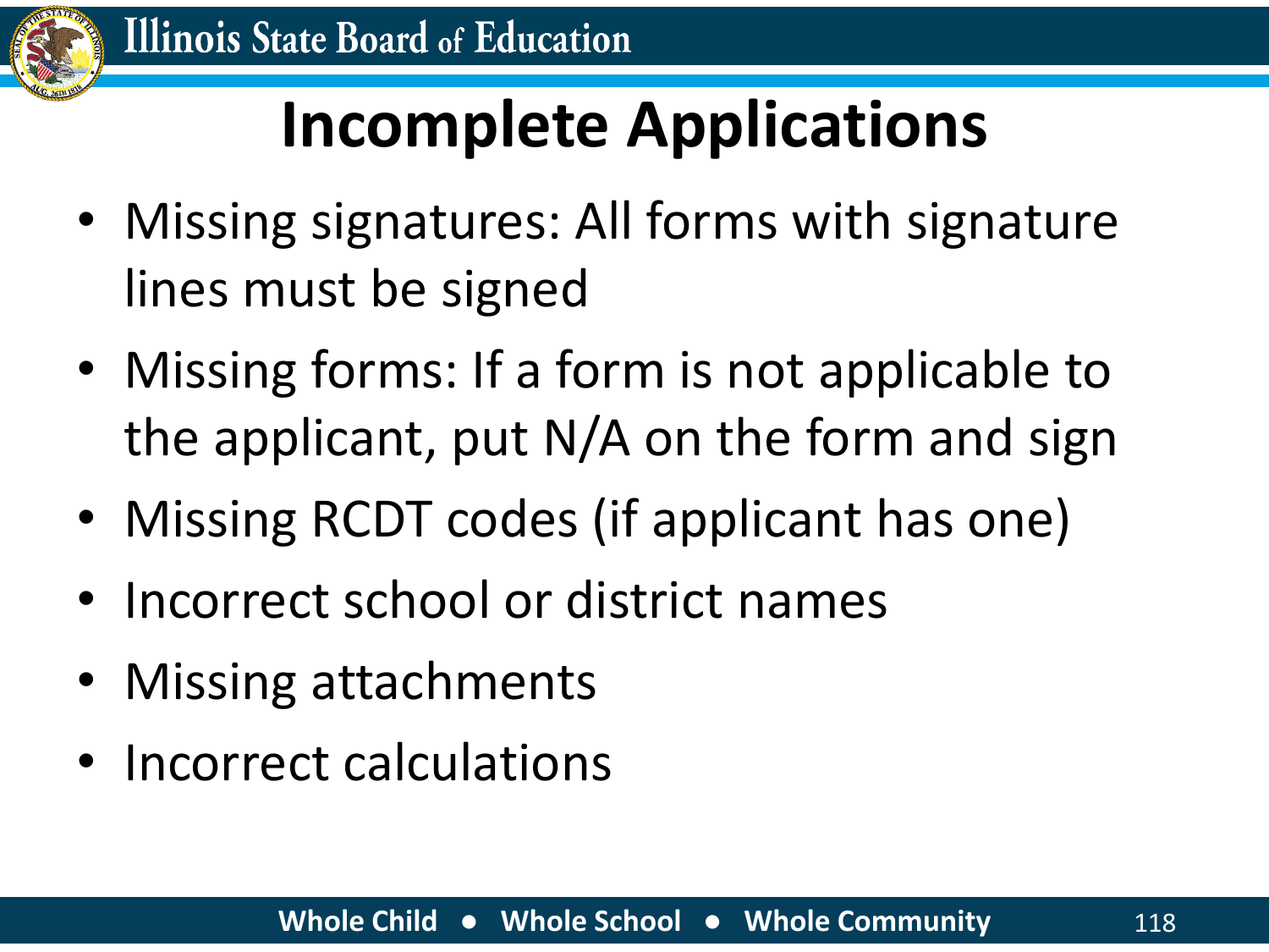# Incomplete Applications

- Missing signatures: All forms with signature lines must be signed
- Missing forms: If a form is not applicable to the applicant, put N/A on the form and sign
- Missing RCDT codes (if applicant has one)
- Incorrect school or district names
- Missing attachments
- Incorrect calculations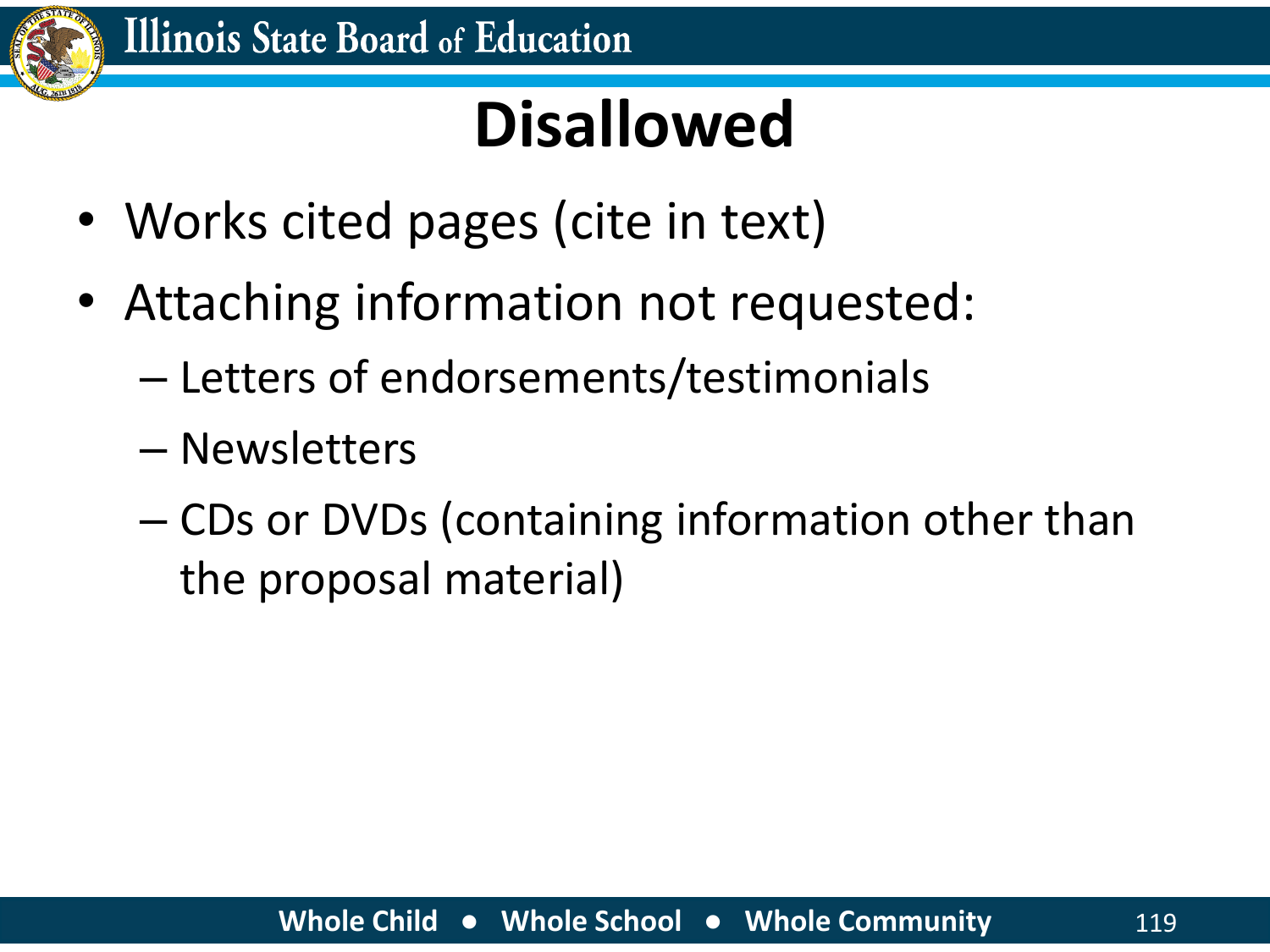# Disallowed

- Works cited pages (cite in text)
- Attaching information not requested:
  - Letters of endorsements/testimonials
  - Newsletters
  - CDs or DVDs (containing information other than the proposal material)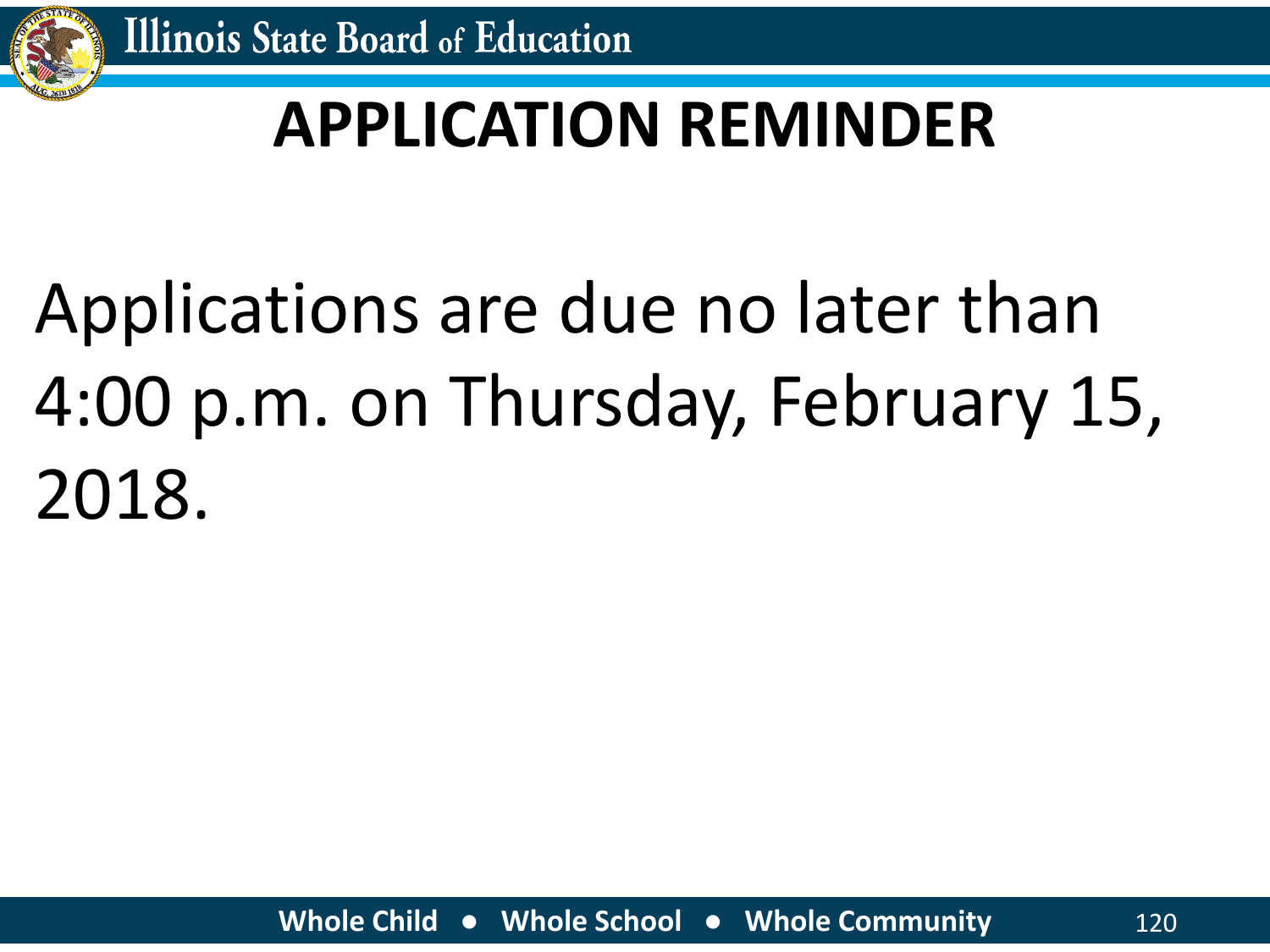# APPLICATION REMINDER

Applications are due no later than 4:00 p.m. on Thursday, February 15, 2018.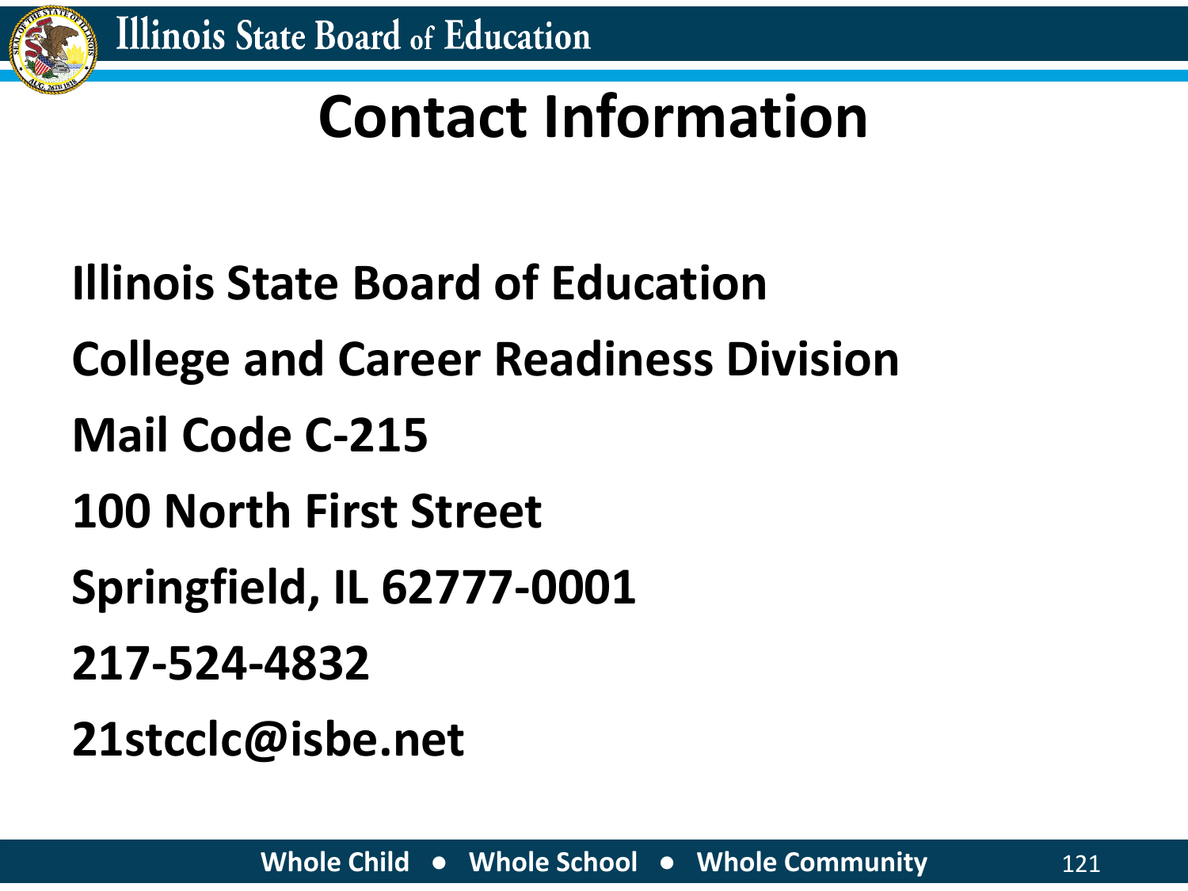# Contact Information

**Illinois State Board of Education**

**College and Career Readiness Division**

**Mail Code C-215**

**100 North First Street**

**Springfield, IL 62777-0001**

**217-524-4832**

**21stcclc@isbe.net**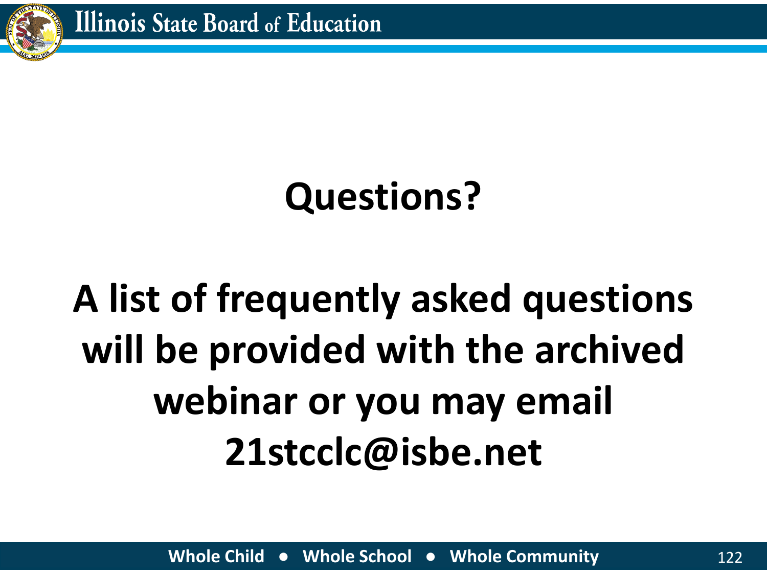# Questions?

**A list of frequently asked questions will be provided with the archived webinar or you may email 21stcclc@isbe.net**